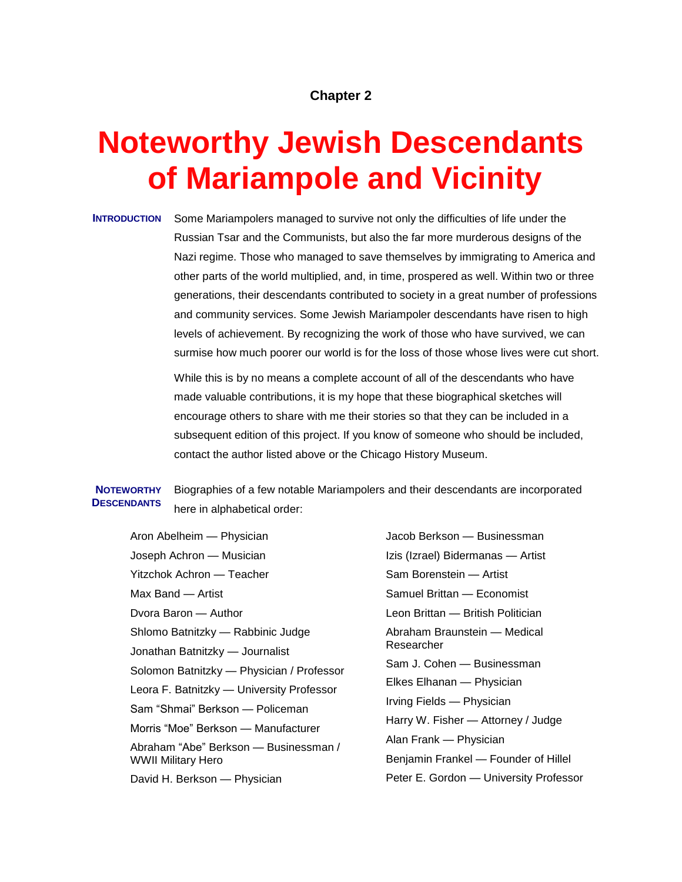Chapter 2

# Noteworthy Jewish Descendants of Mariampole and Vicinity

**INTRODUCTION**

Some Mariampolers managed to survive not only the difficulties of life under the Russian Tsar and the Communists, but also the far more murderous designs of the Nazi regime. Those who managed to save themselves by immigrating to America and other parts of the world multiplied, and, in time, prospered as well. Within two or three generations, their descendants contributed to society in a great number of professions and community services. Some Jewish Mariampoler descendants have risen to high levels of achievement. By recognizing the work of those who have survived, we can surmise how much poorer our world is for the loss of those whose lives were cut short.

While this is by no means a complete account of all of the descendants who have made valuable contributions, it is my hope that these biographical sketches will encourage others to share with me their stories so that they can be included in a subsequent edition of this project. If you know of someone who should be included, contact the author listed above or the Chicago History Museum.

**NOTEWORTHY DESCENDANTS**

Biographies of a few notable Mariampolers and their descendants are incorporated here in alphabetical order:

- Aron Abelheim — Physician
- Joseph Achron — Musician
- Yitzchok Achron — Teacher
- Max Band — Artist
- Dvora Baron — Author
- Shlomo Batnitzky — Rabbinic Judge
- Jonathan Batnitzky — Journalist
- Solomon Batnitzky — Physician / Professor
- Leora F. Batnitzky — University Professor
- Sam “Shmai” Berkson — Policeman
- Morris “Moe” Berkson — Manufacturer
- Abraham “Abe” Berkson — Businessman / WWII Military Hero
- David H. Berkson — Physician
- Jacob Berkson — Businessman
- Izis (Izrael) Bidermanas — Artist
- Sam Borenstein — Artist
- Samuel Brittan — Economist
- Leon Brittan — British Politician
- Abraham Braunstein — Medical Researcher
- Sam J. Cohen — Businessman
- Elkes Elhanan — Physician
- Irving Fields — Physician
- Harry W. Fisher — Attorney / Judge
- Alan Frank — Physician
- Benjamin Frankel — Founder of Hillel
- Peter E. Gordon — University Professor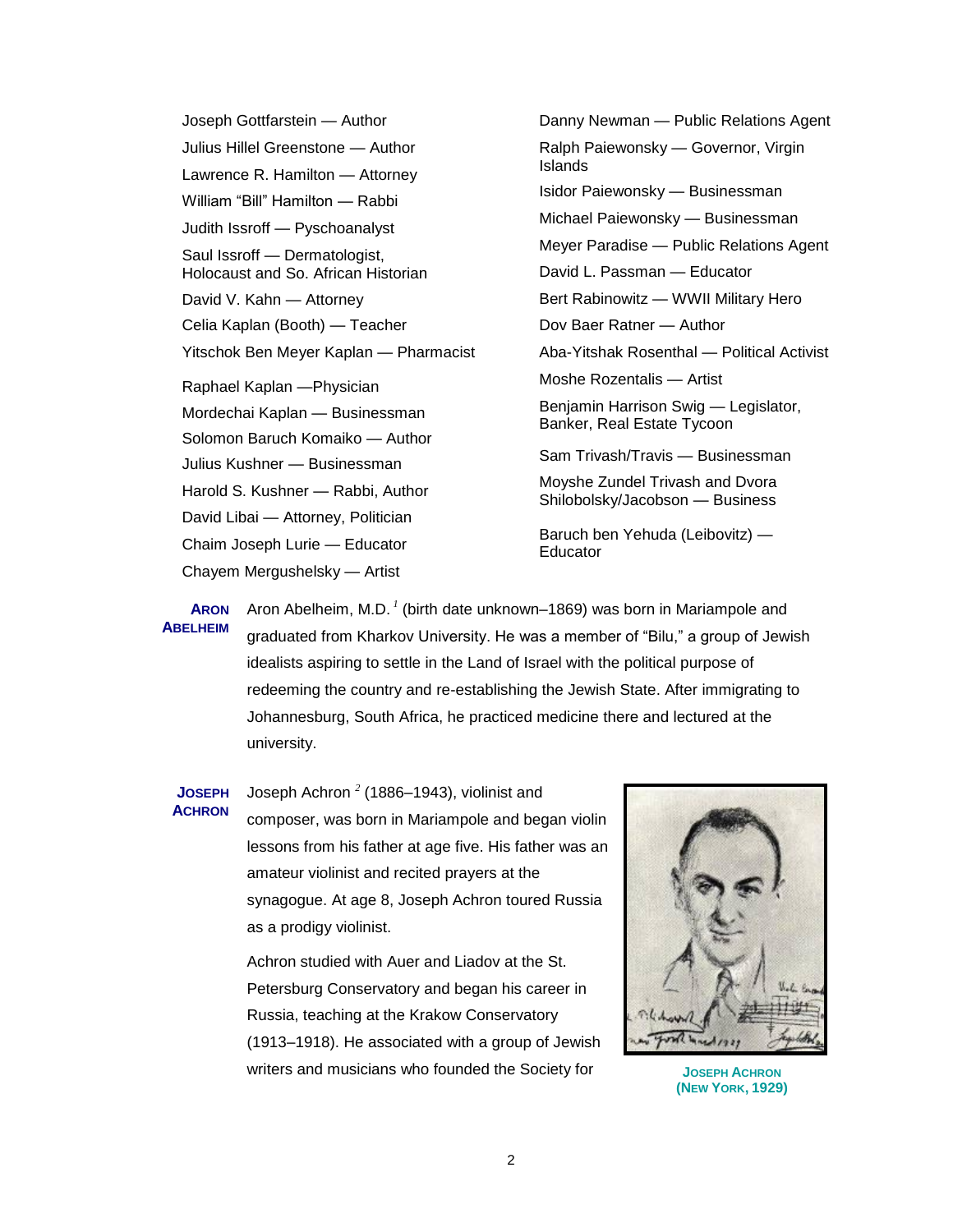Joseph Gottfarstein — Author

Julius Hillel Greenstone — Author

Lawrence R. Hamilton — Attorney

William "Bill" Hamilton — Rabbi

Judith Issroff — Pyschoanalyst

Saul Issroff — Dermatologist, Holocaust and So. African Historian

David V. Kahn — Attorney

Celia Kaplan (Booth) — Teacher

Yitschok Ben Meyer Kaplan — Pharmacist

Raphael Kaplan —Physician

Mordechai Kaplan — Businessman

Solomon Baruch Komaiko — Author

Julius Kushner — Businessman

Harold S. Kushner — Rabbi, Author

David Libai — Attorney, Politician

Chaim Joseph Lurie — Educator

Chayem Mergushelsky — Artist

Danny Newman — Public Relations Agent

Ralph Paiewonsky — Governor, Virgin Islands

Isidor Paiewonsky — Businessman

Michael Paiewonsky — Businessman

Meyer Paradise — Public Relations Agent

David L. Passman — Educator

Bert Rabinowitz — WWII Military Hero

Dov Baer Ratner — Author

Aba-Yitshak Rosenthal — Political Activist

Moshe Rozentalis — Artist

Benjamin Harrison Swig — Legislator, Banker, Real Estate Tycoon

Sam Trivash/Travis — Businessman

Moyshe Zundel Trivash and Dvora Shilobolsky/Jacobson — Business

Baruch ben Yehuda (Leibovitz) — Educator

**ARON ABELHEIM**

Aron Abelheim, M.D.[1] (birth date unknown–1869) was born in Mariampole and graduated from Kharkov University. He was a member of "Bilu," a group of Jewish idealists aspiring to settle in the Land of Israel with the political purpose of redeeming the country and re-establishing the Jewish State. After immigrating to Johannesburg, South Africa, he practiced medicine there and lectured at the university.

**JOSEPH ACHRON**

Joseph Achron[2] (1886–1943), violinist and composer, was born in Mariampole and began violin lessons from his father at age five. His father was an amateur violinist and recited prayers at the synagogue. At age 8, Joseph Achron toured Russia as a prodigy violinist.

Achron studied with Auer and Liadov at the St. Petersburg Conservatory and began his career in Russia, teaching at the Krakow Conservatory (1913–1918). He associated with a group of Jewish writers and musicians who founded the Society for

JOSEPH ACHRON (NEW YORK, 1929)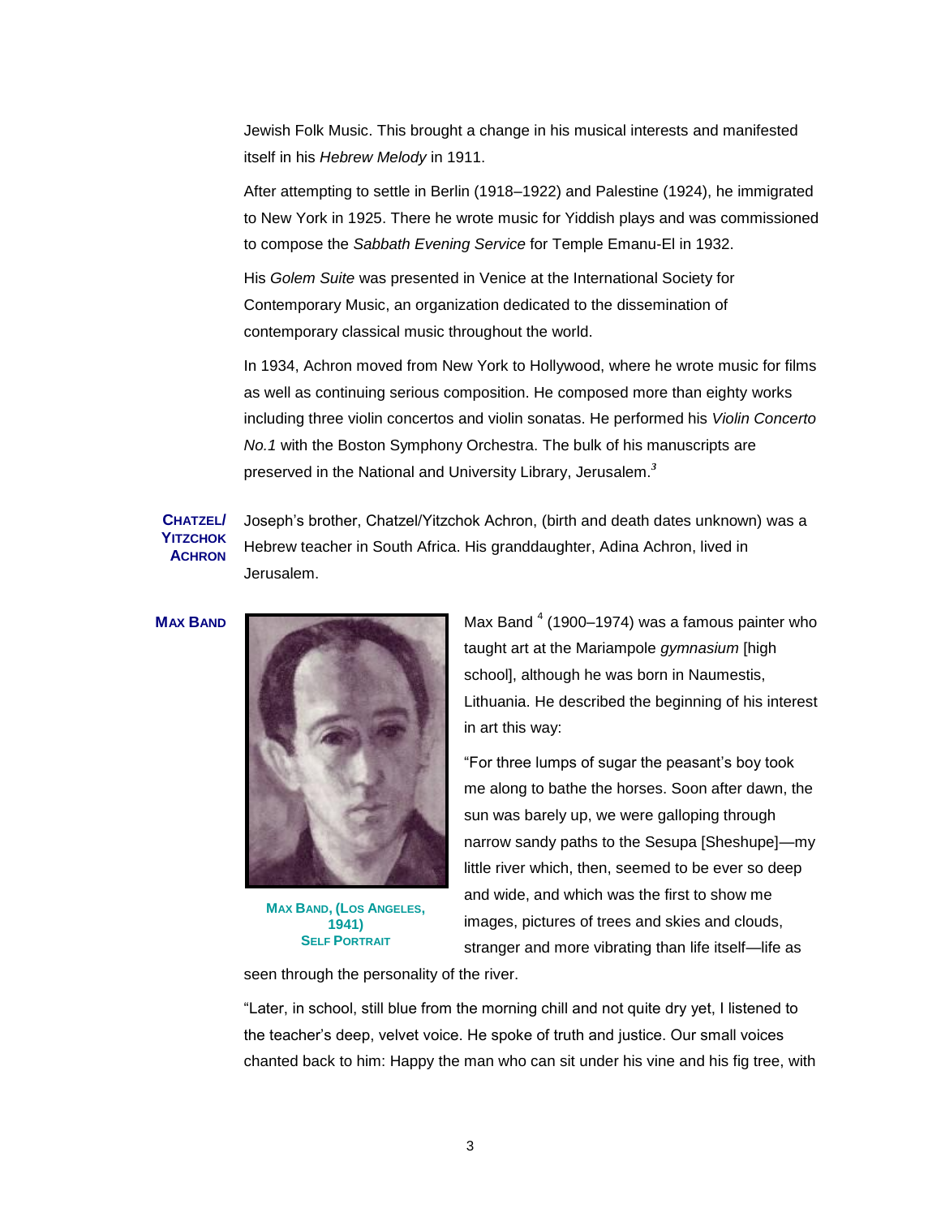Jewish Folk Music. This brought a change in his musical interests and manifested itself in his *Hebrew Melody* in 1911.

After attempting to settle in Berlin (1918–1922) and Palestine (1924), he immigrated to New York in 1925. There he wrote music for Yiddish plays and was commissioned to compose the *Sabbath Evening Service* for Temple Emanu-El in 1932.

His *Golem Suite* was presented in Venice at the International Society for Contemporary Music, an organization dedicated to the dissemination of contemporary classical music throughout the world.

In 1934, Achron moved from New York to Hollywood, where he wrote music for films as well as continuing serious composition. He composed more than eighty works including three violin concertos and violin sonatas. He performed his *Violin Concerto No.1* with the Boston Symphony Orchestra. The bulk of his manuscripts are preserved in the National and University Library, Jerusalem.[3]

**Chatzel/ Yitzchok Achron**

Joseph's brother, Chatzel/Yitzchok Achron, (birth and death dates unknown) was a Hebrew teacher in South Africa. His granddaughter, Adina Achron, lived in Jerusalem.

**Max Band**

Max Band, (Los Angeles, 1941) Self Portrait

Max Band [4] (1900–1974) was a famous painter who taught art at the Mariampole *gymnasium* [high school], although he was born in Naumestis, Lithuania. He described the beginning of his interest in art this way:

"For three lumps of sugar the peasant's boy took me along to bathe the horses. Soon after dawn, the sun was barely up, we were galloping through narrow sandy paths to the Sesupa [Sheshupe]—my little river which, then, seemed to be ever so deep and wide, and which was the first to show me images, pictures of trees and skies and clouds, stranger and more vibrating than life itself—life as seen through the personality of the river.

"Later, in school, still blue from the morning chill and not quite dry yet, I listened to the teacher's deep, velvet voice. He spoke of truth and justice. Our small voices chanted back to him: Happy the man who can sit under his vine and his fig tree, with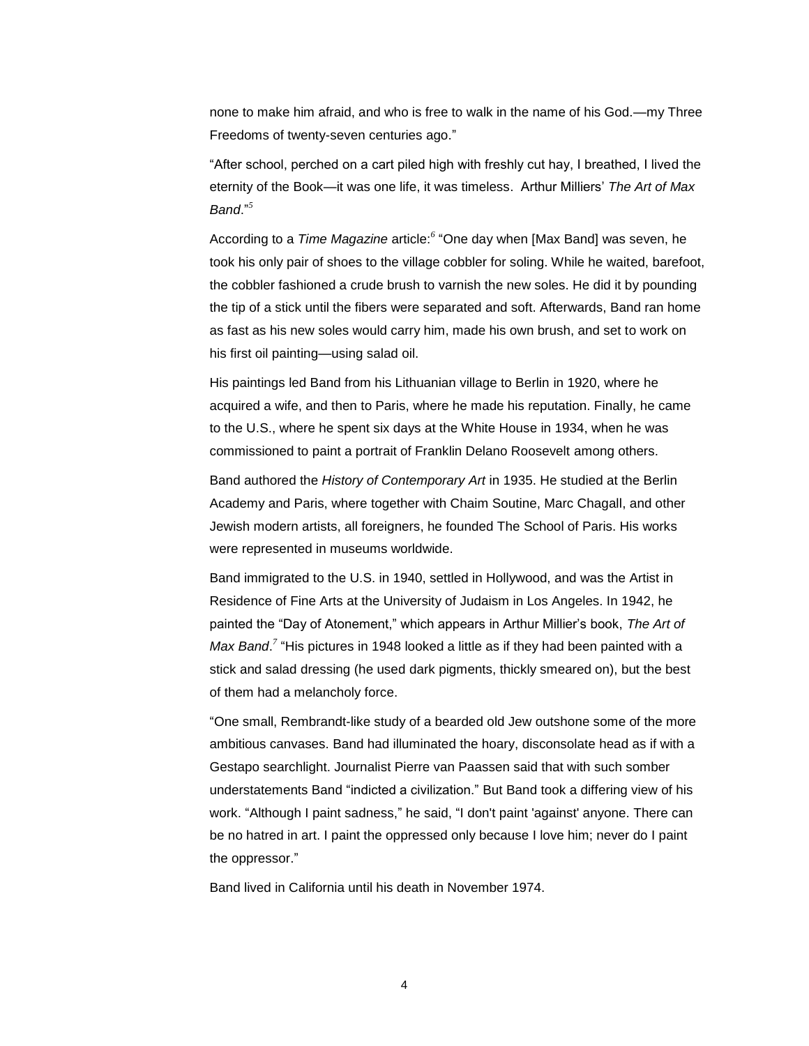none to make him afraid, and who is free to walk in the name of his God.—my Three Freedoms of twenty-seven centuries ago."

"After school, perched on a cart piled high with freshly cut hay, I breathed, I lived the eternity of the Book—it was one life, it was timeless. Arthur Milliers' *The Art of Max Band*."[5]

According to a *Time Magazine* article:[6] "One day when [Max Band] was seven, he took his only pair of shoes to the village cobbler for soling. While he waited, barefoot, the cobbler fashioned a crude brush to varnish the new soles. He did it by pounding the tip of a stick until the fibers were separated and soft. Afterwards, Band ran home as fast as his new soles would carry him, made his own brush, and set to work on his first oil painting—using salad oil.

His paintings led Band from his Lithuanian village to Berlin in 1920, where he acquired a wife, and then to Paris, where he made his reputation. Finally, he came to the U.S., where he spent six days at the White House in 1934, when he was commissioned to paint a portrait of Franklin Delano Roosevelt among others.

Band authored the *History of Contemporary Art* in 1935. He studied at the Berlin Academy and Paris, where together with Chaim Soutine, Marc Chagall, and other Jewish modern artists, all foreigners, he founded The School of Paris. His works were represented in museums worldwide.

Band immigrated to the U.S. in 1940, settled in Hollywood, and was the Artist in Residence of Fine Arts at the University of Judaism in Los Angeles. In 1942, he painted the "Day of Atonement," which appears in Arthur Millier's book, *The Art of Max Band*.[7] "His pictures in 1948 looked a little as if they had been painted with a stick and salad dressing (he used dark pigments, thickly smeared on), but the best of them had a melancholy force.

"One small, Rembrandt-like study of a bearded old Jew outshone some of the more ambitious canvases. Band had illuminated the hoary, disconsolate head as if with a Gestapo searchlight. Journalist Pierre van Paassen said that with such somber understatements Band "indicted a civilization." But Band took a differing view of his work. "Although I paint sadness," he said, "I don't paint 'against' anyone. There can be no hatred in art. I paint the oppressed only because I love him; never do I paint the oppressor."

Band lived in California until his death in November 1974.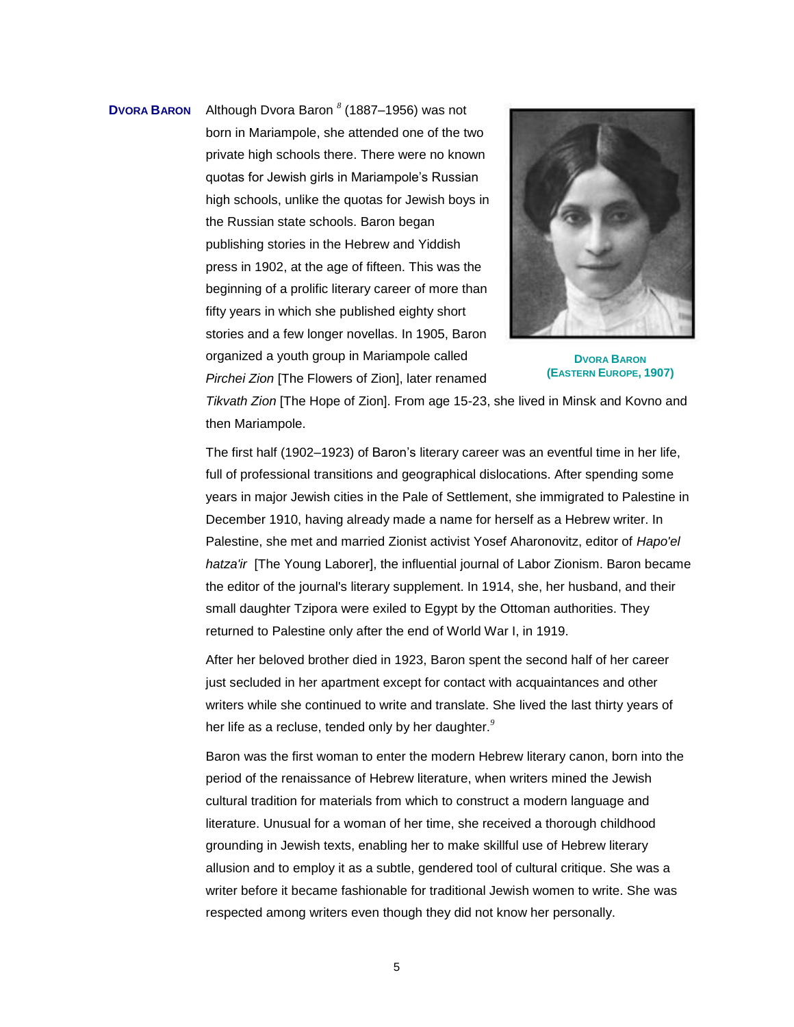**Dvora Baron**

Although Dvora Baron [8] (1887–1956) was not born in Mariampole, she attended one of the two private high schools there. There were no known quotas for Jewish girls in Mariampole's Russian high schools, unlike the quotas for Jewish boys in the Russian state schools. Baron began publishing stories in the Hebrew and Yiddish press in 1902, at the age of fifteen. This was the beginning of a prolific literary career of more than fifty years in which she published eighty short stories and a few longer novellas. In 1905, Baron organized a youth group in Mariampole called *Pirchei Zion* [The Flowers of Zion], later renamed *Tikvath Zion* [The Hope of Zion]. From age 15-23, she lived in Minsk and Kovno and then Mariampole.

Dvora Baron (Eastern Europe, 1907)

The first half (1902–1923) of Baron's literary career was an eventful time in her life, full of professional transitions and geographical dislocations. After spending some years in major Jewish cities in the Pale of Settlement, she immigrated to Palestine in December 1910, having already made a name for herself as a Hebrew writer. In Palestine, she met and married Zionist activist Yosef Aharonovitz, editor of *Hapo'el hatza'ir* [The Young Laborer], the influential journal of Labor Zionism. Baron became the editor of the journal's literary supplement. In 1914, she, her husband, and their small daughter Tzipora were exiled to Egypt by the Ottoman authorities. They returned to Palestine only after the end of World War I, in 1919.

After her beloved brother died in 1923, Baron spent the second half of her career just secluded in her apartment except for contact with acquaintances and other writers while she continued to write and translate. She lived the last thirty years of her life as a recluse, tended only by her daughter.[9]

Baron was the first woman to enter the modern Hebrew literary canon, born into the period of the renaissance of Hebrew literature, when writers mined the Jewish cultural tradition for materials from which to construct a modern language and literature. Unusual for a woman of her time, she received a thorough childhood grounding in Jewish texts, enabling her to make skillful use of Hebrew literary allusion and to employ it as a subtle, gendered tool of cultural critique. She was a writer before it became fashionable for traditional Jewish women to write. She was respected among writers even though they did not know her personally.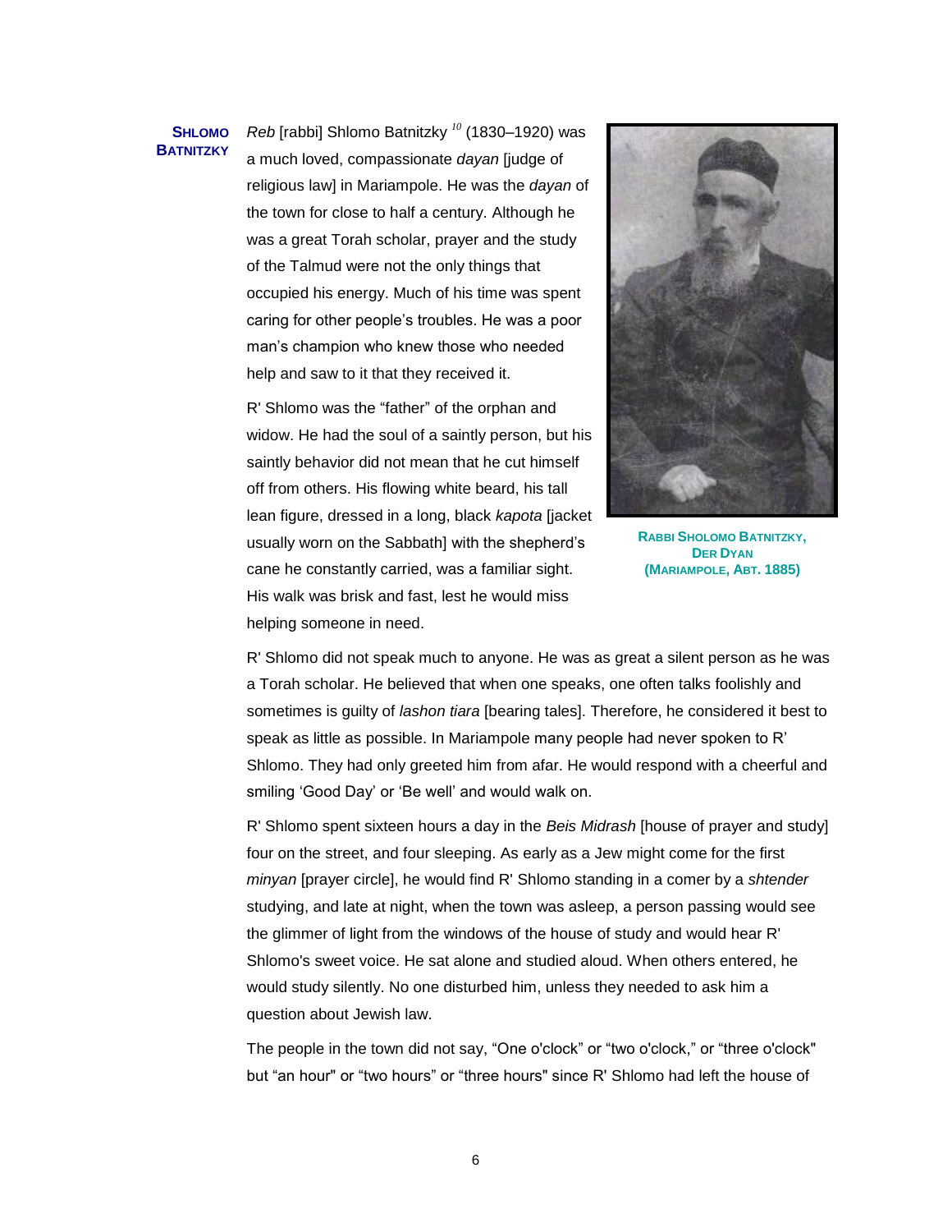**SHLOMO BATNITZKY**

*Reb* [rabbi] Shlomo Batnitzky [10] (1830–1920) was a much loved, compassionate *dayan* [judge of religious law] in Mariampole. He was the *dayan* of the town for close to half a century. Although he was a great Torah scholar, prayer and the study of the Talmud were not the only things that occupied his energy. Much of his time was spent caring for other people's troubles. He was a poor man's champion who knew those who needed help and saw to it that they received it.

R' Shlomo was the "father" of the orphan and widow. He had the soul of a saintly person, but his saintly behavior did not mean that he cut himself off from others. His flowing white beard, his tall lean figure, dressed in a long, black *kapota* [jacket usually worn on the Sabbath] with the shepherd's cane he constantly carried, was a familiar sight. His walk was brisk and fast, lest he would miss helping someone in need.

RABBI SHOLOMO BATNITZKY, DER DYAN (MARIAMPOLE, ABT. 1885)

R' Shlomo did not speak much to anyone. He was as great a silent person as he was a Torah scholar. He believed that when one speaks, one often talks foolishly and sometimes is guilty of *lashon tiara* [bearing tales]. Therefore, he considered it best to speak as little as possible. In Mariampole many people had never spoken to R' Shlomo. They had only greeted him from afar. He would respond with a cheerful and smiling 'Good Day' or 'Be well' and would walk on.

R' Shlomo spent sixteen hours a day in the *Beis Midrash* [house of prayer and study] four on the street, and four sleeping. As early as a Jew might come for the first *minyan* [prayer circle], he would find R' Shlomo standing in a comer by a *shtender* studying, and late at night, when the town was asleep, a person passing would see the glimmer of light from the windows of the house of study and would hear R' Shlomo's sweet voice. He sat alone and studied aloud. When others entered, he would study silently. No one disturbed him, unless they needed to ask him a question about Jewish law.

The people in the town did not say, "One o'clock" or "two o'clock," or "three o'clock" but "an hour" or "two hours" or "three hours" since R' Shlomo had left the house of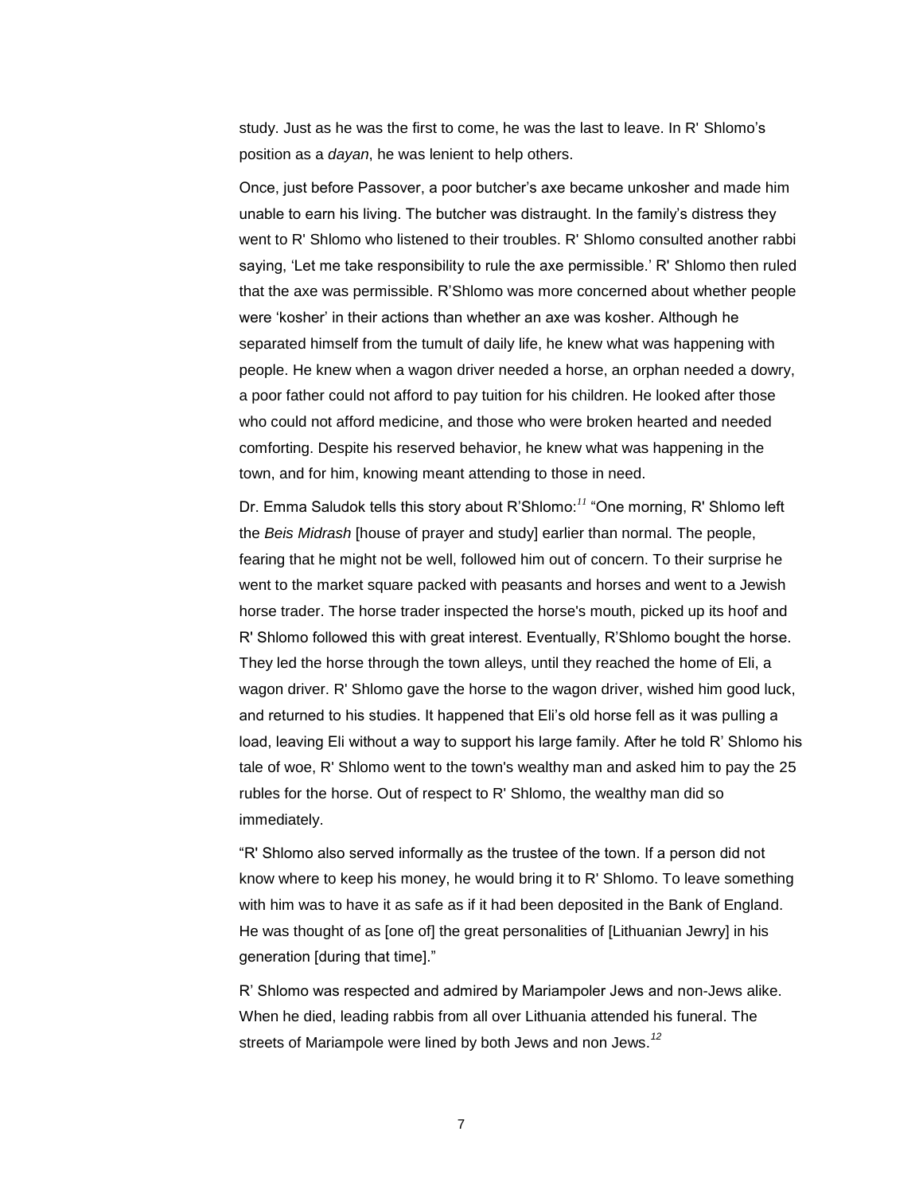study. Just as he was the first to come, he was the last to leave. In R' Shlomo's position as a *dayan*, he was lenient to help others.

Once, just before Passover, a poor butcher's axe became unkosher and made him unable to earn his living. The butcher was distraught. In the family's distress they went to R' Shlomo who listened to their troubles. R' Shlomo consulted another rabbi saying, 'Let me take responsibility to rule the axe permissible.' R' Shlomo then ruled that the axe was permissible. R'Shlomo was more concerned about whether people were 'kosher' in their actions than whether an axe was kosher. Although he separated himself from the tumult of daily life, he knew what was happening with people. He knew when a wagon driver needed a horse, an orphan needed a dowry, a poor father could not afford to pay tuition for his children. He looked after those who could not afford medicine, and those who were broken hearted and needed comforting. Despite his reserved behavior, he knew what was happening in the town, and for him, knowing meant attending to those in need.

Dr. Emma Saludok tells this story about R'Shlomo:[11] "One morning, R' Shlomo left the *Beis Midrash* [house of prayer and study] earlier than normal. The people, fearing that he might not be well, followed him out of concern. To their surprise he went to the market square packed with peasants and horses and went to a Jewish horse trader. The horse trader inspected the horse's mouth, picked up its hoof and R' Shlomo followed this with great interest. Eventually, R'Shlomo bought the horse. They led the horse through the town alleys, until they reached the home of Eli, a wagon driver. R' Shlomo gave the horse to the wagon driver, wished him good luck, and returned to his studies. It happened that Eli's old horse fell as it was pulling a load, leaving Eli without a way to support his large family. After he told R' Shlomo his tale of woe, R' Shlomo went to the town's wealthy man and asked him to pay the 25 rubles for the horse. Out of respect to R' Shlomo, the wealthy man did so immediately.

"R' Shlomo also served informally as the trustee of the town. If a person did not know where to keep his money, he would bring it to R' Shlomo. To leave something with him was to have it as safe as if it had been deposited in the Bank of England. He was thought of as [one of] the great personalities of [Lithuanian Jewry] in his generation [during that time]."

R' Shlomo was respected and admired by Mariampoler Jews and non-Jews alike. When he died, leading rabbis from all over Lithuania attended his funeral. The streets of Mariampole were lined by both Jews and non Jews.[12]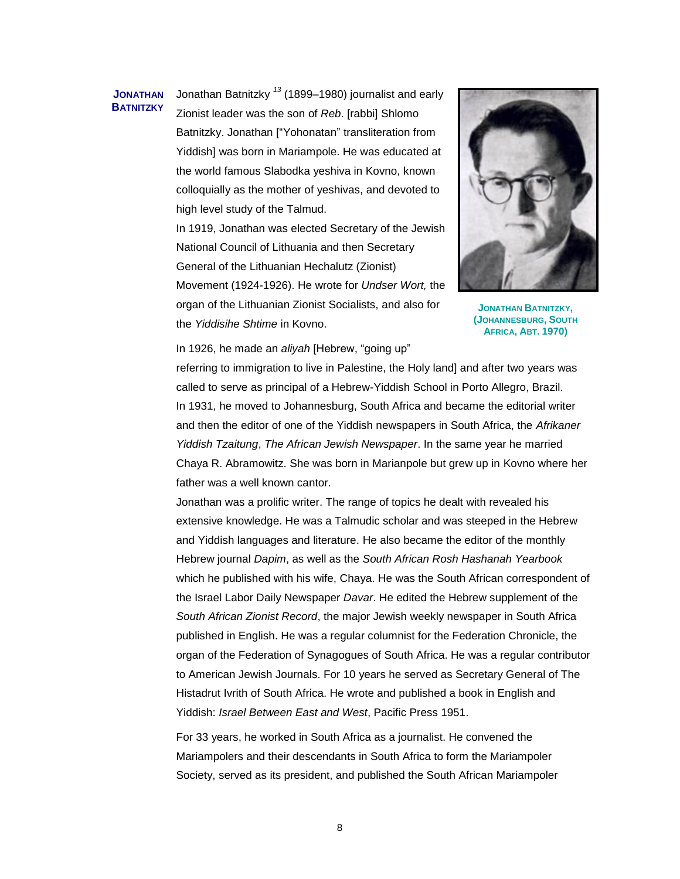**JONATHAN BATNITZKY**

Jonathan Batnitzky [13] (1899–1980) journalist and early Zionist leader was the son of *Reb*. [rabbi] Shlomo Batnitzky. Jonathan ["Yohonatan" transliteration from Yiddish] was born in Mariampole. He was educated at the world famous Slabodka yeshiva in Kovno, known colloquially as the mother of yeshivas, and devoted to high level study of the Talmud.

In 1919, Jonathan was elected Secretary of the Jewish National Council of Lithuania and then Secretary General of the Lithuanian Hechalutz (Zionist) Movement (1924-1926). He wrote for *Undser Wort,* the organ of the Lithuanian Zionist Socialists, and also for the *Yiddisihe Shtime* in Kovno.

JONATHAN BATNITZKY, (JOHANNESBURG, SOUTH AFRICA, ABT. 1970)

In 1926, he made an *aliyah* [Hebrew, "going up" referring to immigration to live in Palestine, the Holy land] and after two years was called to serve as principal of a Hebrew-Yiddish School in Porto Allegro, Brazil. In 1931, he moved to Johannesburg, South Africa and became the editorial writer and then the editor of one of the Yiddish newspapers in South Africa, the *Afrikaner Yiddish Tzaitung*, *The African Jewish Newspaper*. In the same year he married Chaya R. Abramowitz. She was born in Marianpole but grew up in Kovno where her father was a well known cantor.

Jonathan was a prolific writer. The range of topics he dealt with revealed his extensive knowledge. He was a Talmudic scholar and was steeped in the Hebrew and Yiddish languages and literature. He also became the editor of the monthly Hebrew journal *Dapim*, as well as the *South African Rosh Hashanah Yearbook* which he published with his wife, Chaya. He was the South African correspondent of the Israel Labor Daily Newspaper *Davar*. He edited the Hebrew supplement of the *South African Zionist Record*, the major Jewish weekly newspaper in South Africa published in English. He was a regular columnist for the Federation Chronicle, the organ of the Federation of Synagogues of South Africa. He was a regular contributor to American Jewish Journals. For 10 years he served as Secretary General of The Histadrut Ivrith of South Africa. He wrote and published a book in English and Yiddish: *Israel Between East and West*, Pacific Press 1951.

For 33 years, he worked in South Africa as a journalist. He convened the Mariampolers and their descendants in South Africa to form the Mariampoler Society, served as its president, and published the South African Mariampoler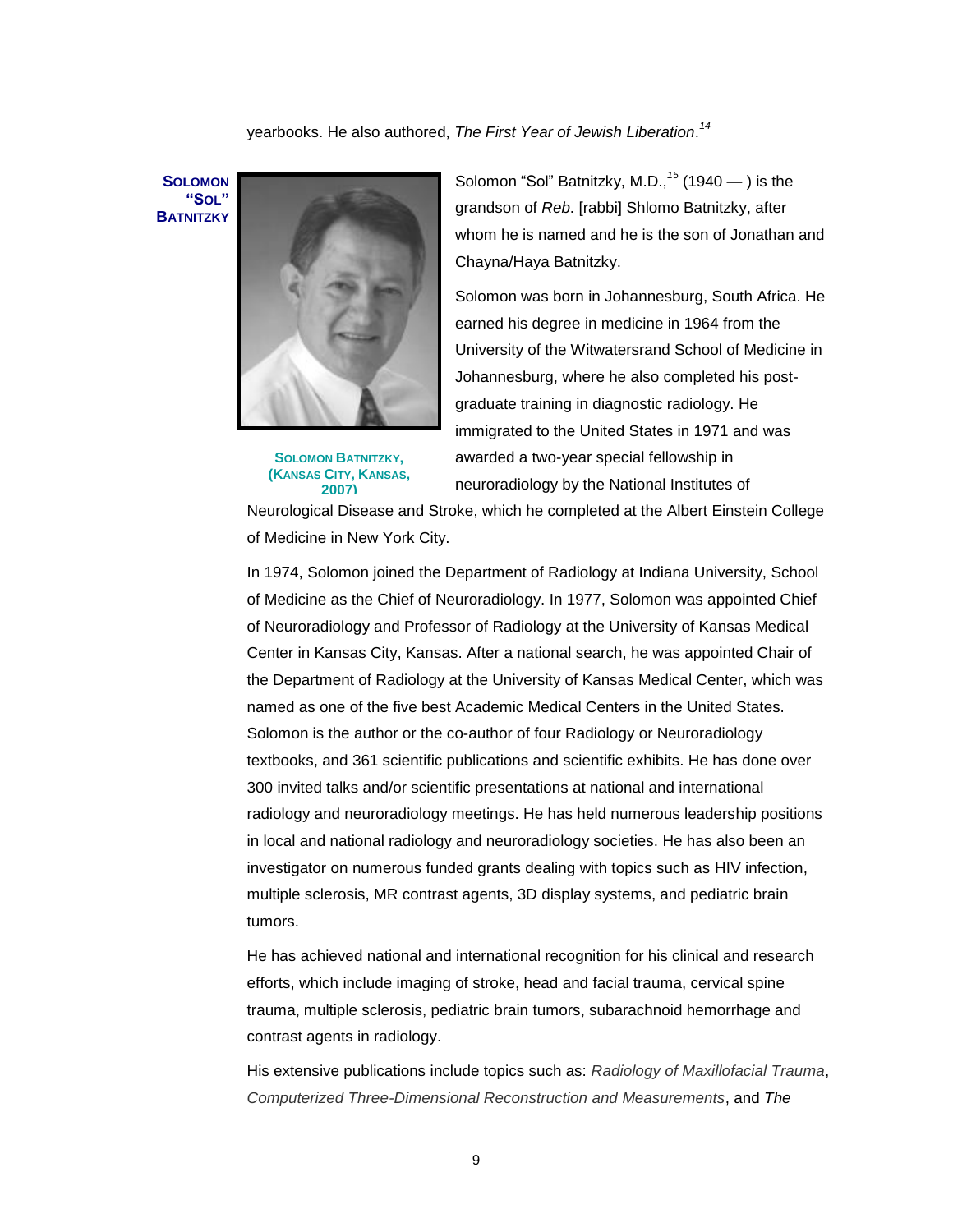yearbooks. He also authored, *The First Year of Jewish Liberation*.[14]

**SOLOMON "SOL" BATNITZKY**

SOLOMON BATNITZKY, (KANSAS CITY, KANSAS, 2007)

Solomon "Sol" Batnitzky, M.D.,[15] (1940 — ) is the grandson of *Reb*. [rabbi] Shlomo Batnitzky, after whom he is named and he is the son of Jonathan and Chayna/Haya Batnitzky.

Solomon was born in Johannesburg, South Africa. He earned his degree in medicine in 1964 from the University of the Witwatersrand School of Medicine in Johannesburg, where he also completed his post-graduate training in diagnostic radiology. He immigrated to the United States in 1971 and was awarded a two-year special fellowship in neuroradiology by the National Institutes of Neurological Disease and Stroke, which he completed at the Albert Einstein College of Medicine in New York City.

In 1974, Solomon joined the Department of Radiology at Indiana University, School of Medicine as the Chief of Neuroradiology. In 1977, Solomon was appointed Chief of Neuroradiology and Professor of Radiology at the University of Kansas Medical Center in Kansas City, Kansas. After a national search, he was appointed Chair of the Department of Radiology at the University of Kansas Medical Center, which was named as one of the five best Academic Medical Centers in the United States. Solomon is the author or the co-author of four Radiology or Neuroradiology textbooks, and 361 scientific publications and scientific exhibits. He has done over 300 invited talks and/or scientific presentations at national and international radiology and neuroradiology meetings. He has held numerous leadership positions in local and national radiology and neuroradiology societies. He has also been an investigator on numerous funded grants dealing with topics such as HIV infection, multiple sclerosis, MR contrast agents, 3D display systems, and pediatric brain tumors.

He has achieved national and international recognition for his clinical and research efforts, which include imaging of stroke, head and facial trauma, cervical spine trauma, multiple sclerosis, pediatric brain tumors, subarachnoid hemorrhage and contrast agents in radiology.

His extensive publications include topics such as: *Radiology of Maxillofacial Trauma*, *Computerized Three-Dimensional Reconstruction and Measurements*, and *The*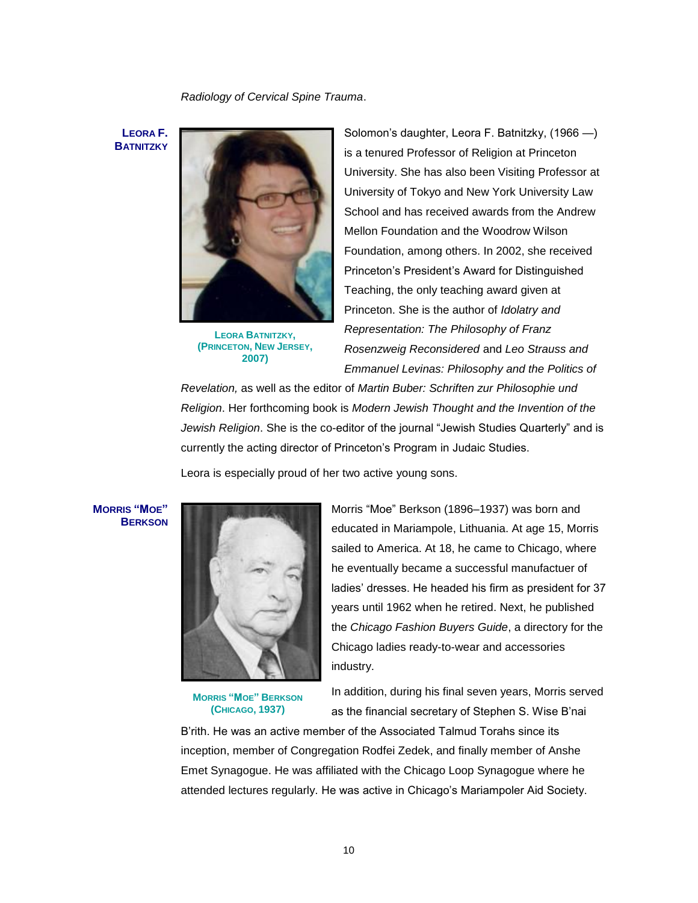*Radiology of Cervical Spine Trauma*.

**LEORA F. BATNITZKY**

LEORA BATNITZKY, (PRINCETON, NEW JERSEY, 2007)

Solomon's daughter, Leora F. Batnitzky, (1966 —) is a tenured Professor of Religion at Princeton University. She has also been Visiting Professor at University of Tokyo and New York University Law School and has received awards from the Andrew Mellon Foundation and the Woodrow Wilson Foundation, among others. In 2002, she received Princeton's President's Award for Distinguished Teaching, the only teaching award given at Princeton. She is the author of *Idolatry and Representation: The Philosophy of Franz Rosenzweig Reconsidered* and *Leo Strauss and Emmanuel Levinas: Philosophy and the Politics of Revelation,* as well as the editor of *Martin Buber: Schriften zur Philosophie und Religion*. Her forthcoming book is *Modern Jewish Thought and the Invention of the Jewish Religion*. She is the co-editor of the journal "Jewish Studies Quarterly" and is currently the acting director of Princeton's Program in Judaic Studies.

Leora is especially proud of her two active young sons.

**MORRIS "MOE" BERKSON**

MORRIS "MOE" BERKSON (CHICAGO, 1937)

Morris "Moe" Berkson (1896–1937) was born and educated in Mariampole, Lithuania. At age 15, Morris sailed to America. At 18, he came to Chicago, where he eventually became a successful manufactuer of ladies' dresses. He headed his firm as president for 37 years until 1962 when he retired. Next, he published the *Chicago Fashion Buyers Guide*, a directory for the Chicago ladies ready-to-wear and accessories industry.

In addition, during his final seven years, Morris served as the financial secretary of Stephen S. Wise B'nai B'rith. He was an active member of the Associated Talmud Torahs since its inception, member of Congregation Rodfei Zedek, and finally member of Anshe Emet Synagogue. He was affiliated with the Chicago Loop Synagogue where he attended lectures regularly. He was active in Chicago's Mariampoler Aid Society.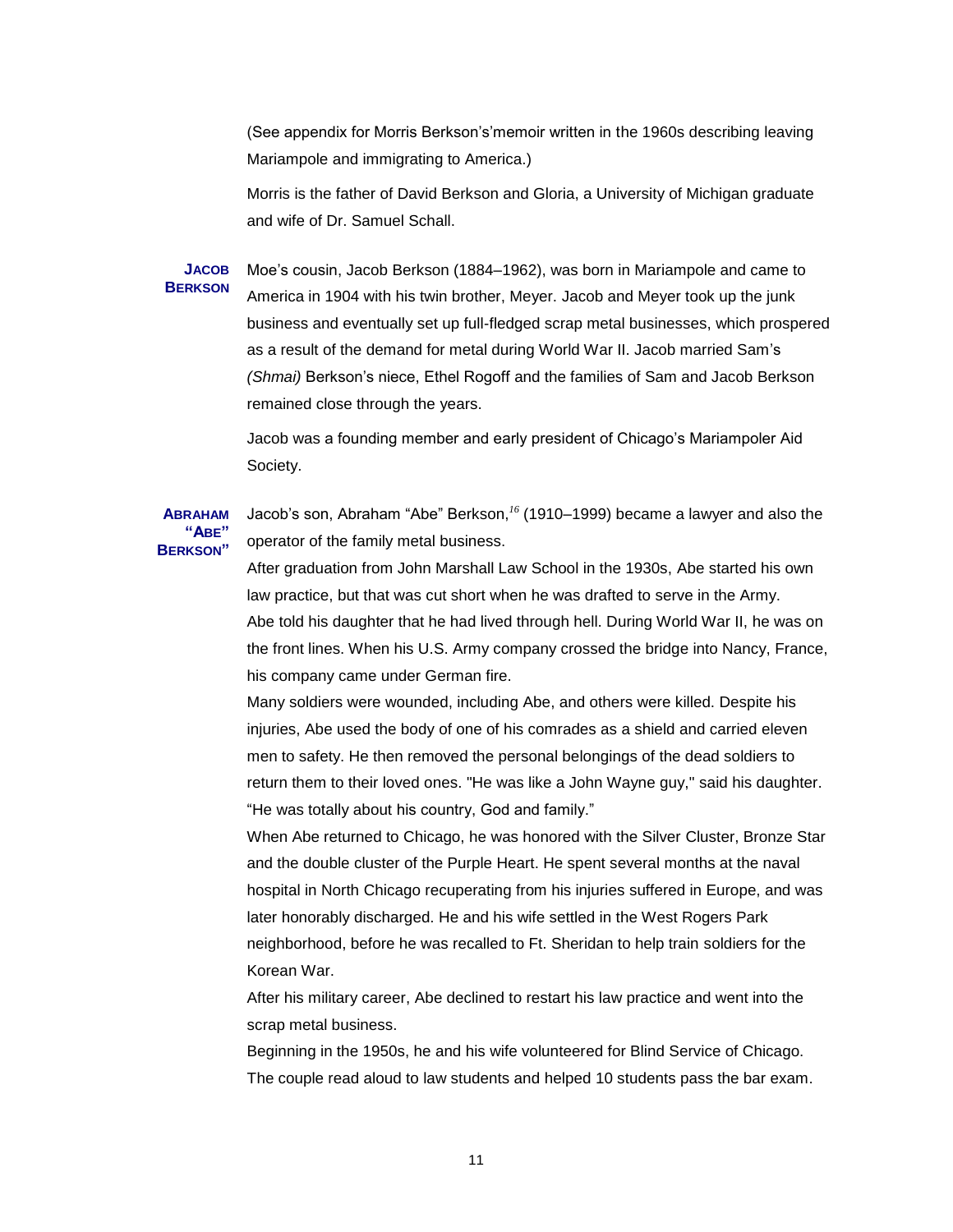(See appendix for Morris Berkson's'memoir written in the 1960s describing leaving Mariampole and immigrating to America.)

Morris is the father of David Berkson and Gloria, a University of Michigan graduate and wife of Dr. Samuel Schall.

**Jacob Berkson**

Moe's cousin, Jacob Berkson (1884–1962), was born in Mariampole and came to America in 1904 with his twin brother, Meyer. Jacob and Meyer took up the junk business and eventually set up full-fledged scrap metal businesses, which prospered as a result of the demand for metal during World War II. Jacob married Sam's *(Shmai)* Berkson's niece, Ethel Rogoff and the families of Sam and Jacob Berkson remained close through the years.

Jacob was a founding member and early president of Chicago's Mariampoler Aid Society.

**Abraham "Abe" Berkson"**

Jacob's son, Abraham "Abe" Berkson,[16] (1910–1999) became a lawyer and also the operator of the family metal business.

After graduation from John Marshall Law School in the 1930s, Abe started his own law practice, but that was cut short when he was drafted to serve in the Army.

Abe told his daughter that he had lived through hell. During World War II, he was on the front lines. When his U.S. Army company crossed the bridge into Nancy, France, his company came under German fire.

Many soldiers were wounded, including Abe, and others were killed. Despite his injuries, Abe used the body of one of his comrades as a shield and carried eleven men to safety. He then removed the personal belongings of the dead soldiers to return them to their loved ones. "He was like a John Wayne guy," said his daughter. "He was totally about his country, God and family."

When Abe returned to Chicago, he was honored with the Silver Cluster, Bronze Star and the double cluster of the Purple Heart. He spent several months at the naval hospital in North Chicago recuperating from his injuries suffered in Europe, and was later honorably discharged. He and his wife settled in the West Rogers Park neighborhood, before he was recalled to Ft. Sheridan to help train soldiers for the Korean War.

After his military career, Abe declined to restart his law practice and went into the scrap metal business.

Beginning in the 1950s, he and his wife volunteered for Blind Service of Chicago. The couple read aloud to law students and helped 10 students pass the bar exam.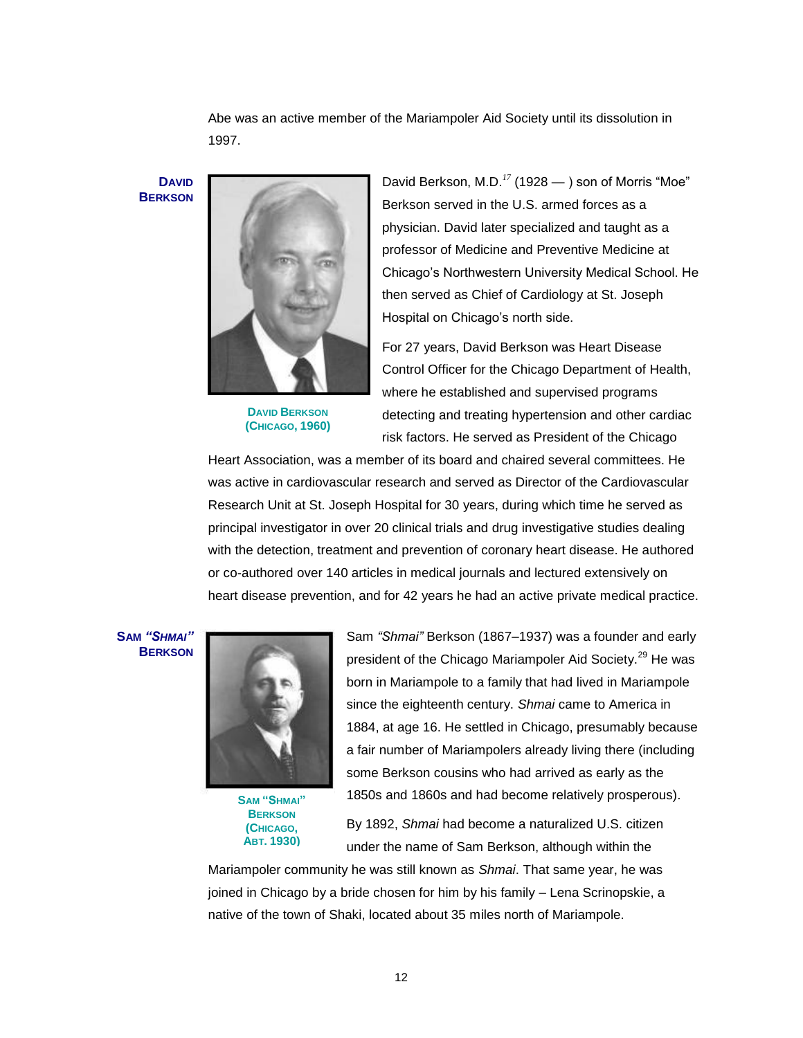Abe was an active member of the Mariampoler Aid Society until its dissolution in 1997.

**David Berkson**

David Berkson (Chicago, 1960)

David Berkson, M.D.[17] (1928 — ) son of Morris "Moe" Berkson served in the U.S. armed forces as a physician. David later specialized and taught as a professor of Medicine and Preventive Medicine at Chicago's Northwestern University Medical School. He then served as Chief of Cardiology at St. Joseph Hospital on Chicago's north side.

For 27 years, David Berkson was Heart Disease Control Officer for the Chicago Department of Health, where he established and supervised programs detecting and treating hypertension and other cardiac risk factors. He served as President of the Chicago Heart Association, was a member of its board and chaired several committees. He was active in cardiovascular research and served as Director of the Cardiovascular Research Unit at St. Joseph Hospital for 30 years, during which time he served as principal investigator in over 20 clinical trials and drug investigative studies dealing with the detection, treatment and prevention of coronary heart disease. He authored or co-authored over 140 articles in medical journals and lectured extensively on heart disease prevention, and for 42 years he had an active private medical practice.

**Sam *"Shmai"* Berkson**

Sam "Shmai" Berkson (Chicago, Abt. 1930)

Sam *"Shmai"* Berkson (1867–1937) was a founder and early president of the Chicago Mariampoler Aid Society.[29] He was born in Mariampole to a family that had lived in Mariampole since the eighteenth century. *Shmai* came to America in 1884, at age 16. He settled in Chicago, presumably because a fair number of Mariampolers already living there (including some Berkson cousins who had arrived as early as the 1850s and 1860s and had become relatively prosperous).

By 1892, *Shmai* had become a naturalized U.S. citizen under the name of Sam Berkson, although within the Mariampoler community he was still known as *Shmai*. That same year, he was joined in Chicago by a bride chosen for him by his family – Lena Scrinopskie, a native of the town of Shaki, located about 35 miles north of Mariampole.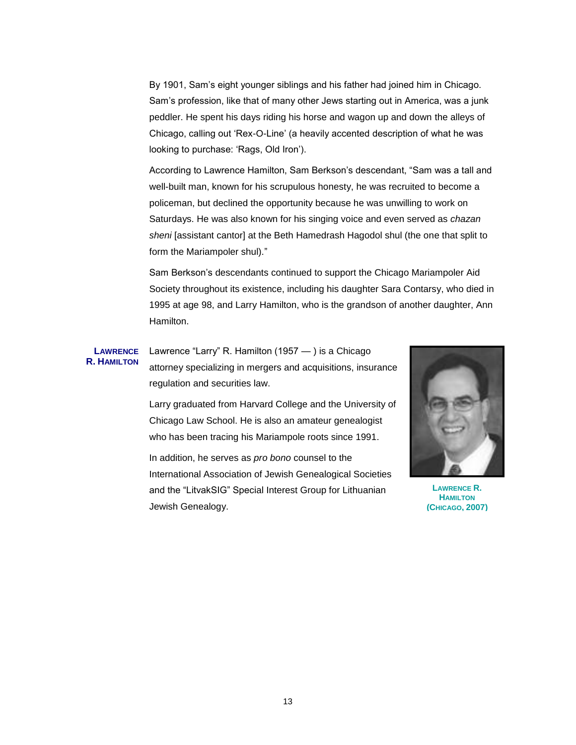By 1901, Sam's eight younger siblings and his father had joined him in Chicago. Sam's profession, like that of many other Jews starting out in America, was a junk peddler. He spent his days riding his horse and wagon up and down the alleys of Chicago, calling out 'Rex-O-Line' (a heavily accented description of what he was looking to purchase: 'Rags, Old Iron').

According to Lawrence Hamilton, Sam Berkson's descendant, "Sam was a tall and well-built man, known for his scrupulous honesty, he was recruited to become a policeman, but declined the opportunity because he was unwilling to work on Saturdays. He was also known for his singing voice and even served as *chazan sheni* [assistant cantor] at the Beth Hamedrash Hagodol shul (the one that split to form the Mariampoler shul)."

Sam Berkson's descendants continued to support the Chicago Mariampoler Aid Society throughout its existence, including his daughter Sara Contarsy, who died in 1995 at age 98, and Larry Hamilton, who is the grandson of another daughter, Ann Hamilton.

**LAWRENCE R. HAMILTON**

Lawrence "Larry" R. Hamilton (1957 — ) is a Chicago attorney specializing in mergers and acquisitions, insurance regulation and securities law.

Larry graduated from Harvard College and the University of Chicago Law School. He is also an amateur genealogist who has been tracing his Mariampole roots since 1991.

In addition, he serves as *pro bono* counsel to the International Association of Jewish Genealogical Societies and the "LitvakSIG" Special Interest Group for Lithuanian Jewish Genealogy.

LAWRENCE R. HAMILTON (CHICAGO, 2007)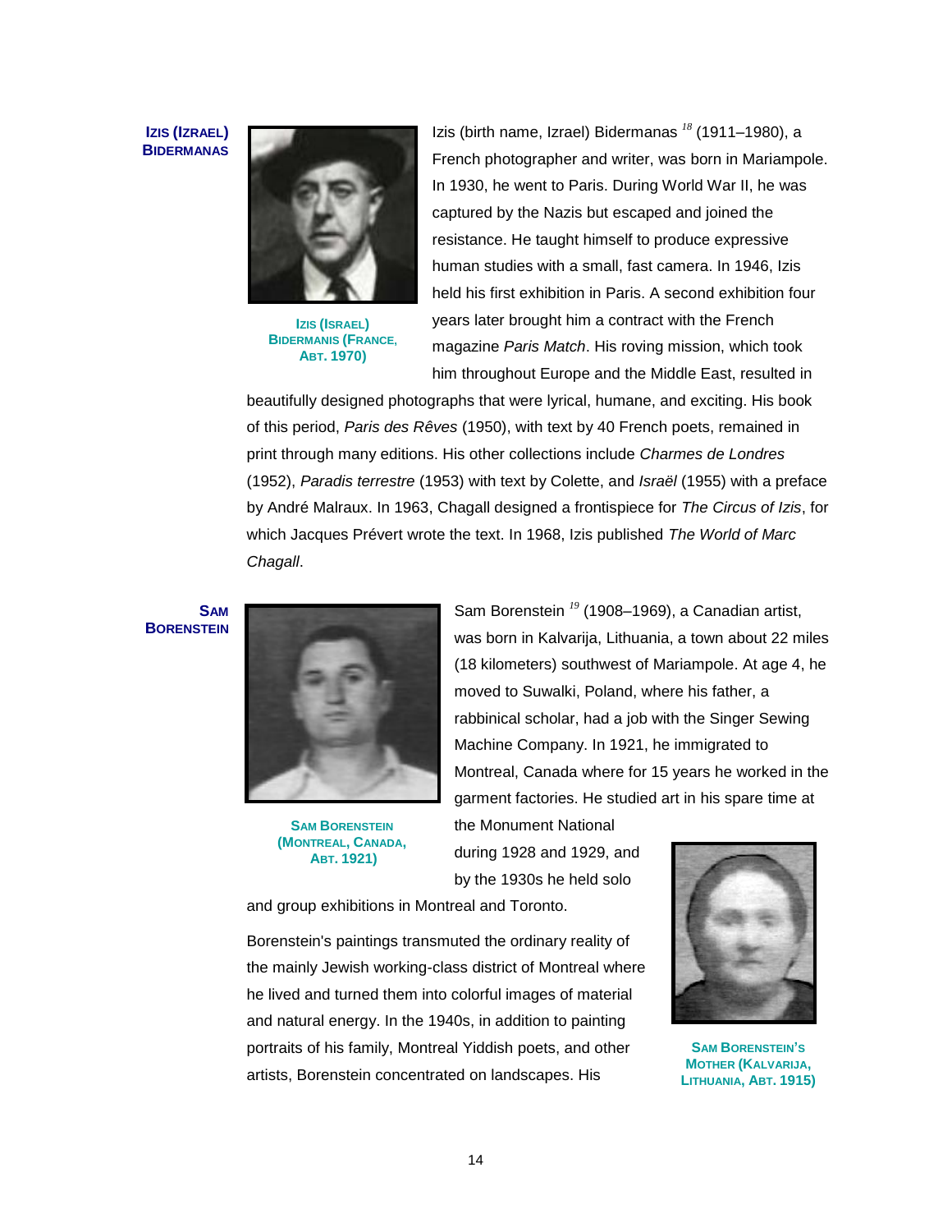**Izis (Izrael) Bidermanas**

Izis (Israel) Bidermanis (France, abt. 1970)

Izis (birth name, Izrael) Bidermanas [18] (1911–1980), a French photographer and writer, was born in Mariampole. In 1930, he went to Paris. During World War II, he was captured by the Nazis but escaped and joined the resistance. He taught himself to produce expressive human studies with a small, fast camera. In 1946, Izis held his first exhibition in Paris. A second exhibition four years later brought him a contract with the French magazine *Paris Match*. His roving mission, which took him throughout Europe and the Middle East, resulted in beautifully designed photographs that were lyrical, humane, and exciting. His book of this period, *Paris des Rêves* (1950), with text by 40 French poets, remained in print through many editions. His other collections include *Charmes de Londres* (1952), *Paradis terrestre* (1953) with text by Colette, and *Israël* (1955) with a preface by André Malraux. In 1963, Chagall designed a frontispiece for *The Circus of Izis*, for which Jacques Prévert wrote the text. In 1968, Izis published *The World of Marc Chagall*.

**Sam Borenstein**

Sam Borenstein (Montreal, Canada, abt. 1921)

Sam Borenstein [19] (1908–1969), a Canadian artist, was born in Kalvarija, Lithuania, a town about 22 miles (18 kilometers) southwest of Mariampole. At age 4, he moved to Suwalki, Poland, where his father, a rabbinical scholar, had a job with the Singer Sewing Machine Company. In 1921, he immigrated to Montreal, Canada where for 15 years he worked in the garment factories. He studied art in his spare time at the Monument National during 1928 and 1929, and by the 1930s he held solo and group exhibitions in Montreal and Toronto.

Sam Borenstein's Mother (Kalvarija, Lithuania, abt. 1915)

Borenstein's paintings transmuted the ordinary reality of the mainly Jewish working-class district of Montreal where he lived and turned them into colorful images of material and natural energy. In the 1940s, in addition to painting portraits of his family, Montreal Yiddish poets, and other artists, Borenstein concentrated on landscapes. His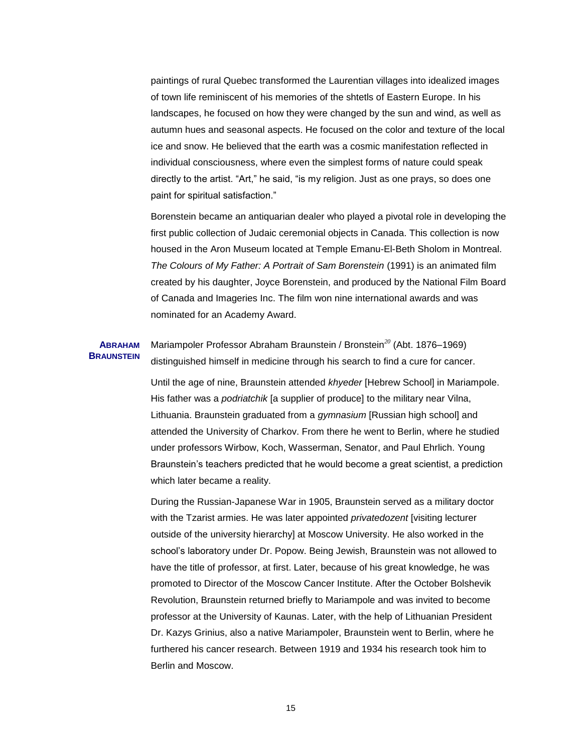paintings of rural Quebec transformed the Laurentian villages into idealized images of town life reminiscent of his memories of the shtetls of Eastern Europe. In his landscapes, he focused on how they were changed by the sun and wind, as well as autumn hues and seasonal aspects. He focused on the color and texture of the local ice and snow. He believed that the earth was a cosmic manifestation reflected in individual consciousness, where even the simplest forms of nature could speak directly to the artist. "Art," he said, "is my religion. Just as one prays, so does one paint for spiritual satisfaction."

Borenstein became an antiquarian dealer who played a pivotal role in developing the first public collection of Judaic ceremonial objects in Canada. This collection is now housed in the Aron Museum located at Temple Emanu-El-Beth Sholom in Montreal. *The Colours of My Father: A Portrait of Sam Borenstein* (1991) is an animated film created by his daughter, Joyce Borenstein, and produced by the National Film Board of Canada and Imageries Inc. The film won nine international awards and was nominated for an Academy Award.

**ABRAHAM BRAUNSTEIN**

Mariampoler Professor Abraham Braunstein / Bronstein[20] (Abt. 1876–1969) distinguished himself in medicine through his search to find a cure for cancer.

Until the age of nine, Braunstein attended *khyeder* [Hebrew School] in Mariampole. His father was a *podriatchik* [a supplier of produce] to the military near Vilna, Lithuania. Braunstein graduated from a *gymnasium* [Russian high school] and attended the University of Charkov. From there he went to Berlin, where he studied under professors Wirbow, Koch, Wasserman, Senator, and Paul Ehrlich. Young Braunstein's teachers predicted that he would become a great scientist, a prediction which later became a reality.

During the Russian-Japanese War in 1905, Braunstein served as a military doctor with the Tzarist armies. He was later appointed *privatedozent* [visiting lecturer outside of the university hierarchy] at Moscow University. He also worked in the school's laboratory under Dr. Popow. Being Jewish, Braunstein was not allowed to have the title of professor, at first. Later, because of his great knowledge, he was promoted to Director of the Moscow Cancer Institute. After the October Bolshevik Revolution, Braunstein returned briefly to Mariampole and was invited to become professor at the University of Kaunas. Later, with the help of Lithuanian President Dr. Kazys Grinius, also a native Mariampoler, Braunstein went to Berlin, where he furthered his cancer research. Between 1919 and 1934 his research took him to Berlin and Moscow.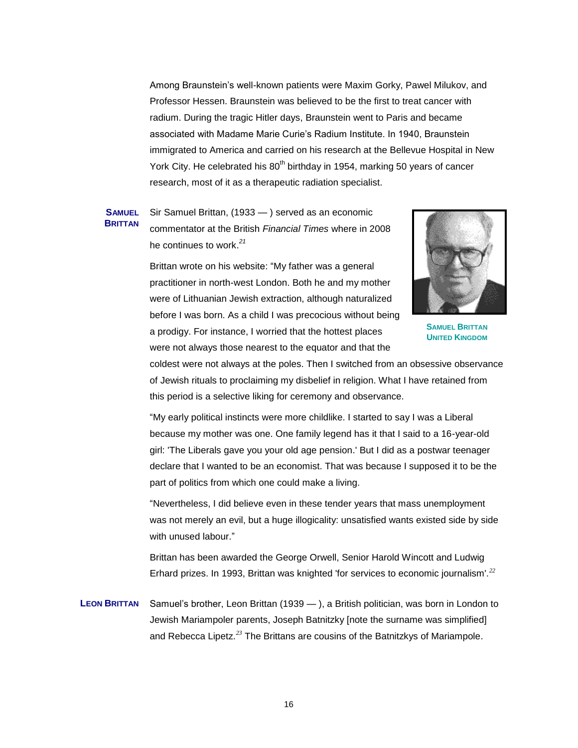Among Braunstein's well-known patients were Maxim Gorky, Pawel Milukov, and Professor Hessen. Braunstein was believed to be the first to treat cancer with radium. During the tragic Hitler days, Braunstein went to Paris and became associated with Madame Marie Curie's Radium Institute. In 1940, Braunstein immigrated to America and carried on his research at the Bellevue Hospital in New York City. He celebrated his 80th birthday in 1954, marking 50 years of cancer research, most of it as a therapeutic radiation specialist.

**SAMUEL BRITTAN**

Sir Samuel Brittan, (1933 — ) served as an economic commentator at the British *Financial Times* where in 2008 he continues to work.[21]

SAMUEL BRITTAN
UNITED KINGDOM

Brittan wrote on his website: "My father was a general practitioner in north-west London. Both he and my mother were of Lithuanian Jewish extraction, although naturalized before I was born. As a child I was precocious without being a prodigy. For instance, I worried that the hottest places were not always those nearest to the equator and that the coldest were not always at the poles. Then I switched from an obsessive observance of Jewish rituals to proclaiming my disbelief in religion. What I have retained from this period is a selective liking for ceremony and observance.

"My early political instincts were more childlike. I started to say I was a Liberal because my mother was one. One family legend has it that I said to a 16-year-old girl: 'The Liberals gave you your old age pension.' But I did as a postwar teenager declare that I wanted to be an economist. That was because I supposed it to be the part of politics from which one could make a living.

"Nevertheless, I did believe even in these tender years that mass unemployment was not merely an evil, but a huge illogicality: unsatisfied wants existed side by side with unused labour."

Brittan has been awarded the George Orwell, Senior Harold Wincott and Ludwig Erhard prizes. In 1993, Brittan was knighted 'for services to economic journalism'.[22]

**LEON BRITTAN**

Samuel's brother, Leon Brittan (1939 — ), a British politician, was born in London to Jewish Mariampoler parents, Joseph Batnitzky [note the surname was simplified] and Rebecca Lipetz.[23] The Brittans are cousins of the Batnitzkys of Mariampole.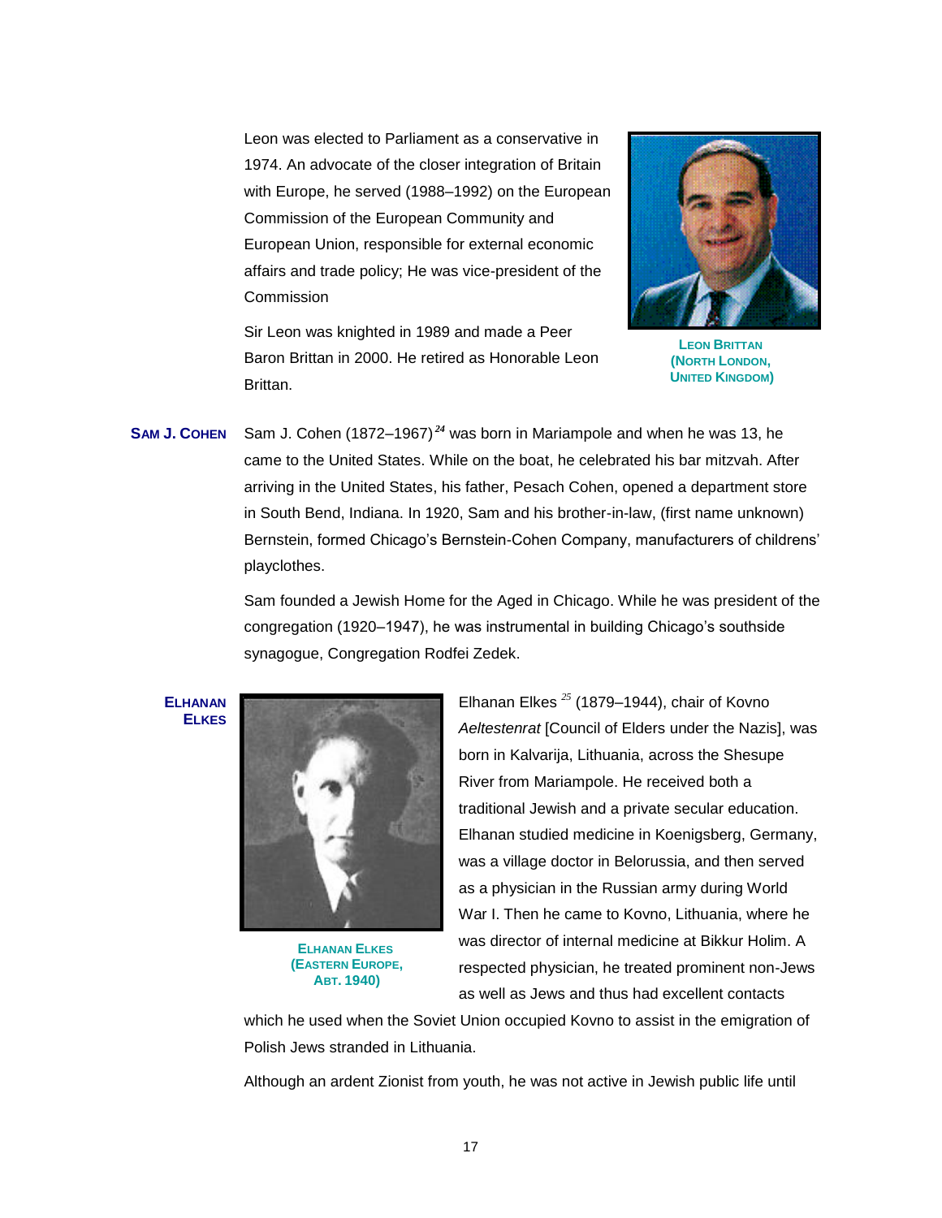Leon was elected to Parliament as a conservative in 1974. An advocate of the closer integration of Britain with Europe, he served (1988–1992) on the European Commission of the European Community and European Union, responsible for external economic affairs and trade policy; He was vice-president of the Commission

Sir Leon was knighted in 1989 and made a Peer Baron Brittan in 2000. He retired as Honorable Leon Brittan.

**LEON BRITTAN (NORTH LONDON, UNITED KINGDOM)**

**SAM J. COHEN**

Sam J. Cohen (1872–1967)[24] was born in Mariampole and when he was 13, he came to the United States. While on the boat, he celebrated his bar mitzvah. After arriving in the United States, his father, Pesach Cohen, opened a department store in South Bend, Indiana. In 1920, Sam and his brother-in-law, (first name unknown) Bernstein, formed Chicago's Bernstein-Cohen Company, manufacturers of childrens' playclothes.

Sam founded a Jewish Home for the Aged in Chicago. While he was president of the congregation (1920–1947), he was instrumental in building Chicago's southside synagogue, Congregation Rodfei Zedek.

**ELHANAN ELKES**

**ELHANAN ELKES (EASTERN EUROPE, ABT. 1940)**

Elhanan Elkes [25] (1879–1944), chair of Kovno *Aeltestenrat* [Council of Elders under the Nazis], was born in Kalvarija, Lithuania, across the Shesupe River from Mariampole. He received both a traditional Jewish and a private secular education. Elhanan studied medicine in Koenigsberg, Germany, was a village doctor in Belorussia, and then served as a physician in the Russian army during World War I. Then he came to Kovno, Lithuania, where he was director of internal medicine at Bikkur Holim. A respected physician, he treated prominent non-Jews as well as Jews and thus had excellent contacts which he used when the Soviet Union occupied Kovno to assist in the emigration of Polish Jews stranded in Lithuania.

Although an ardent Zionist from youth, he was not active in Jewish public life until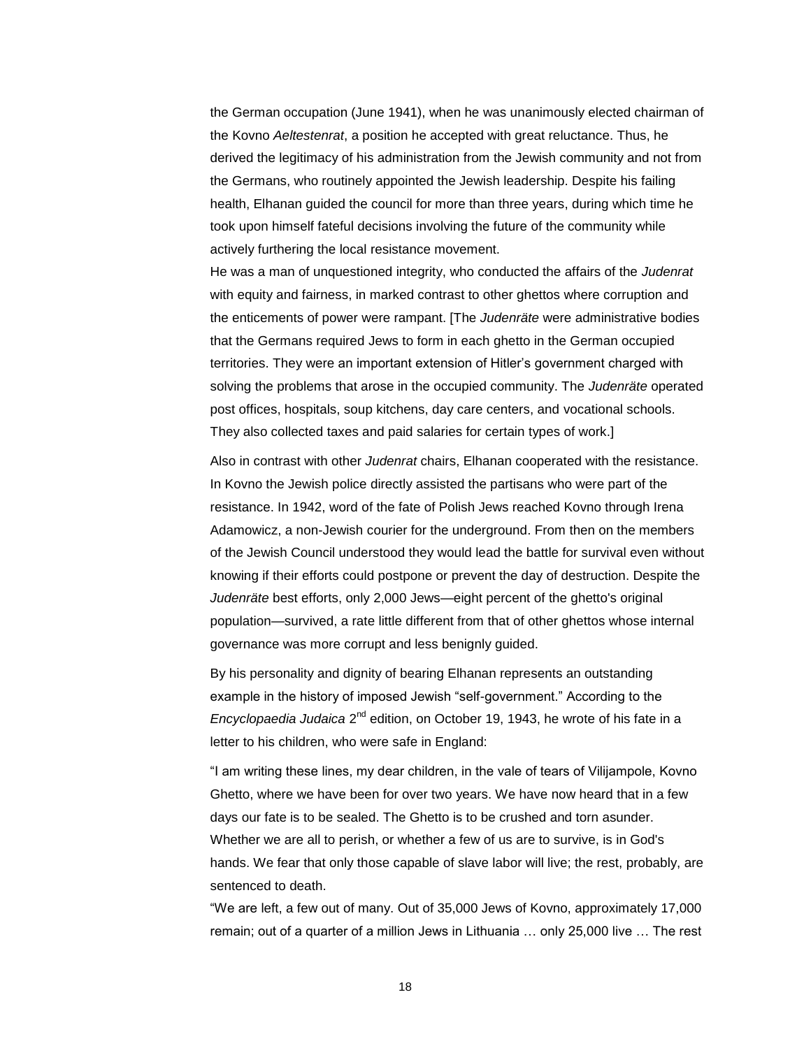the German occupation (June 1941), when he was unanimously elected chairman of the Kovno *Aeltestenrat*, a position he accepted with great reluctance. Thus, he derived the legitimacy of his administration from the Jewish community and not from the Germans, who routinely appointed the Jewish leadership. Despite his failing health, Elhanan guided the council for more than three years, during which time he took upon himself fateful decisions involving the future of the community while actively furthering the local resistance movement.

He was a man of unquestioned integrity, who conducted the affairs of the *Judenrat* with equity and fairness, in marked contrast to other ghettos where corruption and the enticements of power were rampant. [The *Judenräte* were administrative bodies that the Germans required Jews to form in each ghetto in the German occupied territories. They were an important extension of Hitler's government charged with solving the problems that arose in the occupied community. The *Judenräte* operated post offices, hospitals, soup kitchens, day care centers, and vocational schools. They also collected taxes and paid salaries for certain types of work.]

Also in contrast with other *Judenrat* chairs, Elhanan cooperated with the resistance. In Kovno the Jewish police directly assisted the partisans who were part of the resistance. In 1942, word of the fate of Polish Jews reached Kovno through Irena Adamowicz, a non-Jewish courier for the underground. From then on the members of the Jewish Council understood they would lead the battle for survival even without knowing if their efforts could postpone or prevent the day of destruction. Despite the *Judenräte* best efforts, only 2,000 Jews—eight percent of the ghetto's original population—survived, a rate little different from that of other ghettos whose internal governance was more corrupt and less benignly guided.

By his personality and dignity of bearing Elhanan represents an outstanding example in the history of imposed Jewish "self-government." According to the *Encyclopaedia Judaica* 2nd edition, on October 19, 1943, he wrote of his fate in a letter to his children, who were safe in England:

"I am writing these lines, my dear children, in the vale of tears of Vilijampole, Kovno Ghetto, where we have been for over two years. We have now heard that in a few days our fate is to be sealed. The Ghetto is to be crushed and torn asunder. Whether we are all to perish, or whether a few of us are to survive, is in God's hands. We fear that only those capable of slave labor will live; the rest, probably, are sentenced to death.

"We are left, a few out of many. Out of 35,000 Jews of Kovno, approximately 17,000 remain; out of a quarter of a million Jews in Lithuania … only 25,000 live … The rest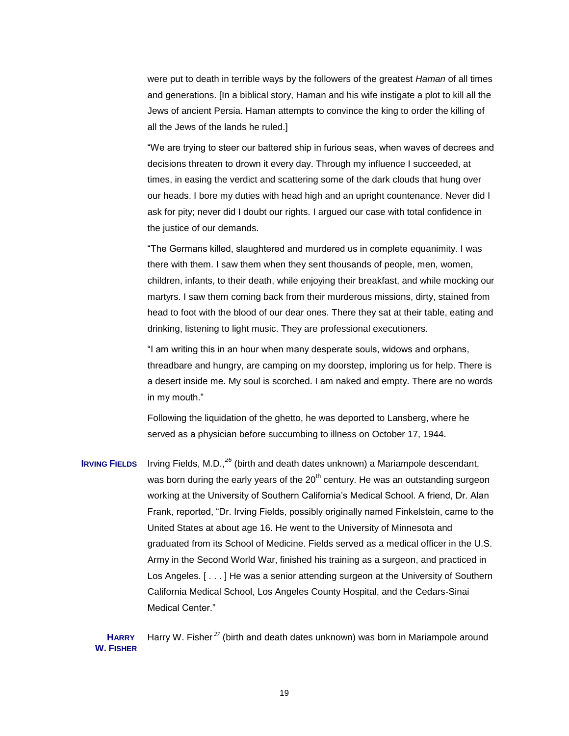were put to death in terrible ways by the followers of the greatest *Haman* of all times and generations. [In a biblical story, Haman and his wife instigate a plot to kill all the Jews of ancient Persia. Haman attempts to convince the king to order the killing of all the Jews of the lands he ruled.]

"We are trying to steer our battered ship in furious seas, when waves of decrees and decisions threaten to drown it every day. Through my influence I succeeded, at times, in easing the verdict and scattering some of the dark clouds that hung over our heads. I bore my duties with head high and an upright countenance. Never did I ask for pity; never did I doubt our rights. I argued our case with total confidence in the justice of our demands.

"The Germans killed, slaughtered and murdered us in complete equanimity. I was there with them. I saw them when they sent thousands of people, men, women, children, infants, to their death, while enjoying their breakfast, and while mocking our martyrs. I saw them coming back from their murderous missions, dirty, stained from head to foot with the blood of our dear ones. There they sat at their table, eating and drinking, listening to light music. They are professional executioners.

"I am writing this in an hour when many desperate souls, widows and orphans, threadbare and hungry, are camping on my doorstep, imploring us for help. There is a desert inside me. My soul is scorched. I am naked and empty. There are no words in my mouth."

Following the liquidation of the ghetto, he was deported to Lansberg, where he served as a physician before succumbing to illness on October 17, 1944.

**IRVING FIELDS** Irving Fields, M.D.,[26] (birth and death dates unknown) a Mariampole descendant, was born during the early years of the 20th century. He was an outstanding surgeon working at the University of Southern California's Medical School. A friend, Dr. Alan Frank, reported, "Dr. Irving Fields, possibly originally named Finkelstein, came to the United States at about age 16. He went to the University of Minnesota and graduated from its School of Medicine. Fields served as a medical officer in the U.S. Army in the Second World War, finished his training as a surgeon, and practiced in Los Angeles. [ . . . ] He was a senior attending surgeon at the University of Southern California Medical School, Los Angeles County Hospital, and the Cedars-Sinai Medical Center."

**HARRY W. FISHER** Harry W. Fisher[27] (birth and death dates unknown) was born in Mariampole around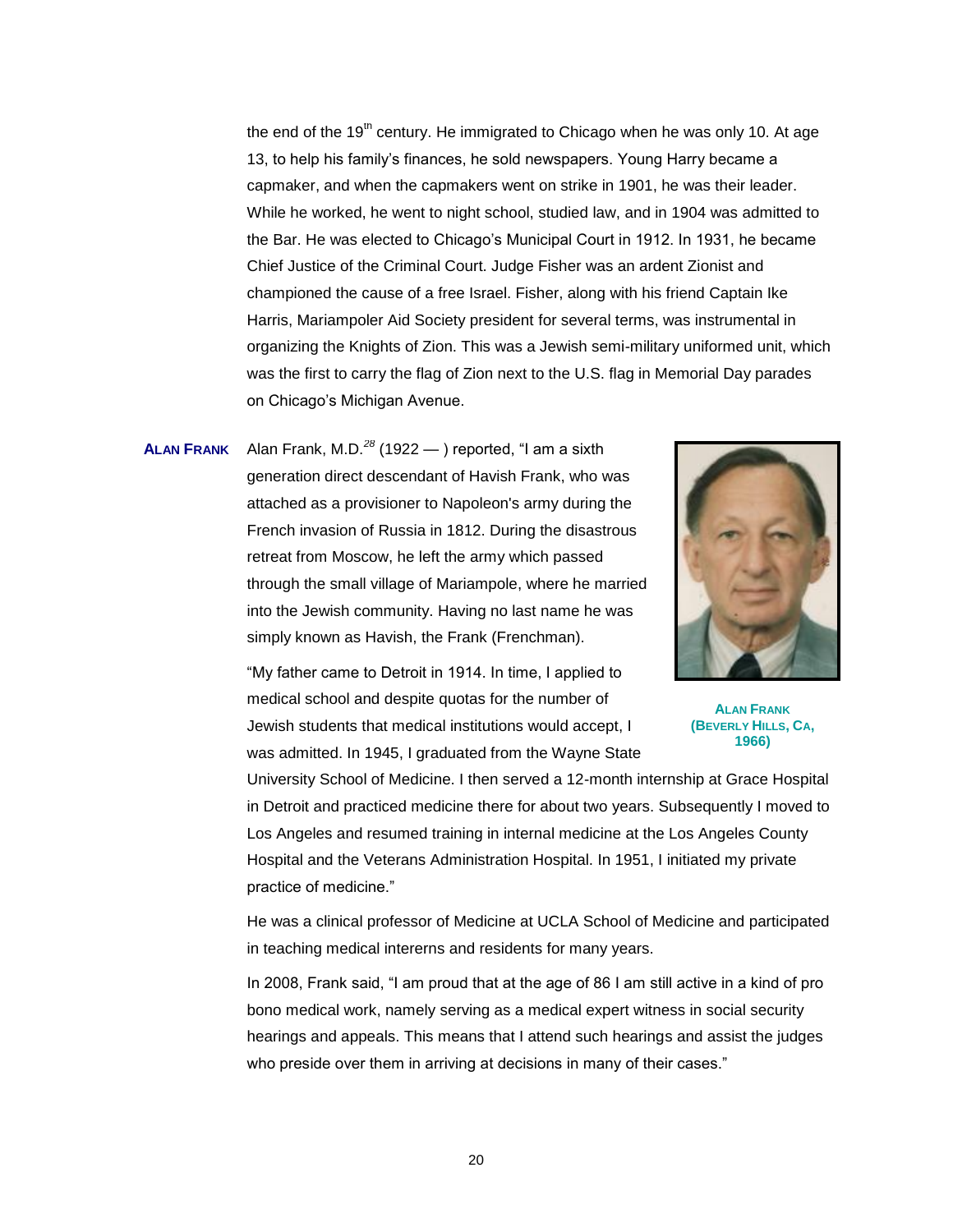the end of the 19th century. He immigrated to Chicago when he was only 10. At age 13, to help his family's finances, he sold newspapers. Young Harry became a capmaker, and when the capmakers went on strike in 1901, he was their leader. While he worked, he went to night school, studied law, and in 1904 was admitted to the Bar. He was elected to Chicago's Municipal Court in 1912. In 1931, he became Chief Justice of the Criminal Court. Judge Fisher was an ardent Zionist and championed the cause of a free Israel. Fisher, along with his friend Captain Ike Harris, Mariampoler Aid Society president for several terms, was instrumental in organizing the Knights of Zion. This was a Jewish semi-military uniformed unit, which was the first to carry the flag of Zion next to the U.S. flag in Memorial Day parades on Chicago's Michigan Avenue.

**ALAN FRANK**

Alan Frank, M.D.[28] (1922 — ) reported, "I am a sixth generation direct descendant of Havish Frank, who was attached as a provisioner to Napoleon's army during the French invasion of Russia in 1812. During the disastrous retreat from Moscow, he left the army which passed through the small village of Mariampole, where he married into the Jewish community. Having no last name he was simply known as Havish, the Frank (Frenchman).

ALAN FRANK (BEVERLY HILLS, CA, 1966)

"My father came to Detroit in 1914. In time, I applied to medical school and despite quotas for the number of Jewish students that medical institutions would accept, I was admitted. In 1945, I graduated from the Wayne State University School of Medicine. I then served a 12-month internship at Grace Hospital in Detroit and practiced medicine there for about two years. Subsequently I moved to Los Angeles and resumed training in internal medicine at the Los Angeles County Hospital and the Veterans Administration Hospital. In 1951, I initiated my private practice of medicine."

He was a clinical professor of Medicine at UCLA School of Medicine and participated in teaching medical intererns and residents for many years.

In 2008, Frank said, "I am proud that at the age of 86 I am still active in a kind of pro bono medical work, namely serving as a medical expert witness in social security hearings and appeals. This means that I attend such hearings and assist the judges who preside over them in arriving at decisions in many of their cases."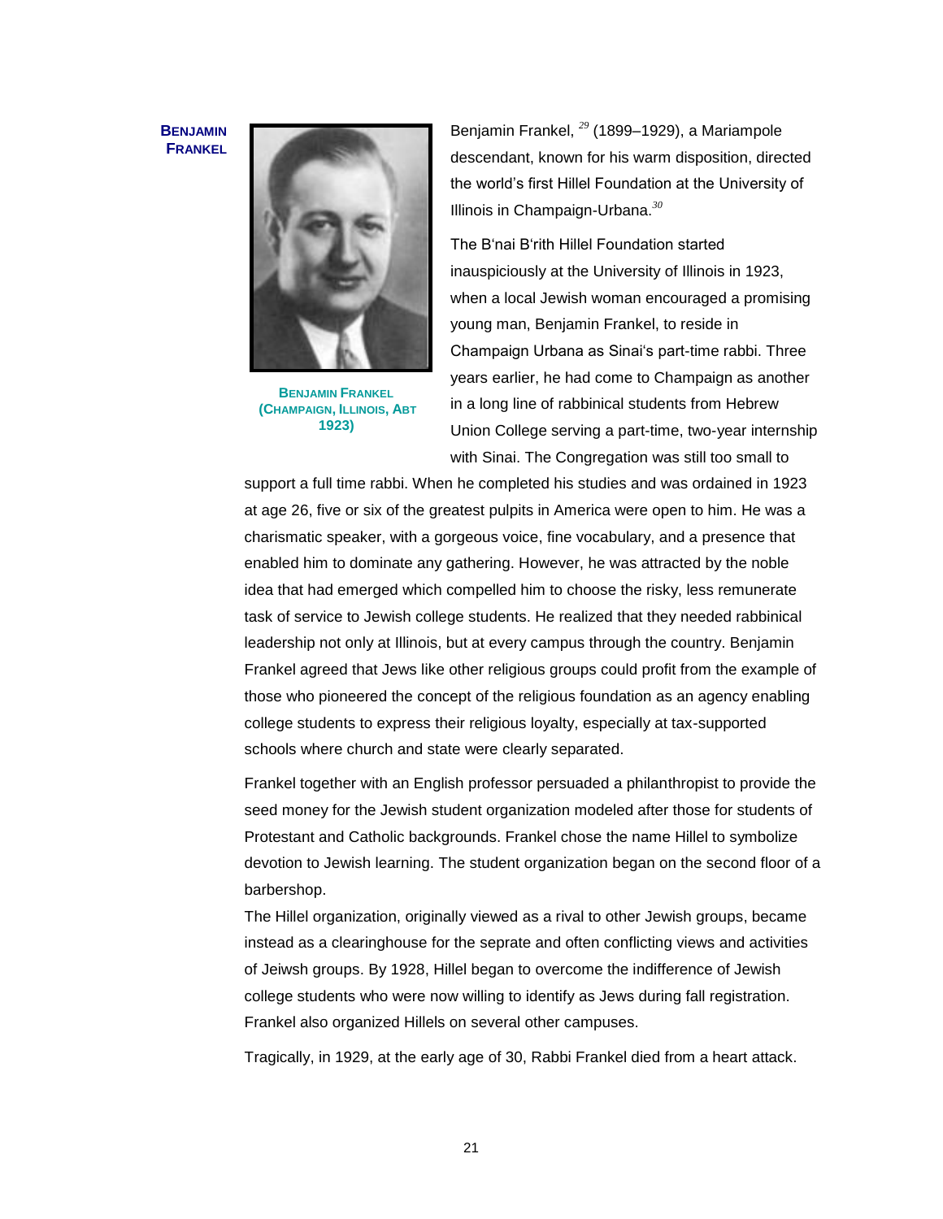**BENJAMIN FRANKEL**

**BENJAMIN FRANKEL (CHAMPAIGN, ILLINOIS, ABT 1923)**

Benjamin Frankel, [29] (1899–1929), a Mariampole descendant, known for his warm disposition, directed the world's first Hillel Foundation at the University of Illinois in Champaign-Urbana.[30]

The B'nai B'rith Hillel Foundation started inauspiciously at the University of Illinois in 1923, when a local Jewish woman encouraged a promising young man, Benjamin Frankel, to reside in Champaign Urbana as Sinai's part-time rabbi. Three years earlier, he had come to Champaign as another in a long line of rabbinical students from Hebrew Union College serving a part-time, two-year internship with Sinai. The Congregation was still too small to support a full time rabbi. When he completed his studies and was ordained in 1923 at age 26, five or six of the greatest pulpits in America were open to him. He was a charismatic speaker, with a gorgeous voice, fine vocabulary, and a presence that enabled him to dominate any gathering. However, he was attracted by the noble idea that had emerged which compelled him to choose the risky, less remunerate task of service to Jewish college students. He realized that they needed rabbinical leadership not only at Illinois, but at every campus through the country. Benjamin Frankel agreed that Jews like other religious groups could profit from the example of those who pioneered the concept of the religious foundation as an agency enabling college students to express their religious loyalty, especially at tax-supported schools where church and state were clearly separated.

Frankel together with an English professor persuaded a philanthropist to provide the seed money for the Jewish student organization modeled after those for students of Protestant and Catholic backgrounds. Frankel chose the name Hillel to symbolize devotion to Jewish learning. The student organization began on the second floor of a barbershop.

The Hillel organization, originally viewed as a rival to other Jewish groups, became instead as a clearinghouse for the seprate and often conflicting views and activities of Jeiwsh groups. By 1928, Hillel began to overcome the indifference of Jewish college students who were now willing to identify as Jews during fall registration. Frankel also organized Hillels on several other campuses.

Tragically, in 1929, at the early age of 30, Rabbi Frankel died from a heart attack.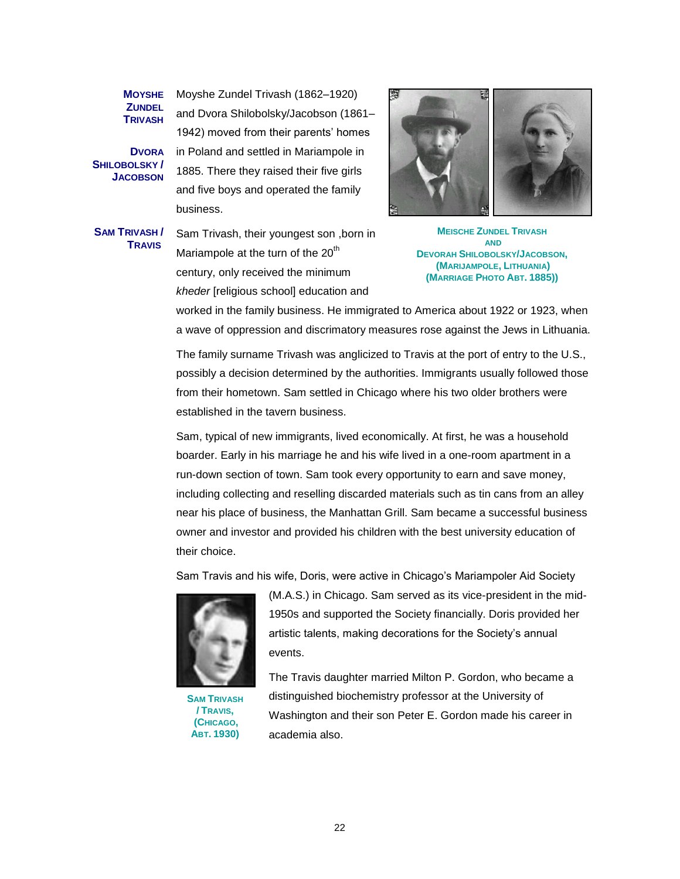**MOYSHE ZUNDEL TRIVASH**

**DVORA SHILOBOLSKY / JACOBSON**

Moyshe Zundel Trivash (1862–1920) and Dvora Shilobolsky/Jacobson (1861–1942) moved from their parents' homes in Poland and settled in Mariampole in 1885. There they raised their five girls and five boys and operated the family business.

MEISCHE ZUNDEL TRIVASH AND DEVORAH SHILOBOLSKY/JACOBSON, (MARIJAMPOLE, LITHUANIA) (MARRIAGE PHOTO ABT. 1885))

**SAM TRIVASH / TRAVIS**

Sam Trivash, their youngest son ,born in Mariampole at the turn of the 20th century, only received the minimum *kheder* [religious school] education and worked in the family business. He immigrated to America about 1922 or 1923, when a wave of oppression and discriminatory measures rose against the Jews in Lithuania.

The family surname Trivash was anglicized to Travis at the port of entry to the U.S., possibly a decision determined by the authorities. Immigrants usually followed those from their hometown. Sam settled in Chicago where his two older brothers were established in the tavern business.

Sam, typical of new immigrants, lived economically. At first, he was a household boarder. Early in his marriage he and his wife lived in a one-room apartment in a run-down section of town. Sam took every opportunity to earn and save money, including collecting and reselling discarded materials such as tin cans from an alley near his place of business, the Manhattan Grill. Sam became a successful business owner and investor and provided his children with the best university education of their choice.

Sam Travis and his wife, Doris, were active in Chicago's Mariampoler Aid Society (M.A.S.) in Chicago. Sam served as its vice-president in the mid-1950s and supported the Society financially. Doris provided her artistic talents, making decorations for the Society's annual events.

SAM TRIVASH / TRAVIS, (CHICAGO, ABT. 1930)

The Travis daughter married Milton P. Gordon, who became a distinguished biochemistry professor at the University of Washington and their son Peter E. Gordon made his career in academia also.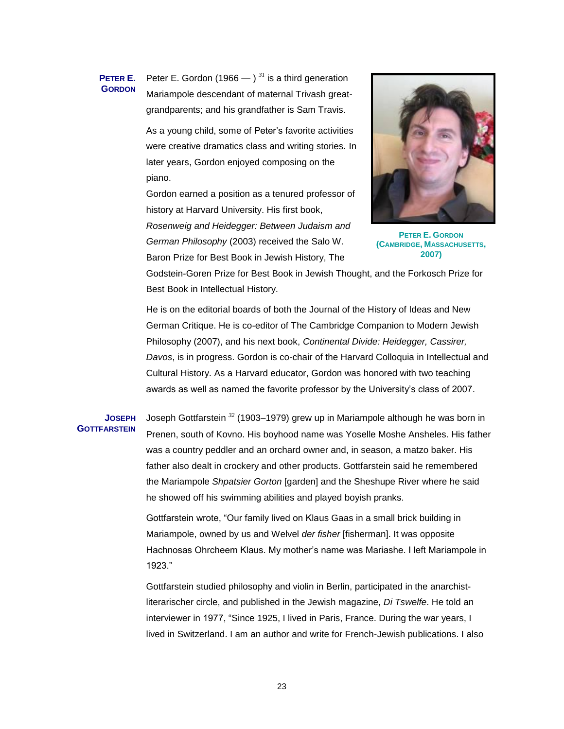**Peter E. Gordon**

Peter E. Gordon (1966 — ) [31] is a third generation Mariampole descendant of maternal Trivash great-grandparents; and his grandfather is Sam Travis.

As a young child, some of Peter's favorite activities were creative dramatics class and writing stories. In later years, Gordon enjoyed composing on the piano.

Gordon earned a position as a tenured professor of history at Harvard University. His first book, *Rosenweig and Heidegger: Between Judaism and German Philosophy* (2003) received the Salo W. Baron Prize for Best Book in Jewish History, The Godstein-Goren Prize for Best Book in Jewish Thought, and the Forkosch Prize for Best Book in Intellectual History.

PETER E. GORDON (CAMBRIDGE, MASSACHUSETTS, 2007)

He is on the editorial boards of both the Journal of the History of Ideas and New German Critique. He is co-editor of The Cambridge Companion to Modern Jewish Philosophy (2007), and his next book, *Continental Divide: Heidegger, Cassirer, Davos*, is in progress. Gordon is co-chair of the Harvard Colloquia in Intellectual and Cultural History. As a Harvard educator, Gordon was honored with two teaching awards as well as named the favorite professor by the University's class of 2007.

**Joseph Gottfarstein**

Joseph Gottfarstein [32] (1903–1979) grew up in Mariampole although he was born in Prenen, south of Kovno. His boyhood name was Yoselle Moshe Ansheles. His father was a country peddler and an orchard owner and, in season, a matzo baker. His father also dealt in crockery and other products. Gottfarstein said he remembered the Mariampole *Shpatsier Gorton* [garden] and the Sheshupe River where he said he showed off his swimming abilities and played boyish pranks.

Gottfarstein wrote, "Our family lived on Klaus Gaas in a small brick building in Mariampole, owned by us and Welvel *der fisher* [fisherman]. It was opposite Hachnosas Ohrcheem Klaus. My mother's name was Mariashe. I left Mariampole in 1923."

Gottfarstein studied philosophy and violin in Berlin, participated in the anarchist-literarischer circle, and published in the Jewish magazine, *Di Tswelfe*. He told an interviewer in 1977, "Since 1925, I lived in Paris, France. During the war years, I lived in Switzerland. I am an author and write for French-Jewish publications. I also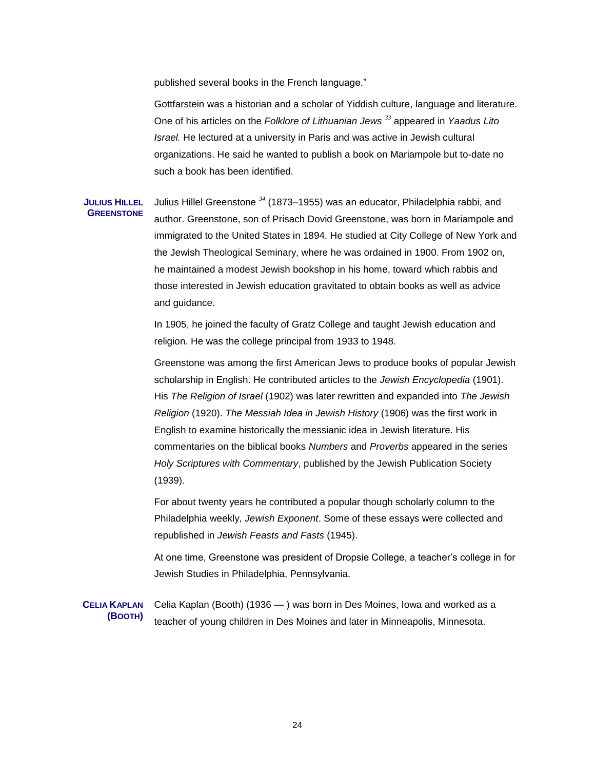published several books in the French language."

Gottfarstein was a historian and a scholar of Yiddish culture, language and literature. One of his articles on the *Folklore of Lithuanian Jews* [33] appeared in *Yaadus Lito Israel.* He lectured at a university in Paris and was active in Jewish cultural organizations. He said he wanted to publish a book on Mariampole but to-date no such a book has been identified.

**JULIUS HILLEL GREENSTONE**

Julius Hillel Greenstone [34] (1873–1955) was an educator, Philadelphia rabbi, and author. Greenstone, son of Prisach Dovid Greenstone, was born in Mariampole and immigrated to the United States in 1894. He studied at City College of New York and the Jewish Theological Seminary, where he was ordained in 1900. From 1902 on, he maintained a modest Jewish bookshop in his home, toward which rabbis and those interested in Jewish education gravitated to obtain books as well as advice and guidance.

In 1905, he joined the faculty of Gratz College and taught Jewish education and religion. He was the college principal from 1933 to 1948.

Greenstone was among the first American Jews to produce books of popular Jewish scholarship in English. He contributed articles to the *Jewish Encyclopedia* (1901). His *The Religion of Israel* (1902) was later rewritten and expanded into *The Jewish Religion* (1920). *The Messiah Idea in Jewish History* (1906) was the first work in English to examine historically the messianic idea in Jewish literature. His commentaries on the biblical books *Numbers* and *Proverbs* appeared in the series *Holy Scriptures with Commentary*, published by the Jewish Publication Society (1939).

For about twenty years he contributed a popular though scholarly column to the Philadelphia weekly, *Jewish Exponent*. Some of these essays were collected and republished in *Jewish Feasts and Fasts* (1945).

At one time, Greenstone was president of Dropsie College, a teacher's college in for Jewish Studies in Philadelphia, Pennsylvania.

**CELIA KAPLAN (BOOTH)**

Celia Kaplan (Booth) (1936 — ) was born in Des Moines, Iowa and worked as a teacher of young children in Des Moines and later in Minneapolis, Minnesota.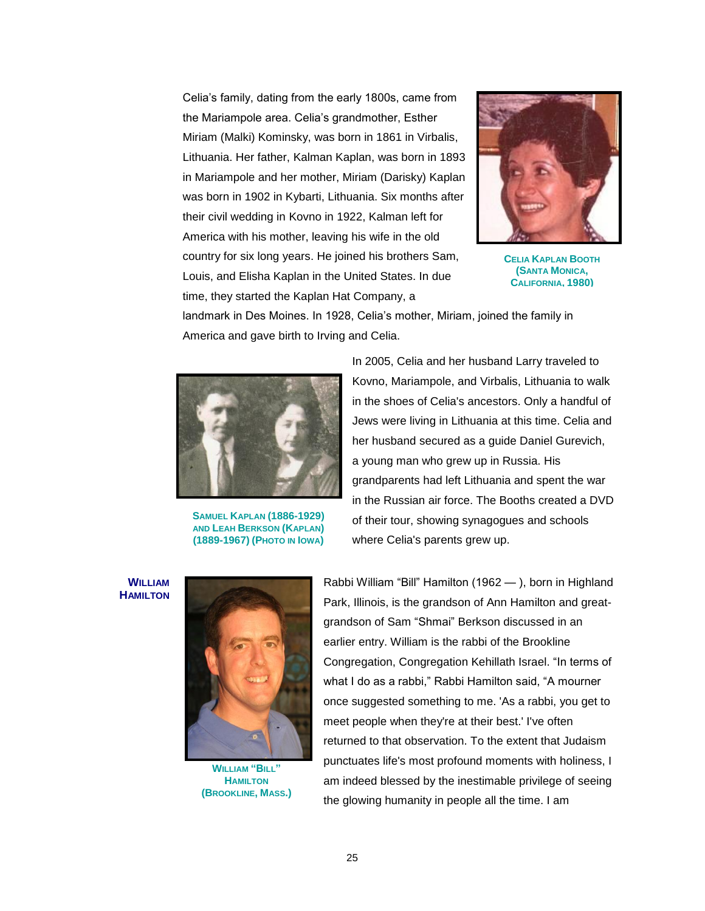Celia's family, dating from the early 1800s, came from the Mariampole area. Celia's grandmother, Esther Miriam (Malki) Kominsky, was born in 1861 in Virbalis, Lithuania. Her father, Kalman Kaplan, was born in 1893 in Mariampole and her mother, Miriam (Darisky) Kaplan was born in 1902 in Kybarti, Lithuania. Six months after their civil wedding in Kovno in 1922, Kalman left for America with his mother, leaving his wife in the old country for six long years. He joined his brothers Sam, Louis, and Elisha Kaplan in the United States. In due time, they started the Kaplan Hat Company, a landmark in Des Moines. In 1928, Celia's mother, Miriam, joined the family in America and gave birth to Irving and Celia.

**Celia Kaplan Booth (Santa Monica, California, 1980)**

In 2005, Celia and her husband Larry traveled to Kovno, Mariampole, and Virbalis, Lithuania to walk in the shoes of Celia's ancestors. Only a handful of Jews were living in Lithuania at this time. Celia and her husband secured as a guide Daniel Gurevich, a young man who grew up in Russia. His grandparents had left Lithuania and spent the war in the Russian air force. The Booths created a DVD of their tour, showing synagogues and schools where Celia's parents grew up.

**Samuel Kaplan (1886-1929) and Leah Berkson (Kaplan) (1889-1967) (Photo in Iowa)**

## William Hamilton

Rabbi William "Bill" Hamilton (1962 — ), born in Highland Park, Illinois, is the grandson of Ann Hamilton and great-grandson of Sam "Shmai" Berkson discussed in an earlier entry. William is the rabbi of the Brookline Congregation, Congregation Kehillath Israel. "In terms of what I do as a rabbi," Rabbi Hamilton said, "A mourner once suggested something to me. 'As a rabbi, you get to meet people when they're at their best.' I've often returned to that observation. To the extent that Judaism punctuates life's most profound moments with holiness, I am indeed blessed by the inestimable privilege of seeing the glowing humanity in people all the time. I am

**William "Bill" Hamilton (Brookline, Mass.)**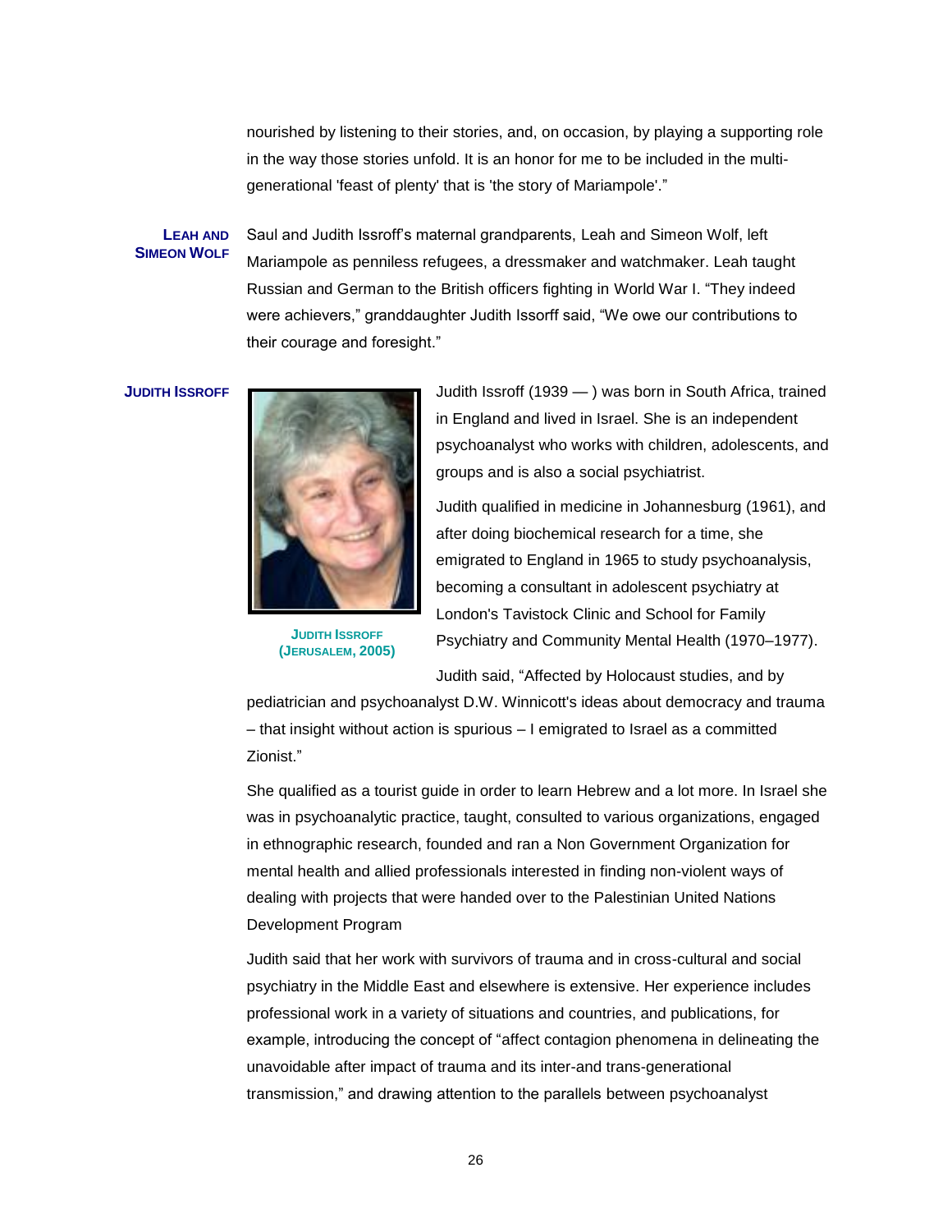nourished by listening to their stories, and, on occasion, by playing a supporting role in the way those stories unfold. It is an honor for me to be included in the multi-generational 'feast of plenty' that is 'the story of Mariampole'."

**LEAH AND SIMEON WOLF**

Saul and Judith Issroff's maternal grandparents, Leah and Simeon Wolf, left Mariampole as penniless refugees, a dressmaker and watchmaker. Leah taught Russian and German to the British officers fighting in World War I. "They indeed were achievers," granddaughter Judith Issorff said, "We owe our contributions to their courage and foresight."

**JUDITH ISSROFF**

JUDITH ISSROFF (JERUSALEM, 2005)

Judith Issroff (1939 — ) was born in South Africa, trained in England and lived in Israel. She is an independent psychoanalyst who works with children, adolescents, and groups and is also a social psychiatrist.

Judith qualified in medicine in Johannesburg (1961), and after doing biochemical research for a time, she emigrated to England in 1965 to study psychoanalysis, becoming a consultant in adolescent psychiatry at London's Tavistock Clinic and School for Family Psychiatry and Community Mental Health (1970–1977).

Judith said, "Affected by Holocaust studies, and by pediatrician and psychoanalyst D.W. Winnicott's ideas about democracy and trauma – that insight without action is spurious – I emigrated to Israel as a committed Zionist."

She qualified as a tourist guide in order to learn Hebrew and a lot more. In Israel she was in psychoanalytic practice, taught, consulted to various organizations, engaged in ethnographic research, founded and ran a Non Government Organization for mental health and allied professionals interested in finding non-violent ways of dealing with projects that were handed over to the Palestinian United Nations Development Program

Judith said that her work with survivors of trauma and in cross-cultural and social psychiatry in the Middle East and elsewhere is extensive. Her experience includes professional work in a variety of situations and countries, and publications, for example, introducing the concept of "affect contagion phenomena in delineating the unavoidable after impact of trauma and its inter-and trans-generational transmission," and drawing attention to the parallels between psychoanalyst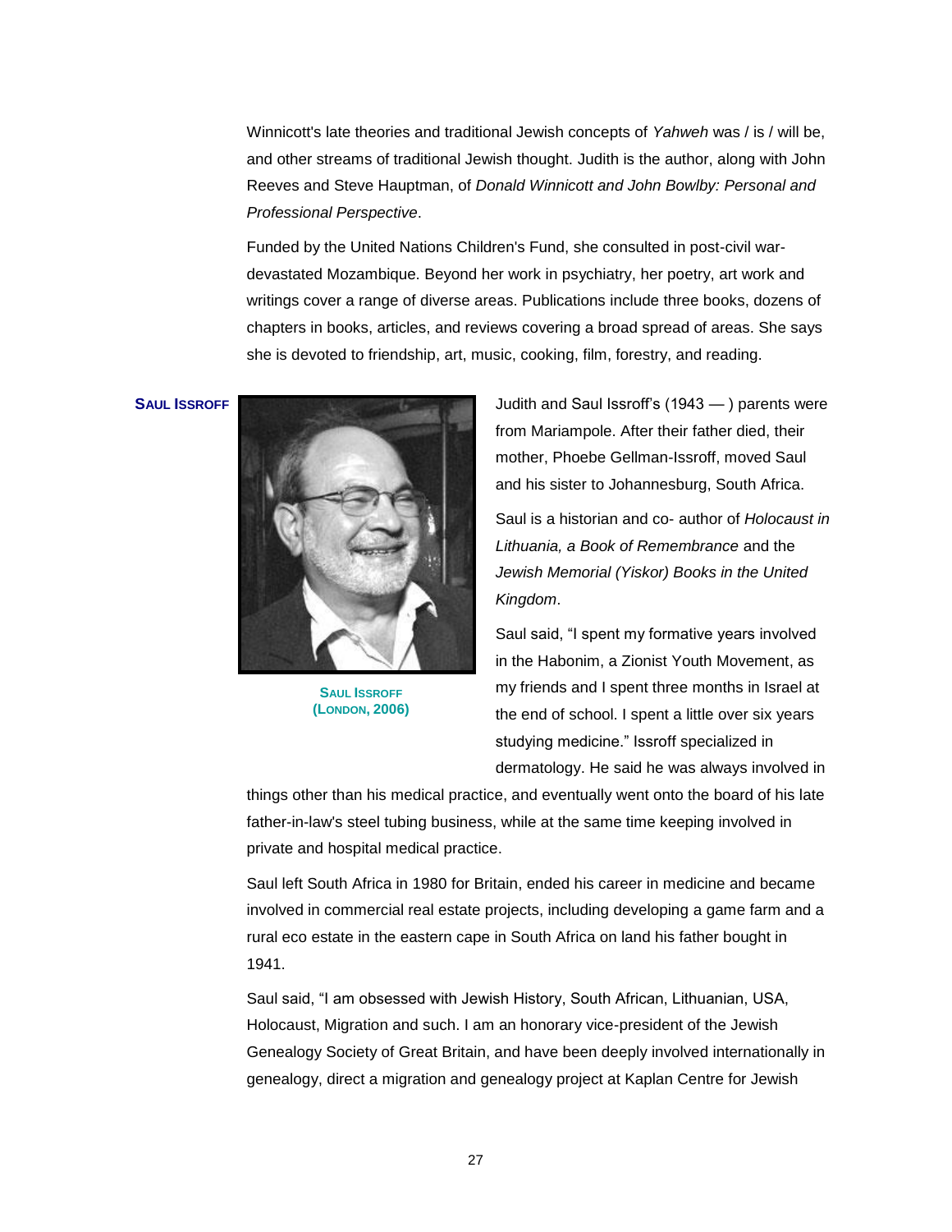Winnicott's late theories and traditional Jewish concepts of *Yahweh* was / is / will be, and other streams of traditional Jewish thought. Judith is the author, along with John Reeves and Steve Hauptman, of *Donald Winnicott and John Bowlby: Personal and Professional Perspective*.

Funded by the United Nations Children's Fund, she consulted in post-civil war-devastated Mozambique. Beyond her work in psychiatry, her poetry, art work and writings cover a range of diverse areas. Publications include three books, dozens of chapters in books, articles, and reviews covering a broad spread of areas. She says she is devoted to friendship, art, music, cooking, film, forestry, and reading.

### SAUL ISSROFF

SAUL ISSROFF (LONDON, 2006)

Judith and Saul Issroff's (1943 — ) parents were from Mariampole. After their father died, their mother, Phoebe Gellman-Issroff, moved Saul and his sister to Johannesburg, South Africa.

Saul is a historian and co- author of *Holocaust in Lithuania, a Book of Remembrance* and the *Jewish Memorial (Yiskor) Books in the United Kingdom*.

Saul said, "I spent my formative years involved in the Habonim, a Zionist Youth Movement, as my friends and I spent three months in Israel at the end of school. I spent a little over six years studying medicine." Issroff specialized in dermatology. He said he was always involved in things other than his medical practice, and eventually went onto the board of his late father-in-law's steel tubing business, while at the same time keeping involved in private and hospital medical practice.

Saul left South Africa in 1980 for Britain, ended his career in medicine and became involved in commercial real estate projects, including developing a game farm and a rural eco estate in the eastern cape in South Africa on land his father bought in 1941.

Saul said, "I am obsessed with Jewish History, South African, Lithuanian, USA, Holocaust, Migration and such. I am an honorary vice-president of the Jewish Genealogy Society of Great Britain, and have been deeply involved internationally in genealogy, direct a migration and genealogy project at Kaplan Centre for Jewish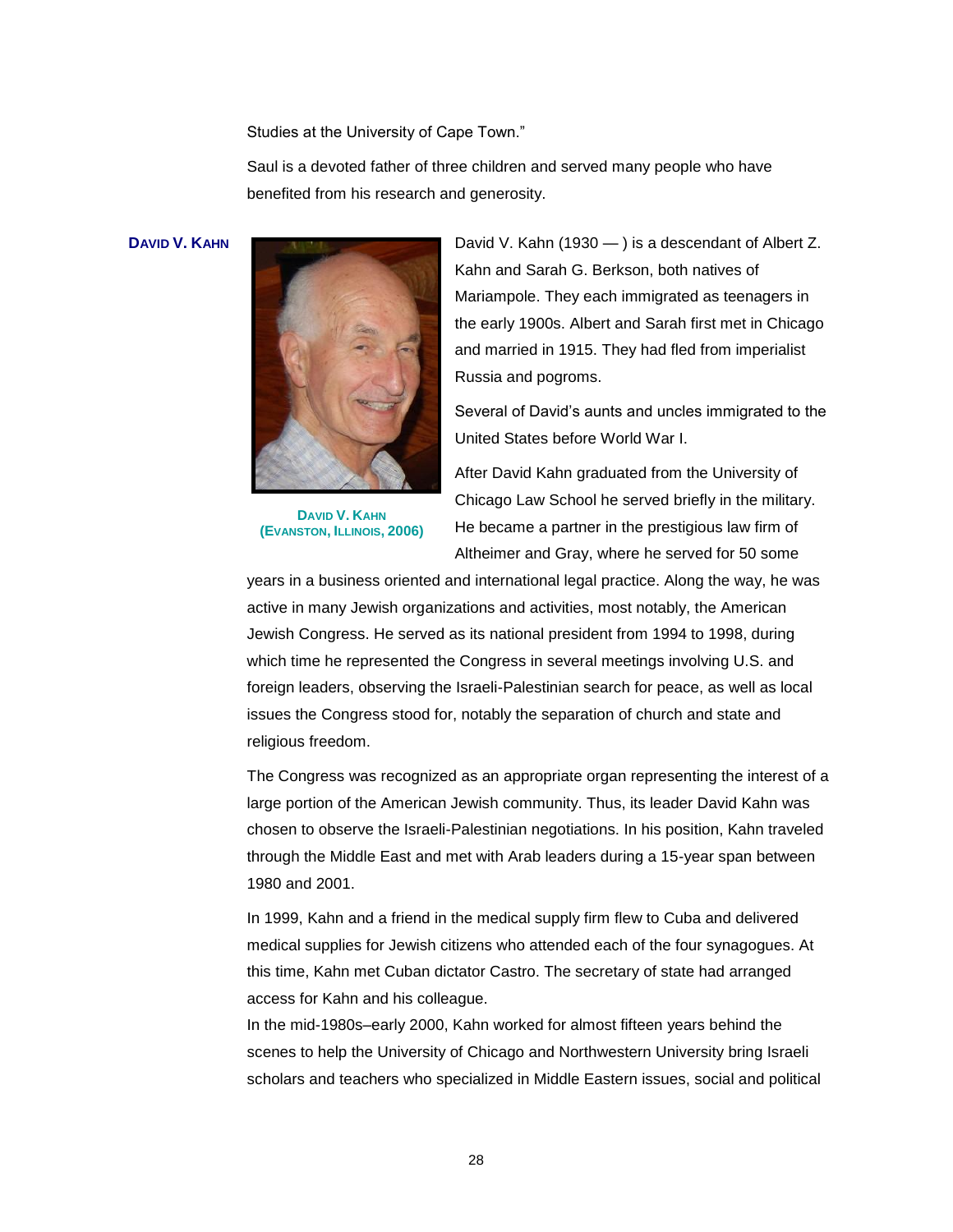Studies at the University of Cape Town."

Saul is a devoted father of three children and served many people who have benefited from his research and generosity.

**DAVID V. KAHN**

**DAVID V. KAHN (EVANSTON, ILLINOIS, 2006)**

David V. Kahn (1930 — ) is a descendant of Albert Z. Kahn and Sarah G. Berkson, both natives of Mariampole. They each immigrated as teenagers in the early 1900s. Albert and Sarah first met in Chicago and married in 1915. They had fled from imperialist Russia and pogroms.

Several of David's aunts and uncles immigrated to the United States before World War I.

After David Kahn graduated from the University of Chicago Law School he served briefly in the military. He became a partner in the prestigious law firm of Altheimer and Gray, where he served for 50 some years in a business oriented and international legal practice. Along the way, he was active in many Jewish organizations and activities, most notably, the American Jewish Congress. He served as its national president from 1994 to 1998, during which time he represented the Congress in several meetings involving U.S. and foreign leaders, observing the Israeli-Palestinian search for peace, as well as local issues the Congress stood for, notably the separation of church and state and religious freedom.

The Congress was recognized as an appropriate organ representing the interest of a large portion of the American Jewish community. Thus, its leader David Kahn was chosen to observe the Israeli-Palestinian negotiations. In his position, Kahn traveled through the Middle East and met with Arab leaders during a 15-year span between 1980 and 2001.

In 1999, Kahn and a friend in the medical supply firm flew to Cuba and delivered medical supplies for Jewish citizens who attended each of the four synagogues. At this time, Kahn met Cuban dictator Castro. The secretary of state had arranged access for Kahn and his colleague.

In the mid-1980s–early 2000, Kahn worked for almost fifteen years behind the scenes to help the University of Chicago and Northwestern University bring Israeli scholars and teachers who specialized in Middle Eastern issues, social and political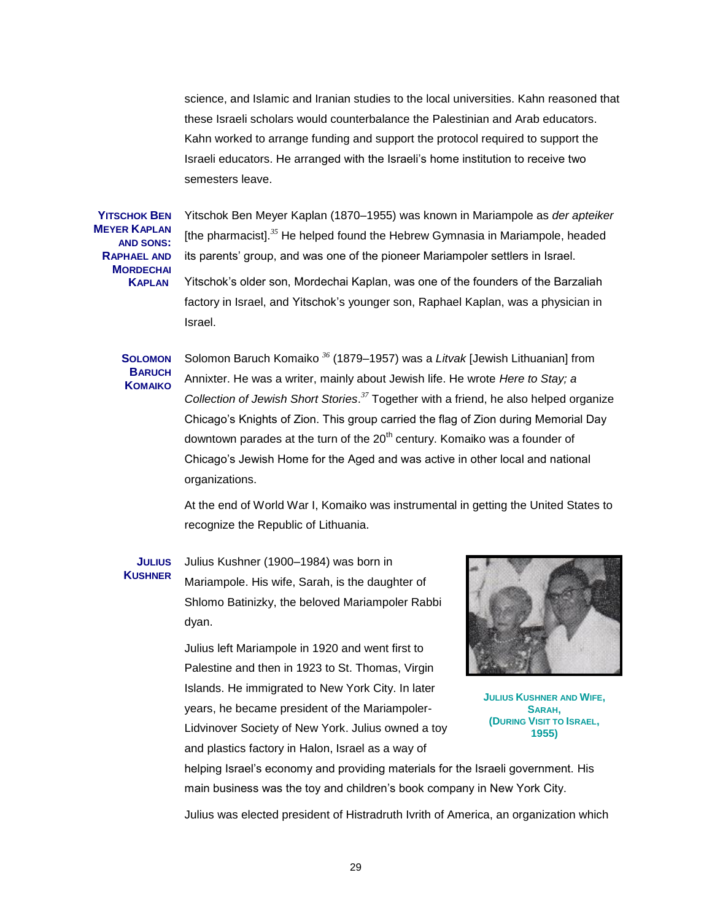science, and Islamic and Iranian studies to the local universities. Kahn reasoned that these Israeli scholars would counterbalance the Palestinian and Arab educators. Kahn worked to arrange funding and support the protocol required to support the Israeli educators. He arranged with the Israeli's home institution to receive two semesters leave.

**Yitschok Ben Meyer Kaplan and Sons: Raphael and Mordechai Kaplan**

Yitschok Ben Meyer Kaplan (1870–1955) was known in Mariampole as *der apteiker* [the pharmacist].[35] He helped found the Hebrew Gymnasia in Mariampole, headed its parents' group, and was one of the pioneer Mariampoler settlers in Israel.

Yitschok's older son, Mordechai Kaplan, was one of the founders of the Barzaliah factory in Israel, and Yitschok's younger son, Raphael Kaplan, was a physician in Israel.

**Solomon Baruch Komaiko**

Solomon Baruch Komaiko [36] (1879–1957) was a *Litvak* [Jewish Lithuanian] from Annixter. He was a writer, mainly about Jewish life. He wrote *Here to Stay; a Collection of Jewish Short Stories*.[37] Together with a friend, he also helped organize Chicago's Knights of Zion. This group carried the flag of Zion during Memorial Day downtown parades at the turn of the 20th century. Komaiko was a founder of Chicago's Jewish Home for the Aged and was active in other local and national organizations.

At the end of World War I, Komaiko was instrumental in getting the United States to recognize the Republic of Lithuania.

**Julius Kushner**

Julius Kushner (1900–1984) was born in Mariampole. His wife, Sarah, is the daughter of Shlomo Batinizky, the beloved Mariampoler Rabbi dyan.

Julius Kushner and Wife, Sarah, (During Visit to Israel, 1955)

Julius left Mariampole in 1920 and went first to Palestine and then in 1923 to St. Thomas, Virgin Islands. He immigrated to New York City. In later years, he became president of the Mariampoler-Lidvinover Society of New York. Julius owned a toy and plastics factory in Halon, Israel as a way of helping Israel's economy and providing materials for the Israeli government. His main business was the toy and children's book company in New York City.

Julius was elected president of Histradruth Ivrith of America, an organization which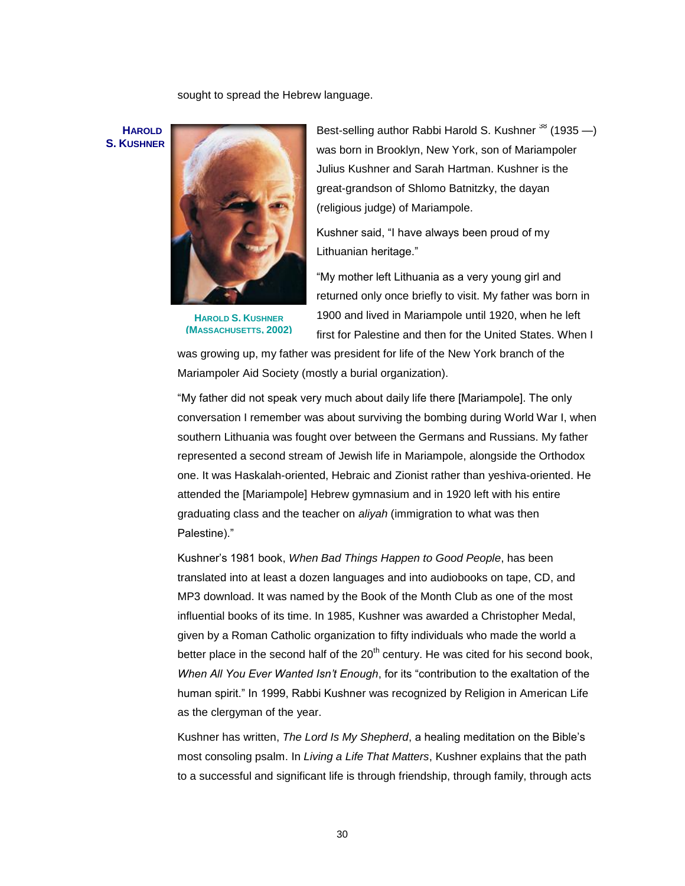sought to spread the Hebrew language.

**HAROLD S. KUSHNER**

HAROLD S. KUSHNER (MASSACHUSETTS, 2002)

Best-selling author Rabbi Harold S. Kushner [38] (1935 —) was born in Brooklyn, New York, son of Mariampoler Julius Kushner and Sarah Hartman. Kushner is the great-grandson of Shlomo Batnitzky, the dayan (religious judge) of Mariampole.

Kushner said, "I have always been proud of my Lithuanian heritage."

"My mother left Lithuania as a very young girl and returned only once briefly to visit. My father was born in 1900 and lived in Mariampole until 1920, when he left first for Palestine and then for the United States. When I was growing up, my father was president for life of the New York branch of the Mariampoler Aid Society (mostly a burial organization).

"My father did not speak very much about daily life there [Mariampole]. The only conversation I remember was about surviving the bombing during World War I, when southern Lithuania was fought over between the Germans and Russians. My father represented a second stream of Jewish life in Mariampole, alongside the Orthodox one. It was Haskalah-oriented, Hebraic and Zionist rather than yeshiva-oriented. He attended the [Mariampole] Hebrew gymnasium and in 1920 left with his entire graduating class and the teacher on *aliyah* (immigration to what was then Palestine)."

Kushner's 1981 book, *When Bad Things Happen to Good People*, has been translated into at least a dozen languages and into audiobooks on tape, CD, and MP3 download. It was named by the Book of the Month Club as one of the most influential books of its time. In 1985, Kushner was awarded a Christopher Medal, given by a Roman Catholic organization to fifty individuals who made the world a better place in the second half of the 20th century. He was cited for his second book, *When All You Ever Wanted Isn't Enough*, for its "contribution to the exaltation of the human spirit." In 1999, Rabbi Kushner was recognized by Religion in American Life as the clergyman of the year.

Kushner has written, *The Lord Is My Shepherd*, a healing meditation on the Bible's most consoling psalm. In *Living a Life That Matters*, Kushner explains that the path to a successful and significant life is through friendship, through family, through acts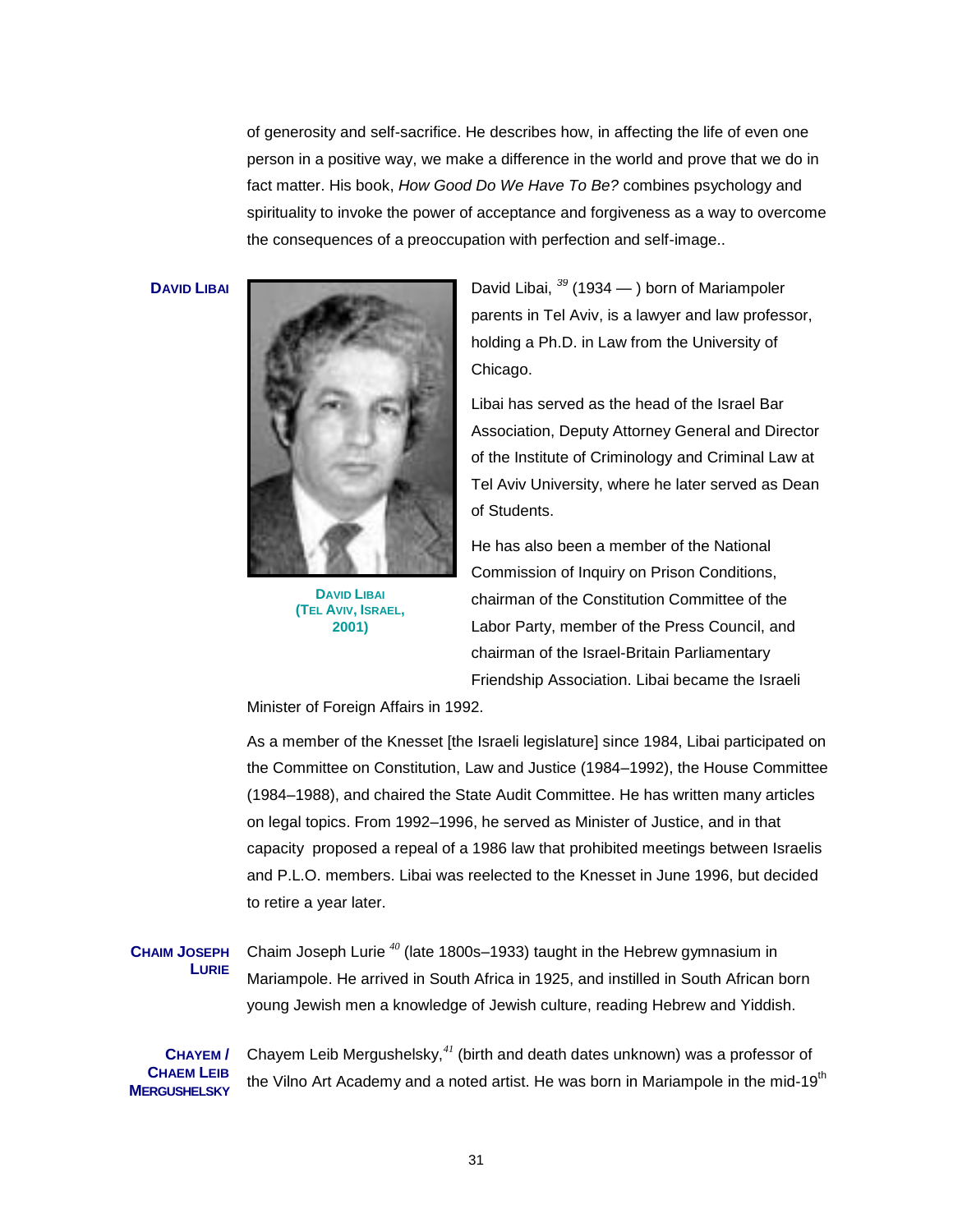of generosity and self-sacrifice. He describes how, in affecting the life of even one person in a positive way, we make a difference in the world and prove that we do in fact matter. His book, *How Good Do We Have To Be?* combines psychology and spirituality to invoke the power of acceptance and forgiveness as a way to overcome the consequences of a preoccupation with perfection and self-image..

**DAVID LIBAI**

DAVID LIBAI (TEL AVIV, ISRAEL, 2001)

David Libai, [39] (1934 — ) born of Mariampoler parents in Tel Aviv, is a lawyer and law professor, holding a Ph.D. in Law from the University of Chicago.

Libai has served as the head of the Israel Bar Association, Deputy Attorney General and Director of the Institute of Criminology and Criminal Law at Tel Aviv University, where he later served as Dean of Students.

He has also been a member of the National Commission of Inquiry on Prison Conditions, chairman of the Constitution Committee of the Labor Party, member of the Press Council, and chairman of the Israel-Britain Parliamentary Friendship Association. Libai became the Israeli Minister of Foreign Affairs in 1992.

As a member of the Knesset [the Israeli legislature] since 1984, Libai participated on the Committee on Constitution, Law and Justice (1984–1992), the House Committee (1984–1988), and chaired the State Audit Committee. He has written many articles on legal topics. From 1992–1996, he served as Minister of Justice, and in that capacity proposed a repeal of a 1986 law that prohibited meetings between Israelis and P.L.O. members. Libai was reelected to the Knesset in June 1996, but decided to retire a year later.

**CHAIM JOSEPH LURIE**

Chaim Joseph Lurie [40] (late 1800s–1933) taught in the Hebrew gymnasium in Mariampole. He arrived in South Africa in 1925, and instilled in South African born young Jewish men a knowledge of Jewish culture, reading Hebrew and Yiddish.

**CHAYEM / CHAEM LEIB MERGUSHELSKY**

Chayem Leib Mergushelsky,[41] (birth and death dates unknown) was a professor of the Vilno Art Academy and a noted artist. He was born in Mariampole in the mid-19th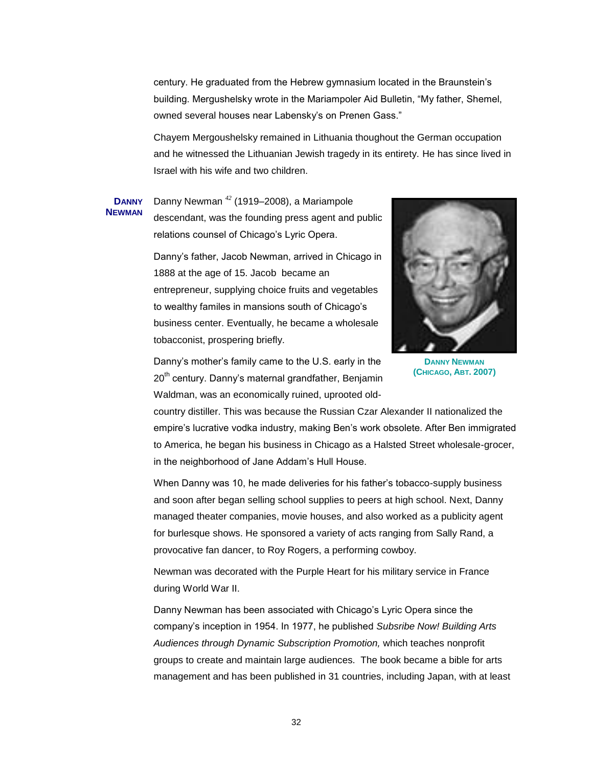century. He graduated from the Hebrew gymnasium located in the Braunstein's building. Mergushelsky wrote in the Mariampoler Aid Bulletin, "My father, Shemel, owned several houses near Labensky's on Prenen Gass."

Chayem Mergoushelsky remained in Lithuania thoughout the German occupation and he witnessed the Lithuanian Jewish tragedy in its entirety. He has since lived in Israel with his wife and two children.

**DANNY NEWMAN**

Danny Newman [42] (1919–2008), a Mariampole descendant, was the founding press agent and public relations counsel of Chicago's Lyric Opera.

Danny's father, Jacob Newman, arrived in Chicago in 1888 at the age of 15. Jacob became an entrepreneur, supplying choice fruits and vegetables to wealthy familes in mansions south of Chicago's business center. Eventually, he became a wholesale tobacconist, prospering briefly.

DANNY NEWMAN (CHICAGO, ABT. 2007)

Danny's mother's family came to the U.S. early in the 20th century. Danny's maternal grandfather, Benjamin Waldman, was an economically ruined, uprooted old-country distiller. This was because the Russian Czar Alexander II nationalized the empire's lucrative vodka industry, making Ben's work obsolete. After Ben immigrated to America, he began his business in Chicago as a Halsted Street wholesale-grocer, in the neighborhood of Jane Addam's Hull House.

When Danny was 10, he made deliveries for his father's tobacco-supply business and soon after began selling school supplies to peers at high school. Next, Danny managed theater companies, movie houses, and also worked as a publicity agent for burlesque shows. He sponsored a variety of acts ranging from Sally Rand, a provocative fan dancer, to Roy Rogers, a performing cowboy.

Newman was decorated with the Purple Heart for his military service in France during World War II.

Danny Newman has been associated with Chicago's Lyric Opera since the company's inception in 1954. In 1977, he published *Subsribe Now! Building Arts Audiences through Dynamic Subscription Promotion,* which teaches nonprofit groups to create and maintain large audiences. The book became a bible for arts management and has been published in 31 countries, including Japan, with at least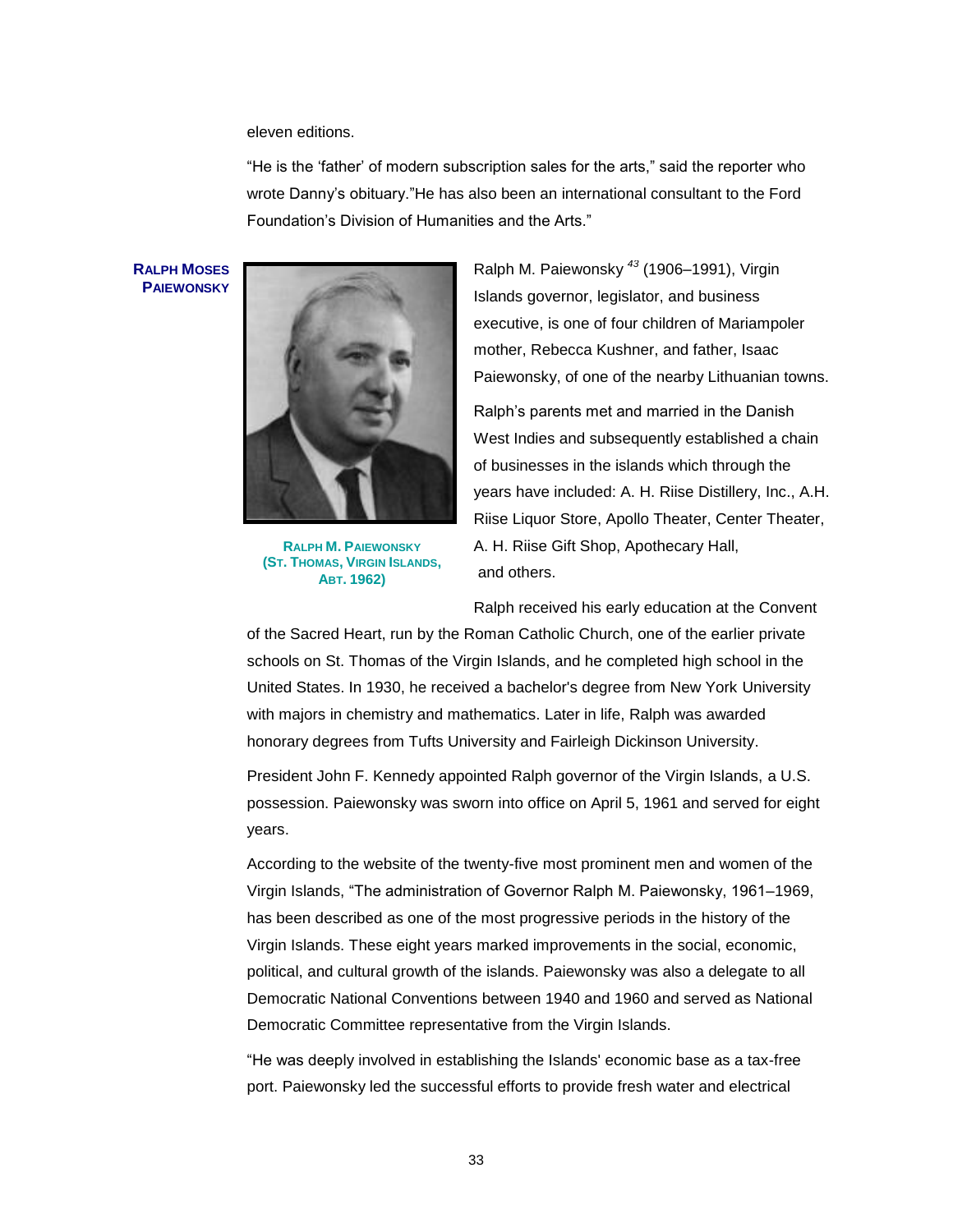eleven editions.

“He is the ‘father’ of modern subscription sales for the arts,” said the reporter who wrote Danny’s obituary.”He has also been an international consultant to the Ford Foundation’s Division of Humanities and the Arts.”

**RALPH MOSES PAIEWONSKY**

RALPH M. PAIEWONSKY (ST. THOMAS, VIRGIN ISLANDS, ABT. 1962)

Ralph M. Paiewonsky [43] (1906–1991), Virgin Islands governor, legislator, and business executive, is one of four children of Mariampoler mother, Rebecca Kushner, and father, Isaac Paiewonsky, of one of the nearby Lithuanian towns.

Ralph’s parents met and married in the Danish West Indies and subsequently established a chain of businesses in the islands which through the years have included: A. H. Riise Distillery, Inc., A.H. Riise Liquor Store, Apollo Theater, Center Theater, A. H. Riise Gift Shop, Apothecary Hall, and others.

Ralph received his early education at the Convent of the Sacred Heart, run by the Roman Catholic Church, one of the earlier private schools on St. Thomas of the Virgin Islands, and he completed high school in the United States. In 1930, he received a bachelor's degree from New York University with majors in chemistry and mathematics. Later in life, Ralph was awarded honorary degrees from Tufts University and Fairleigh Dickinson University.

President John F. Kennedy appointed Ralph governor of the Virgin Islands, a U.S. possession. Paiewonsky was sworn into office on April 5, 1961 and served for eight years.

According to the website of the twenty-five most prominent men and women of the Virgin Islands, “The administration of Governor Ralph M. Paiewonsky, 1961–1969, has been described as one of the most progressive periods in the history of the Virgin Islands. These eight years marked improvements in the social, economic, political, and cultural growth of the islands. Paiewonsky was also a delegate to all Democratic National Conventions between 1940 and 1960 and served as National Democratic Committee representative from the Virgin Islands.

“He was deeply involved in establishing the Islands' economic base as a tax-free port. Paiewonsky led the successful efforts to provide fresh water and electrical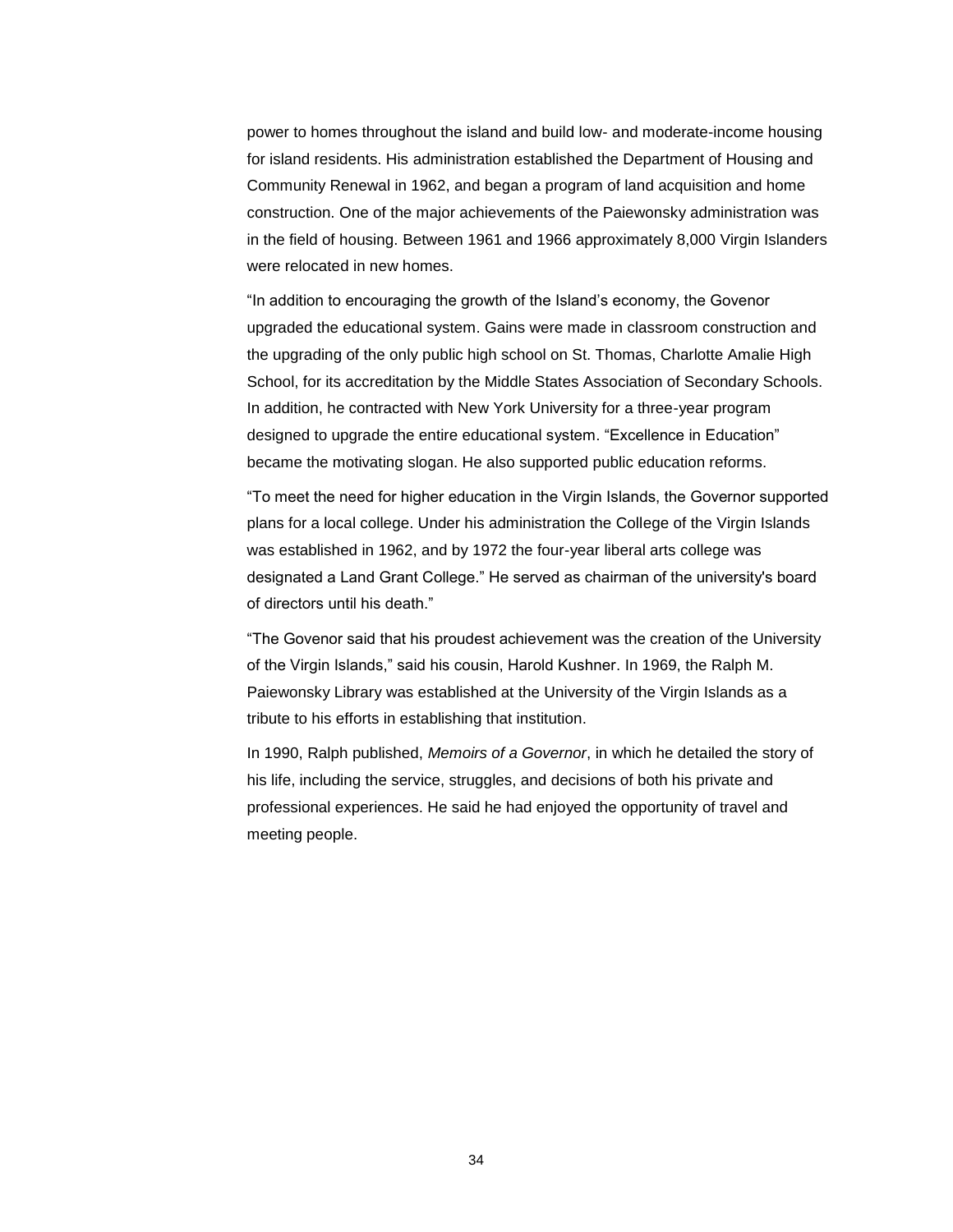power to homes throughout the island and build low- and moderate-income housing for island residents. His administration established the Department of Housing and Community Renewal in 1962, and began a program of land acquisition and home construction. One of the major achievements of the Paiewonsky administration was in the field of housing. Between 1961 and 1966 approximately 8,000 Virgin Islanders were relocated in new homes.

“In addition to encouraging the growth of the Island’s economy, the Govenor upgraded the educational system. Gains were made in classroom construction and the upgrading of the only public high school on St. Thomas, Charlotte Amalie High School, for its accreditation by the Middle States Association of Secondary Schools. In addition, he contracted with New York University for a three-year program designed to upgrade the entire educational system. “Excellence in Education” became the motivating slogan. He also supported public education reforms.

“To meet the need for higher education in the Virgin Islands, the Governor supported plans for a local college. Under his administration the College of the Virgin Islands was established in 1962, and by 1972 the four-year liberal arts college was designated a Land Grant College.” He served as chairman of the university's board of directors until his death.”

“The Govenor said that his proudest achievement was the creation of the University of the Virgin Islands,” said his cousin, Harold Kushner. In 1969, the Ralph M. Paiewonsky Library was established at the University of the Virgin Islands as a tribute to his efforts in establishing that institution.

In 1990, Ralph published, *Memoirs of a Governor*, in which he detailed the story of his life, including the service, struggles, and decisions of both his private and professional experiences. He said he had enjoyed the opportunity of travel and meeting people.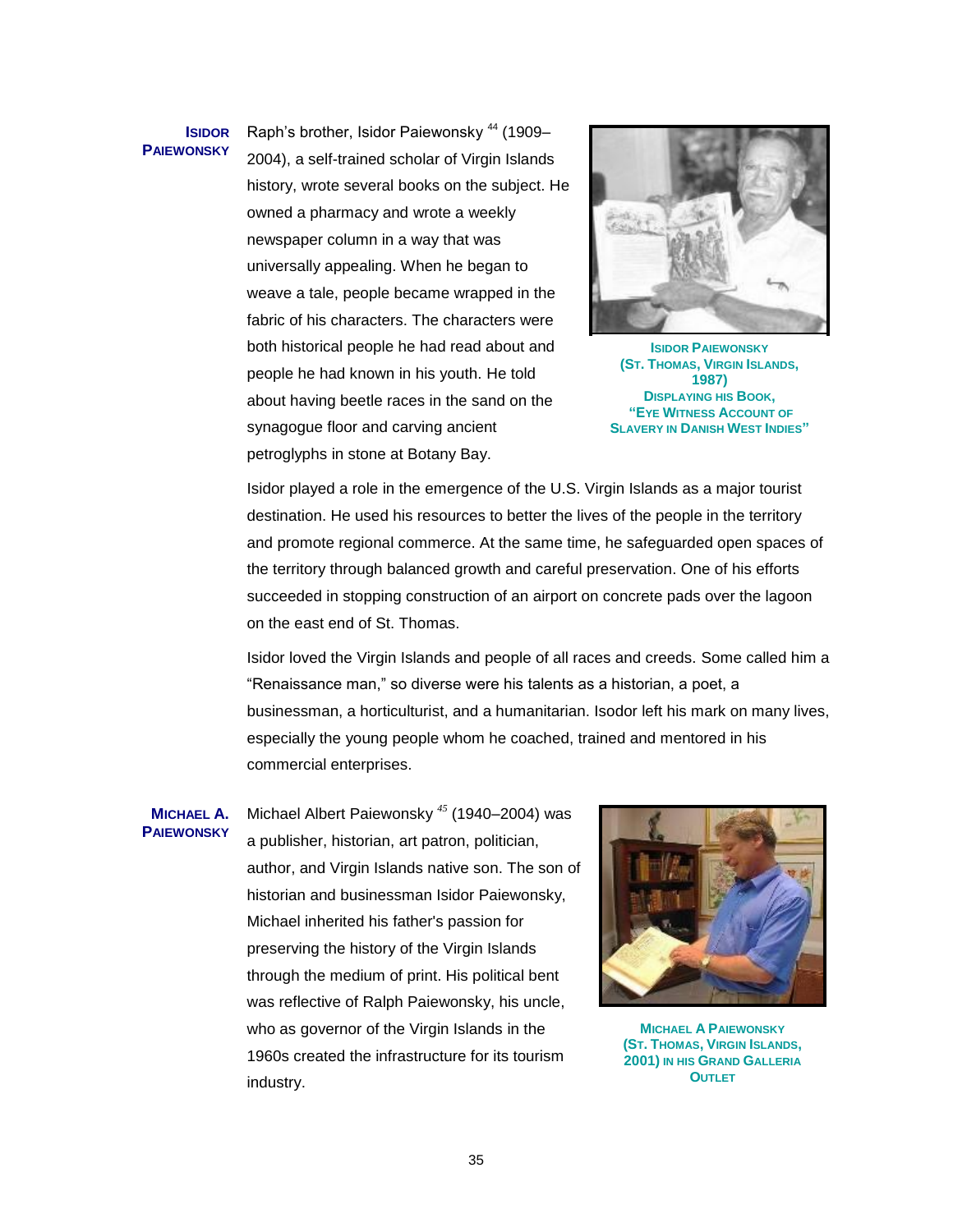**ISIDOR PAIEWONSKY**

Raph's brother, Isidor Paiewonsky [44] (1909–2004), a self-trained scholar of Virgin Islands history, wrote several books on the subject. He owned a pharmacy and wrote a weekly newspaper column in a way that was universally appealing. When he began to weave a tale, people became wrapped in the fabric of his characters. The characters were both historical people he had read about and people he had known in his youth. He told about having beetle races in the sand on the synagogue floor and carving ancient petroglyphs in stone at Botany Bay.

ISIDOR PAIEWONSKY (ST. THOMAS, VIRGIN ISLANDS, 1987) DISPLAYING HIS BOOK, "EYE WITNESS ACCOUNT OF SLAVERY IN DANISH WEST INDIES"

Isidor played a role in the emergence of the U.S. Virgin Islands as a major tourist destination. He used his resources to better the lives of the people in the territory and promote regional commerce. At the same time, he safeguarded open spaces of the territory through balanced growth and careful preservation. One of his efforts succeeded in stopping construction of an airport on concrete pads over the lagoon on the east end of St. Thomas.

Isidor loved the Virgin Islands and people of all races and creeds. Some called him a "Renaissance man," so diverse were his talents as a historian, a poet, a businessman, a horticulturist, and a humanitarian. Isodor left his mark on many lives, especially the young people whom he coached, trained and mentored in his commercial enterprises.

**MICHAEL A. PAIEWONSKY**

Michael Albert Paiewonsky [45] (1940–2004) was a publisher, historian, art patron, politician, author, and Virgin Islands native son. The son of historian and businessman Isidor Paiewonsky, Michael inherited his father's passion for preserving the history of the Virgin Islands through the medium of print. His political bent was reflective of Ralph Paiewonsky, his uncle, who as governor of the Virgin Islands in the 1960s created the infrastructure for its tourism industry.

MICHAEL A PAIEWONSKY (ST. THOMAS, VIRGIN ISLANDS, 2001) IN HIS GRAND GALLERIA OUTLET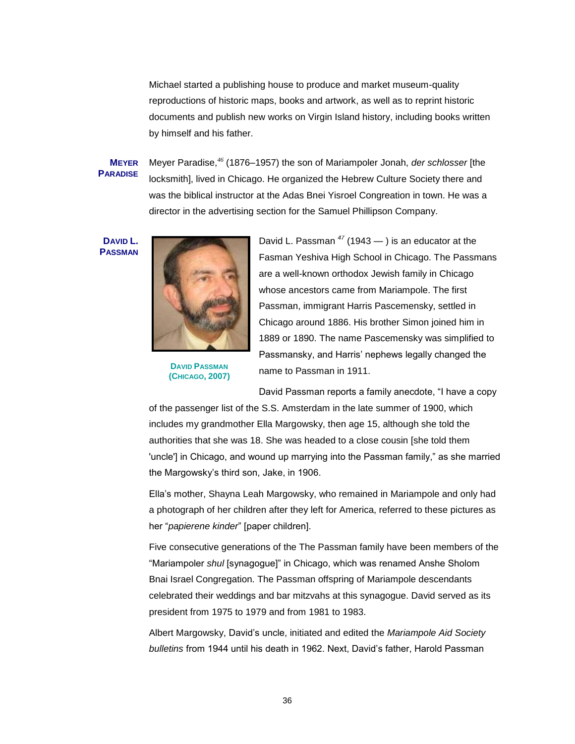Michael started a publishing house to produce and market museum-quality reproductions of historic maps, books and artwork, as well as to reprint historic documents and publish new works on Virgin Island history, including books written by himself and his father.

**MEYER PARADISE**

Meyer Paradise,[46] (1876–1957) the son of Mariampoler Jonah, *der schlosser* [the locksmith], lived in Chicago. He organized the Hebrew Culture Society there and was the biblical instructor at the Adas Bnei Yisroel Congreation in town. He was a director in the advertising section for the Samuel Phillipson Company.

**DAVID L. PASSMAN**

DAVID PASSMAN (CHICAGO, 2007)

David L. Passman [47] (1943 — ) is an educator at the Fasman Yeshiva High School in Chicago. The Passmans are a well-known orthodox Jewish family in Chicago whose ancestors came from Mariampole. The first Passman, immigrant Harris Pascemensky, settled in Chicago around 1886. His brother Simon joined him in 1889 or 1890. The name Pascemensky was simplified to Passmansky, and Harris' nephews legally changed the name to Passman in 1911.

David Passman reports a family anecdote, "I have a copy of the passenger list of the S.S. Amsterdam in the late summer of 1900, which includes my grandmother Ella Margowsky, then age 15, although she told the authorities that she was 18. She was headed to a close cousin [she told them 'uncle'] in Chicago, and wound up marrying into the Passman family," as she married the Margowsky's third son, Jake, in 1906.

Ella's mother, Shayna Leah Margowsky, who remained in Mariampole and only had a photograph of her children after they left for America, referred to these pictures as her "*papierene kinder*" [paper children].

Five consecutive generations of the The Passman family have been members of the "Mariampoler *shul* [synagogue]" in Chicago, which was renamed Anshe Sholom Bnai Israel Congregation. The Passman offspring of Mariampole descendants celebrated their weddings and bar mitzvahs at this synagogue. David served as its president from 1975 to 1979 and from 1981 to 1983.

Albert Margowsky, David's uncle, initiated and edited the *Mariampole Aid Society bulletins* from 1944 until his death in 1962. Next, David's father, Harold Passman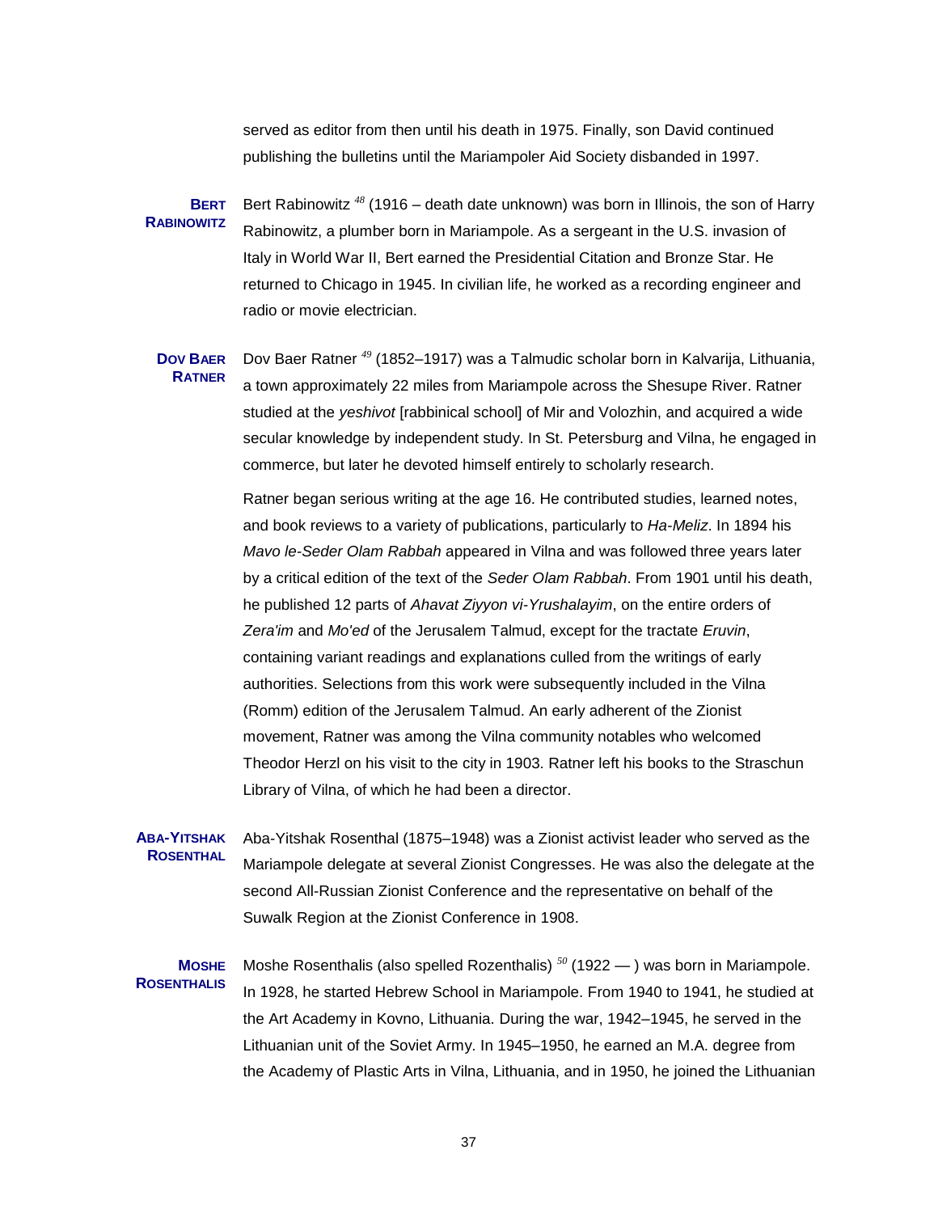served as editor from then until his death in 1975. Finally, son David continued publishing the bulletins until the Mariampoler Aid Society disbanded in 1997.

**Bert Rabinowitz**

Bert Rabinowitz [48] (1916 – death date unknown) was born in Illinois, the son of Harry Rabinowitz, a plumber born in Mariampole. As a sergeant in the U.S. invasion of Italy in World War II, Bert earned the Presidential Citation and Bronze Star. He returned to Chicago in 1945. In civilian life, he worked as a recording engineer and radio or movie electrician.

**Dov Baer Ratner**

Dov Baer Ratner [49] (1852–1917) was a Talmudic scholar born in Kalvarija, Lithuania, a town approximately 22 miles from Mariampole across the Shesupe River. Ratner studied at the *yeshivot* [rabbinical school] of Mir and Volozhin, and acquired a wide secular knowledge by independent study. In St. Petersburg and Vilna, he engaged in commerce, but later he devoted himself entirely to scholarly research.

Ratner began serious writing at the age 16. He contributed studies, learned notes, and book reviews to a variety of publications, particularly to *Ha-Meliz*. In 1894 his *Mavo le-Seder Olam Rabbah* appeared in Vilna and was followed three years later by a critical edition of the text of the *Seder Olam Rabbah*. From 1901 until his death, he published 12 parts of *Ahavat Ziyyon vi-Yrushalayim*, on the entire orders of *Zera'im* and *Mo'ed* of the Jerusalem Talmud, except for the tractate *Eruvin*, containing variant readings and explanations culled from the writings of early authorities. Selections from this work were subsequently included in the Vilna (Romm) edition of the Jerusalem Talmud. An early adherent of the Zionist movement, Ratner was among the Vilna community notables who welcomed Theodor Herzl on his visit to the city in 1903. Ratner left his books to the Straschun Library of Vilna, of which he had been a director.

**Aba-Yitshak Rosenthal**

Aba-Yitshak Rosenthal (1875–1948) was a Zionist activist leader who served as the Mariampole delegate at several Zionist Congresses. He was also the delegate at the second All-Russian Zionist Conference and the representative on behalf of the Suwalk Region at the Zionist Conference in 1908.

**Moshe Rosenthalis**

Moshe Rosenthalis (also spelled Rozenthalis) [50] (1922 — ) was born in Mariampole. In 1928, he started Hebrew School in Mariampole. From 1940 to 1941, he studied at the Art Academy in Kovno, Lithuania. During the war, 1942–1945, he served in the Lithuanian unit of the Soviet Army. In 1945–1950, he earned an M.A. degree from the Academy of Plastic Arts in Vilna, Lithuania, and in 1950, he joined the Lithuanian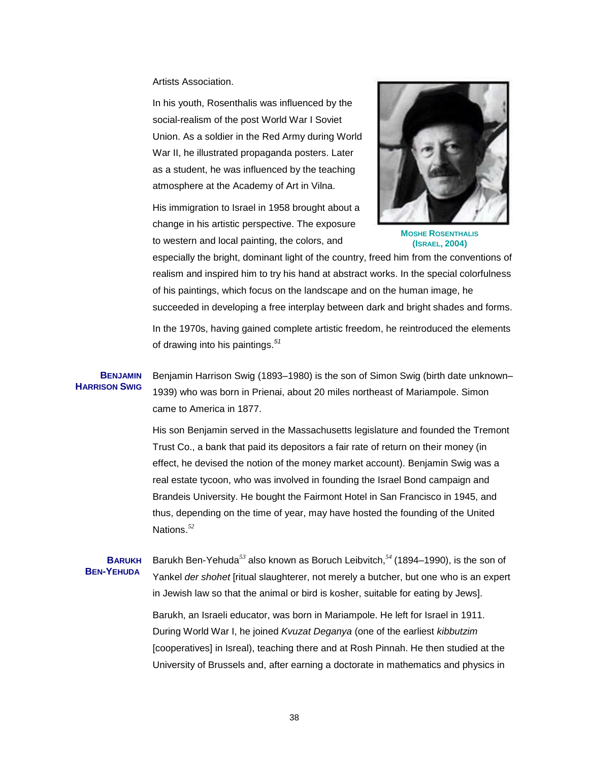Artists Association.

In his youth, Rosenthalis was influenced by the social-realism of the post World War I Soviet Union. As a soldier in the Red Army during World War II, he illustrated propaganda posters. Later as a student, he was influenced by the teaching atmosphere at the Academy of Art in Vilna.

MOSHE ROSENTHALIS (ISRAEL, 2004)

His immigration to Israel in 1958 brought about a change in his artistic perspective. The exposure to western and local painting, the colors, and especially the bright, dominant light of the country, freed him from the conventions of realism and inspired him to try his hand at abstract works. In the special colorfulness of his paintings, which focus on the landscape and on the human image, he succeeded in developing a free interplay between dark and bright shades and forms.

In the 1970s, having gained complete artistic freedom, he reintroduced the elements of drawing into his paintings.[51]

**BENJAMIN HARRISON SWIG**

Benjamin Harrison Swig (1893–1980) is the son of Simon Swig (birth date unknown–1939) who was born in Prienai, about 20 miles northeast of Mariampole. Simon came to America in 1877.

His son Benjamin served in the Massachusetts legislature and founded the Tremont Trust Co., a bank that paid its depositors a fair rate of return on their money (in effect, he devised the notion of the money market account). Benjamin Swig was a real estate tycoon, who was involved in founding the Israel Bond campaign and Brandeis University. He bought the Fairmont Hotel in San Francisco in 1945, and thus, depending on the time of year, may have hosted the founding of the United Nations.[52]

**BARUKH BEN-YEHUDA**

Barukh Ben-Yehuda[53] also known as Boruch Leibvitch,[54] (1894–1990), is the son of Yankel *der shohet* [ritual slaughterer, not merely a butcher, but one who is an expert in Jewish law so that the animal or bird is kosher, suitable for eating by Jews].

Barukh, an Israeli educator, was born in Mariampole. He left for Israel in 1911. During World War I, he joined *Kvuzat Deganya* (one of the earliest *kibbutzim* [cooperatives] in Isreal), teaching there and at Rosh Pinnah. He then studied at the University of Brussels and, after earning a doctorate in mathematics and physics in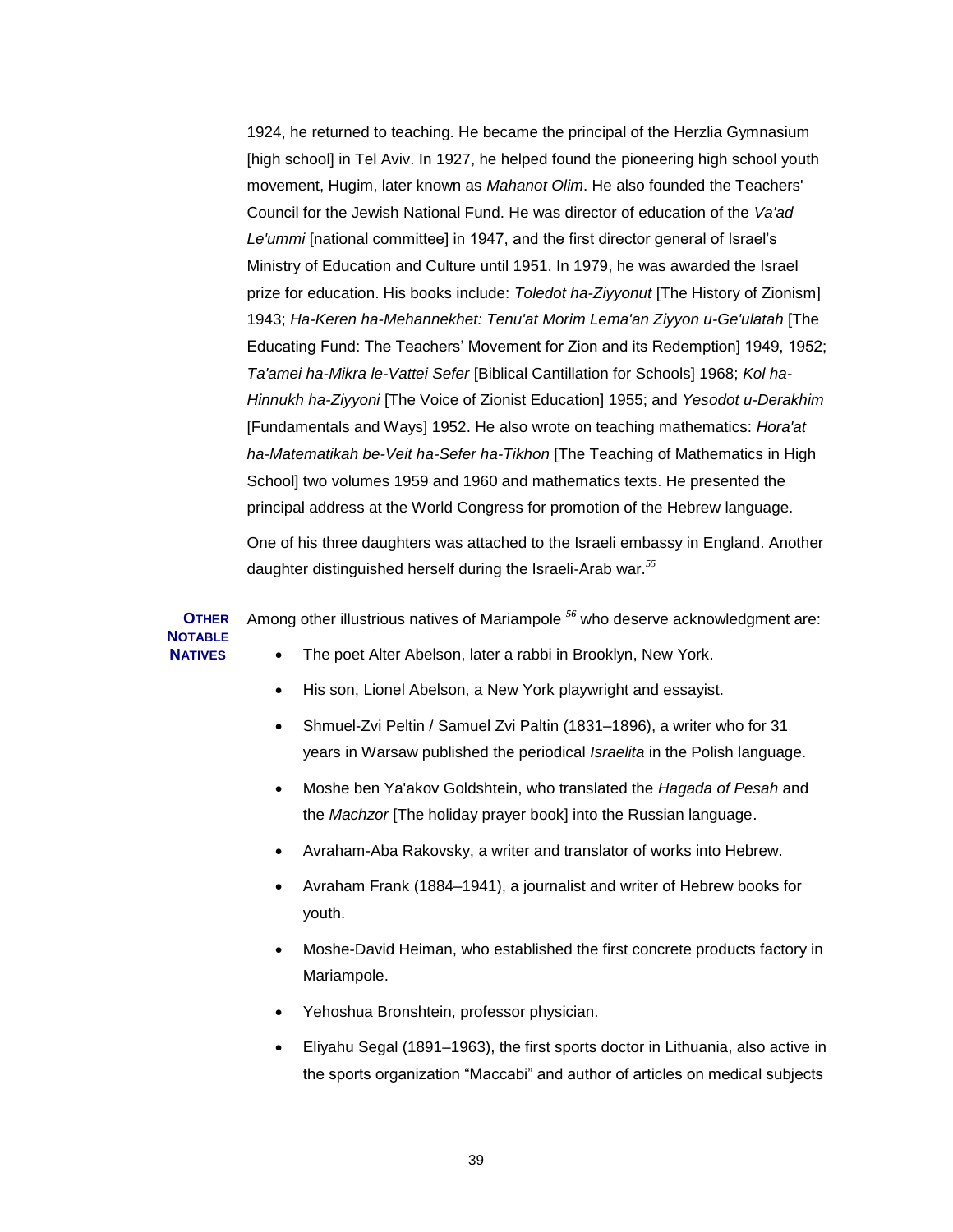1924, he returned to teaching. He became the principal of the Herzlia Gymnasium [high school] in Tel Aviv. In 1927, he helped found the pioneering high school youth movement, Hugim, later known as *Mahanot Olim*. He also founded the Teachers' Council for the Jewish National Fund. He was director of education of the *Va'ad Le'ummi* [national committee] in 1947, and the first director general of Israel's Ministry of Education and Culture until 1951. In 1979, he was awarded the Israel prize for education. His books include: *Toledot ha-Ziyyonut* [The History of Zionism] 1943; *Ha-Keren ha-Mehannekhet: Tenu'at Morim Lema'an Ziyyon u-Ge'ulatah* [The Educating Fund: The Teachers' Movement for Zion and its Redemption] 1949, 1952; *Ta'amei ha-Mikra le-Vattei Sefer* [Biblical Cantillation for Schools] 1968; *Kol ha-Hinnukh ha-Ziyyoni* [The Voice of Zionist Education] 1955; and *Yesodot u-Derakhim* [Fundamentals and Ways] 1952. He also wrote on teaching mathematics: *Hora'at ha-Matematikah be-Veit ha-Sefer ha-Tikhon* [The Teaching of Mathematics in High School] two volumes 1959 and 1960 and mathematics texts. He presented the principal address at the World Congress for promotion of the Hebrew language.

One of his three daughters was attached to the Israeli embassy in England. Another daughter distinguished herself during the Israeli-Arab war.[55]

**Other Notable Natives**

Among other illustrious natives of Mariampole [56] who deserve acknowledgment are:

- The poet Alter Abelson, later a rabbi in Brooklyn, New York.
- His son, Lionel Abelson, a New York playwright and essayist.
- Shmuel-Zvi Peltin / Samuel Zvi Paltin (1831–1896), a writer who for 31 years in Warsaw published the periodical *Israelita* in the Polish language.
- Moshe ben Ya'akov Goldshtein, who translated the *Hagada of Pesah* and the *Machzor* [The holiday prayer book] into the Russian language.
- Avraham-Aba Rakovsky, a writer and translator of works into Hebrew.
- Avraham Frank (1884–1941), a journalist and writer of Hebrew books for youth.
- Moshe-David Heiman, who established the first concrete products factory in Mariampole.
- Yehoshua Bronshtein, professor physician.
- Eliyahu Segal (1891–1963), the first sports doctor in Lithuania, also active in the sports organization "Maccabi" and author of articles on medical subjects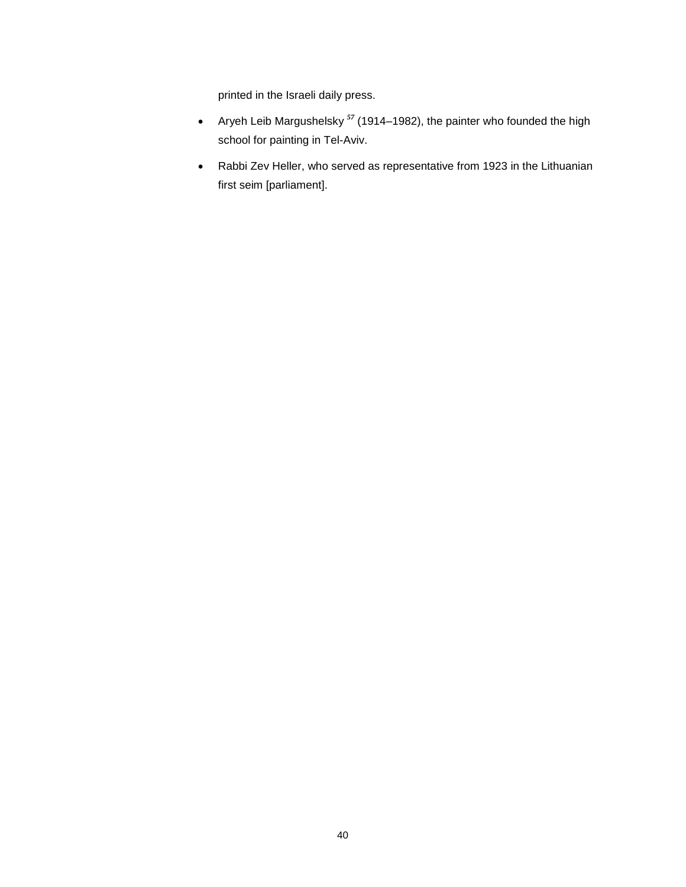printed in the Israeli daily press.

- Aryeh Leib Margushelsky [57] (1914–1982), the painter who founded the high school for painting in Tel-Aviv.
- Rabbi Zev Heller, who served as representative from 1923 in the Lithuanian first seim [parliament].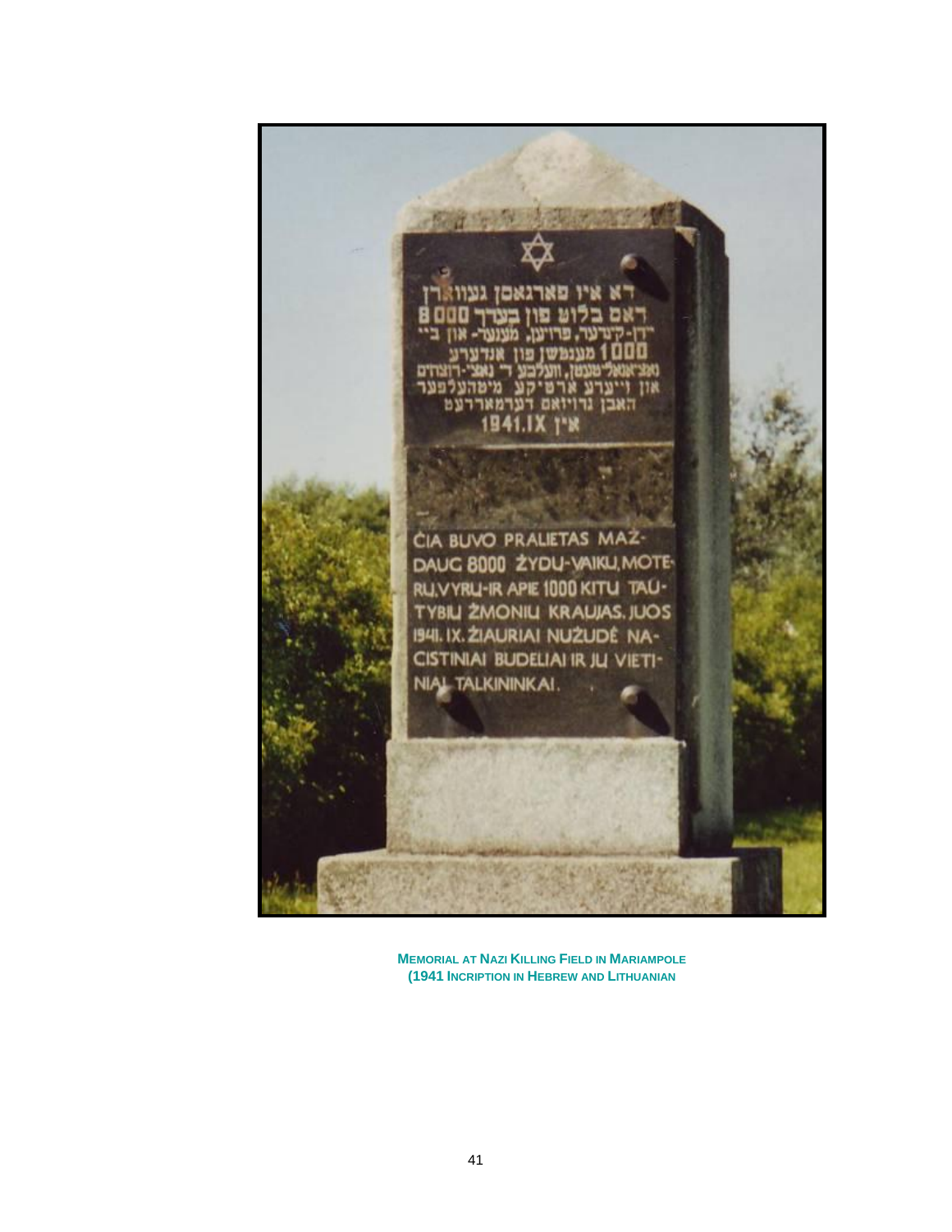**Memorial at Nazi Killing Field in Mariampole**
**(1941 Incription in Hebrew and Lithuanian**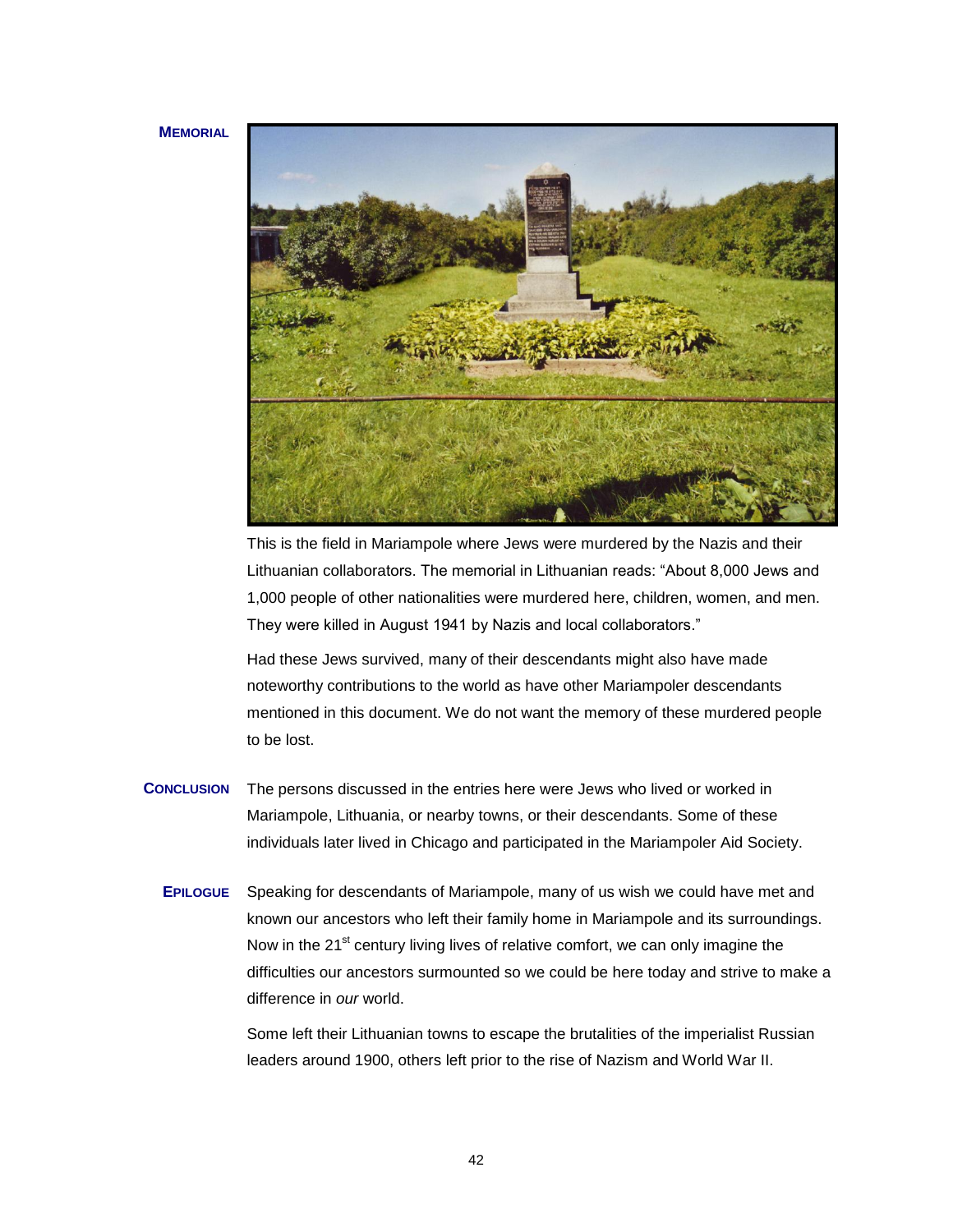**MEMORIAL**

This is the field in Mariampole where Jews were murdered by the Nazis and their Lithuanian collaborators. The memorial in Lithuanian reads: "About 8,000 Jews and 1,000 people of other nationalities were murdered here, children, women, and men. They were killed in August 1941 by Nazis and local collaborators."

Had these Jews survived, many of their descendants might also have made noteworthy contributions to the world as have other Mariampoler descendants mentioned in this document. We do not want the memory of these murdered people to be lost.

**CONCLUSION**

The persons discussed in the entries here were Jews who lived or worked in Mariampole, Lithuania, or nearby towns, or their descendants. Some of these individuals later lived in Chicago and participated in the Mariampoler Aid Society.

**EPILOGUE**

Speaking for descendants of Mariampole, many of us wish we could have met and known our ancestors who left their family home in Mariampole and its surroundings. Now in the 21st century living lives of relative comfort, we can only imagine the difficulties our ancestors surmounted so we could be here today and strive to make a difference in *our* world.

Some left their Lithuanian towns to escape the brutalities of the imperialist Russian leaders around 1900, others left prior to the rise of Nazism and World War II.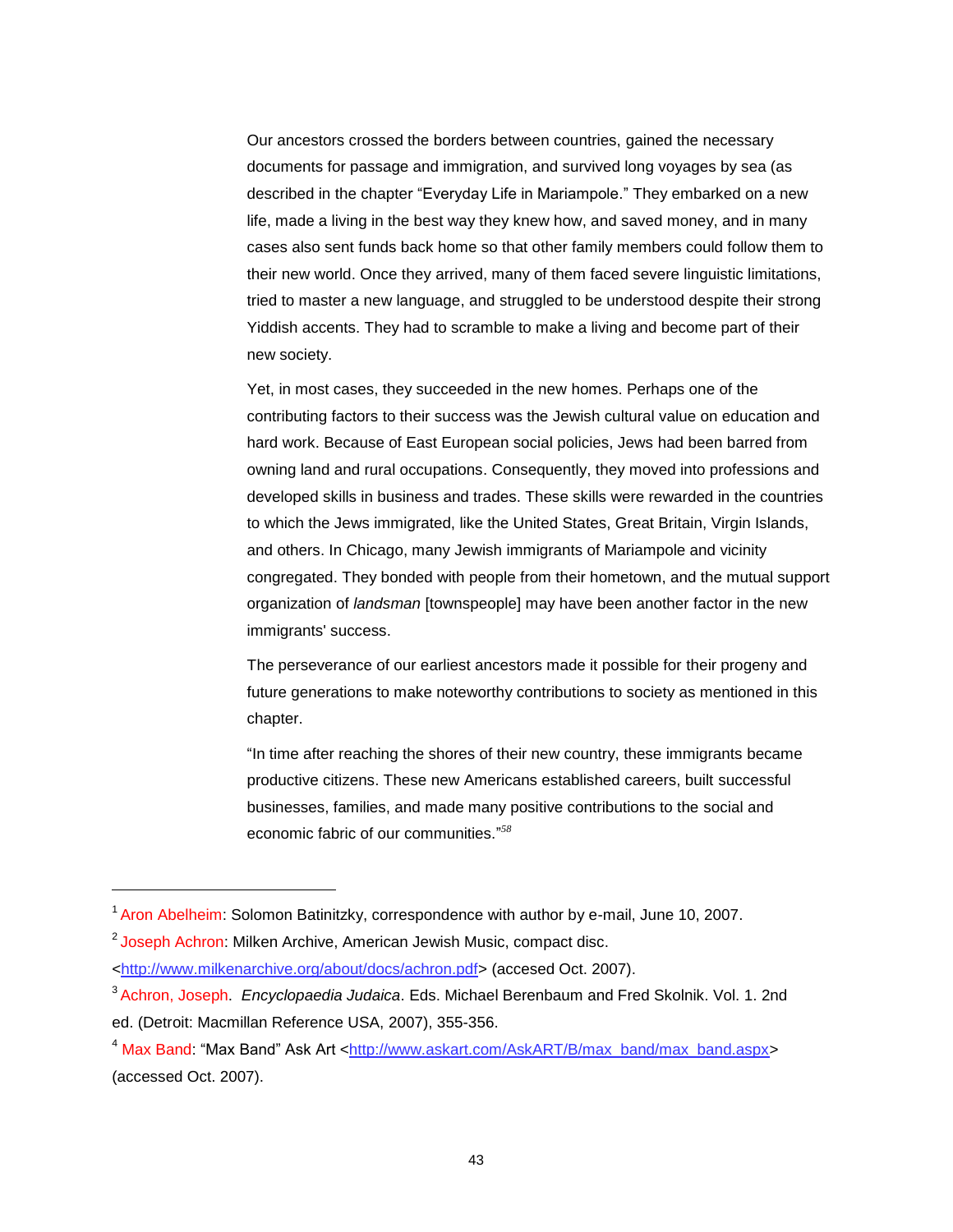Our ancestors crossed the borders between countries, gained the necessary documents for passage and immigration, and survived long voyages by sea (as described in the chapter "Everyday Life in Mariampole." They embarked on a new life, made a living in the best way they knew how, and saved money, and in many cases also sent funds back home so that other family members could follow them to their new world. Once they arrived, many of them faced severe linguistic limitations, tried to master a new language, and struggled to be understood despite their strong Yiddish accents. They had to scramble to make a living and become part of their new society.

Yet, in most cases, they succeeded in the new homes. Perhaps one of the contributing factors to their success was the Jewish cultural value on education and hard work. Because of East European social policies, Jews had been barred from owning land and rural occupations. Consequently, they moved into professions and developed skills in business and trades. These skills were rewarded in the countries to which the Jews immigrated, like the United States, Great Britain, Virgin Islands, and others. In Chicago, many Jewish immigrants of Mariampole and vicinity congregated. They bonded with people from their hometown, and the mutual support organization of *landsman* [townspeople] may have been another factor in the new immigrants' success.

The perseverance of our earliest ancestors made it possible for their progeny and future generations to make noteworthy contributions to society as mentioned in this chapter.

"In time after reaching the shores of their new country, these immigrants became productive citizens. These new Americans established careers, built successful businesses, families, and made many positive contributions to the social and economic fabric of our communities."[58]

---

[1] Aron Abelheim: Solomon Batinitzky, correspondence with author by e-mail, June 10, 2007.

[2] Joseph Achron: Milken Archive, American Jewish Music, compact disc. <http://www.milkenarchive.org/about/docs/achron.pdf> (accesed Oct. 2007).

[3] Achron, Joseph. *Encyclopaedia Judaica*. Eds. Michael Berenbaum and Fred Skolnik. Vol. 1. 2nd ed. (Detroit: Macmillan Reference USA, 2007), 355-356.

[4] Max Band: "Max Band" Ask Art <http://www.askart.com/AskART/B/max_band/max_band.aspx> (accessed Oct. 2007).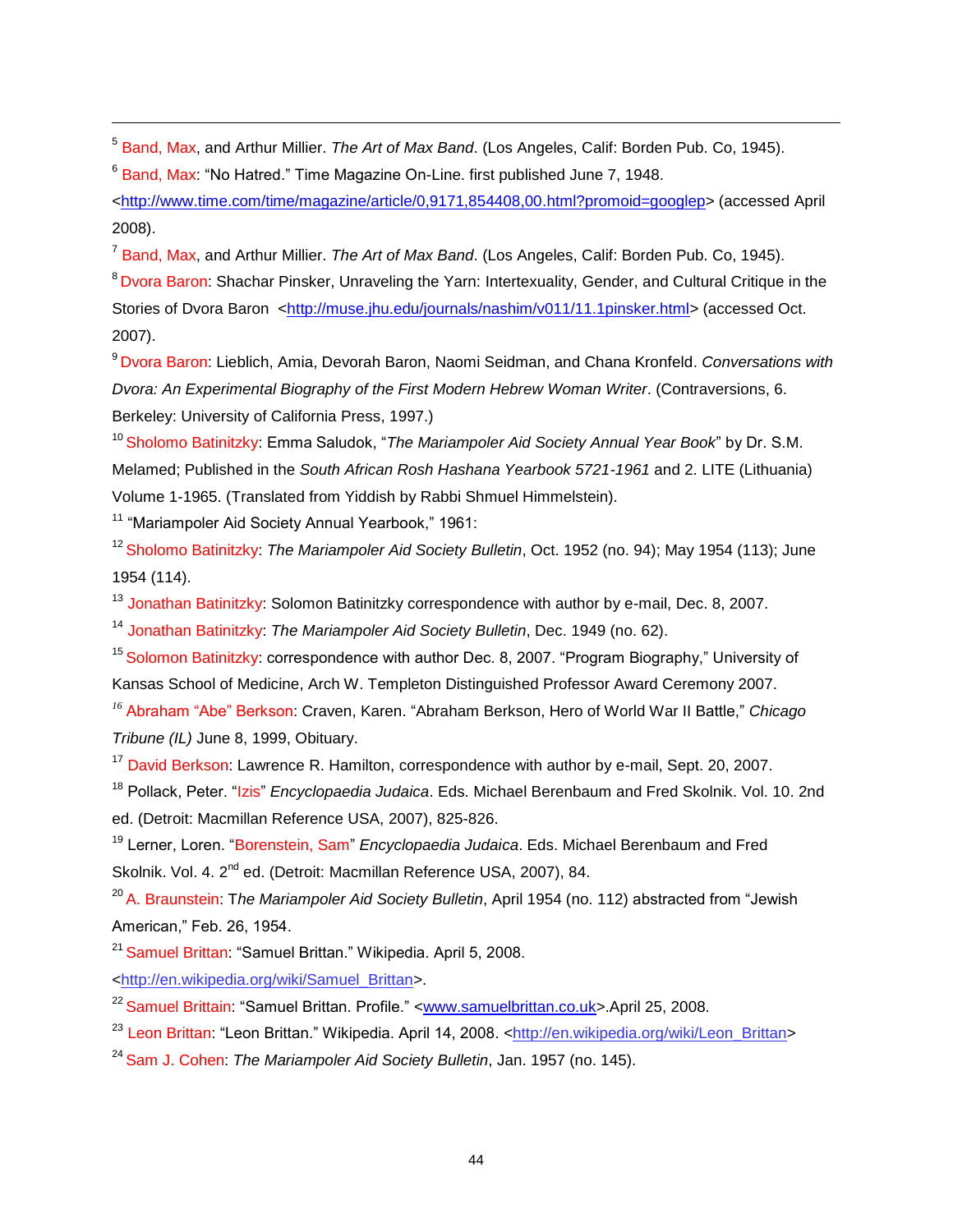[5] Band, Max, and Arthur Millier. *The Art of Max Band*. (Los Angeles, Calif: Borden Pub. Co, 1945).

[6] Band, Max: "No Hatred." Time Magazine On-Line. first published June 7, 1948. <http://www.time.com/time/magazine/article/0,9171,854408,00.html?promoid=googlep> (accessed April 2008).

[7] Band, Max, and Arthur Millier. *The Art of Max Band*. (Los Angeles, Calif: Borden Pub. Co, 1945).

[8] Dvora Baron: Shachar Pinsker, Unraveling the Yarn: Intertexuality, Gender, and Cultural Critique in the Stories of Dvora Baron <http://muse.jhu.edu/journals/nashim/v011/11.1pinsker.html> (accessed Oct. 2007).

[9] Dvora Baron: Lieblich, Amia, Devorah Baron, Naomi Seidman, and Chana Kronfeld. *Conversations with Dvora: An Experimental Biography of the First Modern Hebrew Woman Writer*. (Contraversions, 6. Berkeley: University of California Press, 1997.)

[10] Sholomo Batinitzky: Emma Saludok, "*The Mariampoler Aid Society Annual Year Book*" by Dr. S.M. Melamed; Published in the *South African Rosh Hashana Yearbook 5721-1961* and 2. LITE (Lithuania) Volume 1-1965. (Translated from Yiddish by Rabbi Shmuel Himmelstein).

[11] "Mariampoler Aid Society Annual Yearbook," 1961:

[12] Sholomo Batinitzky: *The Mariampoler Aid Society Bulletin*, Oct. 1952 (no. 94); May 1954 (113); June 1954 (114).

[13] Jonathan Batinitzky: Solomon Batinitzky correspondence with author by e-mail, Dec. 8, 2007.

[14] Jonathan Batinitzky: *The Mariampoler Aid Society Bulletin*, Dec. 1949 (no. 62).

[15] Solomon Batinitzky: correspondence with author Dec. 8, 2007. "Program Biography," University of Kansas School of Medicine, Arch W. Templeton Distinguished Professor Award Ceremony 2007.

[16] Abraham "Abe" Berkson: Craven, Karen. "Abraham Berkson, Hero of World War II Battle," *Chicago Tribune (IL)* June 8, 1999, Obituary.

[17] David Berkson: Lawrence R. Hamilton, correspondence with author by e-mail, Sept. 20, 2007.

[18] Pollack, Peter. "Izis" *Encyclopaedia Judaica*. Eds. Michael Berenbaum and Fred Skolnik. Vol. 10. 2nd ed. (Detroit: Macmillan Reference USA, 2007), 825-826.

[19] Lerner, Loren. "Borenstein, Sam" *Encyclopaedia Judaica*. Eds. Michael Berenbaum and Fred Skolnik. Vol. 4. 2nd ed. (Detroit: Macmillan Reference USA, 2007), 84.

[20] A. Braunstein: T*he Mariampoler Aid Society Bulletin*, April 1954 (no. 112) abstracted from "Jewish American," Feb. 26, 1954.

[21] Samuel Brittan: "Samuel Brittan." Wikipedia. April 5, 2008. <http://en.wikipedia.org/wiki/Samuel_Brittan>.

[22] Samuel Brittain: "Samuel Brittan. Profile." <www.samuelbrittan.co.uk>.April 25, 2008.

[23] Leon Brittan: "Leon Brittan." Wikipedia. April 14, 2008. <http://en.wikipedia.org/wiki/Leon_Brittan>

[24] Sam J. Cohen: *The Mariampoler Aid Society Bulletin*, Jan. 1957 (no. 145).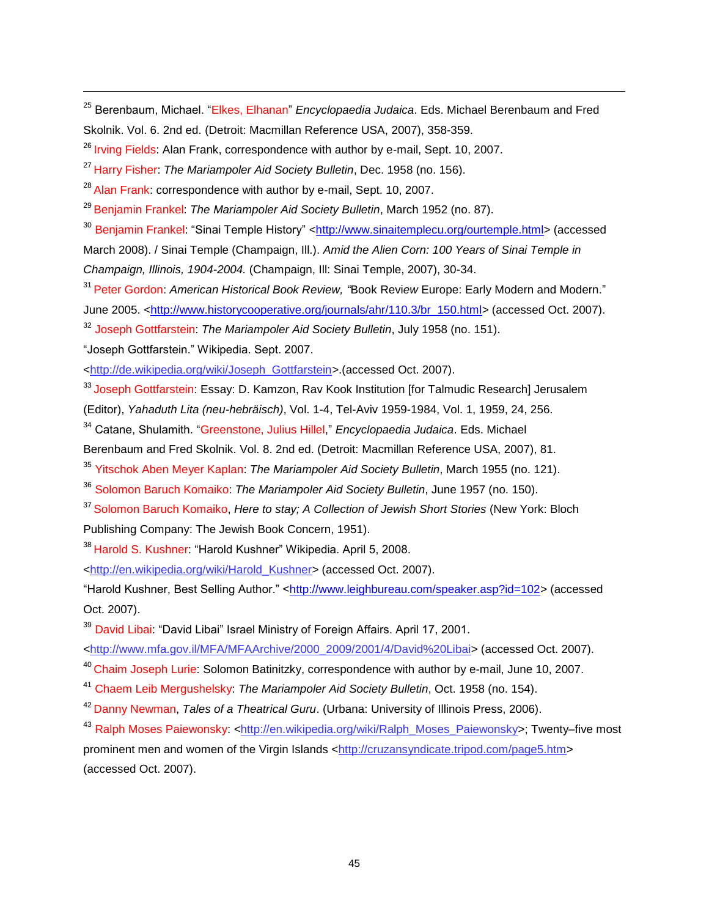[25] Berenbaum, Michael. "Elkes, Elhanan" *Encyclopaedia Judaica*. Eds. Michael Berenbaum and Fred Skolnik. Vol. 6. 2nd ed. (Detroit: Macmillan Reference USA, 2007), 358-359.

[26] Irving Fields: Alan Frank, correspondence with author by e-mail, Sept. 10, 2007.

[27] Harry Fisher: *The Mariampoler Aid Society Bulletin*, Dec. 1958 (no. 156).

[28] Alan Frank: correspondence with author by e-mail, Sept. 10, 2007.

[29] Benjamin Frankel: *The Mariampoler Aid Society Bulletin*, March 1952 (no. 87).

[30] Benjamin Frankel: "Sinai Temple History" <http://www.sinaitemplecu.org/ourtemple.html> (accessed March 2008). / Sinai Temple (Champaign, Ill.). *Amid the Alien Corn: 100 Years of Sinai Temple in Champaign, Illinois, 1904-2004.* (Champaign, Ill: Sinai Temple, 2007), 30-34.

[31] Peter Gordon: *American Historical Book Review, "*Book Review Europe: Early Modern and Modern." June 2005. <http://www.historycooperative.org/journals/ahr/110.3/br_150.html> (accessed Oct. 2007).

[32] Joseph Gottfarstein: *The Mariampoler Aid Society Bulletin*, July 1958 (no. 151). "Joseph Gottfarstein." Wikipedia. Sept. 2007. <http://de.wikipedia.org/wiki/Joseph_Gottfarstein>.(accessed Oct. 2007).

[33] Joseph Gottfarstein: Essay: D. Kamzon, Rav Kook Institution [for Talmudic Research] Jerusalem (Editor), *Yahaduth Lita (neu-hebräisch)*, Vol. 1-4, Tel-Aviv 1959-1984, Vol. 1, 1959, 24, 256.

[34] Catane, Shulamith. "Greenstone, Julius Hillel," *Encyclopaedia Judaica*. Eds. Michael Berenbaum and Fred Skolnik. Vol. 8. 2nd ed. (Detroit: Macmillan Reference USA, 2007), 81.

[35] Yitschok Aben Meyer Kaplan: *The Mariampoler Aid Society Bulletin*, March 1955 (no. 121).

[36] Solomon Baruch Komaiko: *The Mariampoler Aid Society Bulletin*, June 1957 (no. 150).

[37] Solomon Baruch Komaiko, *Here to stay; A Collection of Jewish Short Stories* (New York: Bloch Publishing Company: The Jewish Book Concern, 1951).

[38] Harold S. Kushner: "Harold Kushner" Wikipedia. April 5, 2008. <http://en.wikipedia.org/wiki/Harold_Kushner> (accessed Oct. 2007). "Harold Kushner, Best Selling Author." <http://www.leighbureau.com/speaker.asp?id=102> (accessed Oct. 2007).

[39] David Libai: "David Libai" Israel Ministry of Foreign Affairs. April 17, 2001. <http://www.mfa.gov.il/MFA/MFAArchive/2000_2009/2001/4/David%20Libai> (accessed Oct. 2007).

[40] Chaim Joseph Lurie: Solomon Batinitzky, correspondence with author by e-mail, June 10, 2007.

[41] Chaem Leib Mergushelsky: *The Mariampoler Aid Society Bulletin*, Oct. 1958 (no. 154).

[42] Danny Newman, *Tales of a Theatrical Guru*. (Urbana: University of Illinois Press, 2006).

[43] Ralph Moses Paiewonsky: <http://en.wikipedia.org/wiki/Ralph_Moses_Paiewonsky>; Twenty–five most prominent men and women of the Virgin Islands <http://cruzansyndicate.tripod.com/page5.htm> (accessed Oct. 2007).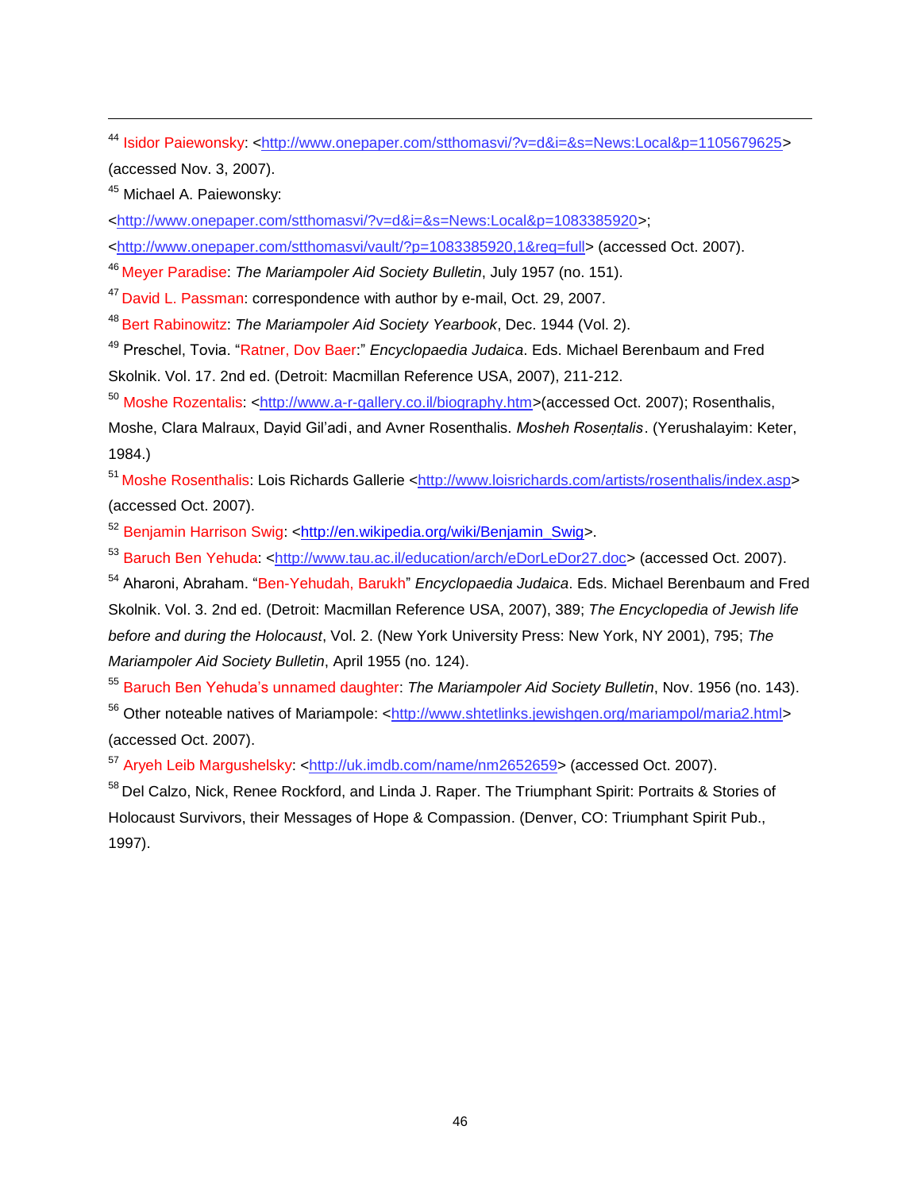[44] Isidor Paiewonsky: <http://www.onepaper.com/stthomasvi/?v=d&i=&s=News:Local&p=1105679625> (accessed Nov. 3, 2007).

[45] Michael A. Paiewonsky: <http://www.onepaper.com/stthomasvi/?v=d&i=&s=News:Local&p=1083385920>; <http://www.onepaper.com/stthomasvi/vault/?p=1083385920,1&req=full> (accessed Oct. 2007).

[46] Meyer Paradise: *The Mariampoler Aid Society Bulletin*, July 1957 (no. 151).

[47] David L. Passman: correspondence with author by e-mail, Oct. 29, 2007.

[48] Bert Rabinowitz: *The Mariampoler Aid Society Yearbook*, Dec. 1944 (Vol. 2).

[49] Preschel, Tovia. "Ratner, Dov Baer:" *Encyclopaedia Judaica*. Eds. Michael Berenbaum and Fred Skolnik. Vol. 17. 2nd ed. (Detroit: Macmillan Reference USA, 2007), 211-212.

[50] Moshe Rozentalis: <http://www.a-r-gallery.co.il/biography.htm>(accessed Oct. 2007); Rosenthalis, Moshe, Clara Malraux, Daṿid Gil'adi, and Avner Rosenthalis. *Mosheh Rosenṭalis*. (Yerushalayim: Keter, 1984.)

[51] Moshe Rosenthalis: Lois Richards Gallerie <http://www.loisrichards.com/artists/rosenthalis/index.asp> (accessed Oct. 2007).

[52] Benjamin Harrison Swig: <http://en.wikipedia.org/wiki/Benjamin_Swig>.

[53] Baruch Ben Yehuda: <http://www.tau.ac.il/education/arch/eDorLeDor27.doc> (accessed Oct. 2007).

[54] Aharoni, Abraham. "Ben-Yehudah, Barukh" *Encyclopaedia Judaica*. Eds. Michael Berenbaum and Fred Skolnik. Vol. 3. 2nd ed. (Detroit: Macmillan Reference USA, 2007), 389; *The Encyclopedia of Jewish life before and during the Holocaust*, Vol. 2. (New York University Press: New York, NY 2001), 795; *The Mariampoler Aid Society Bulletin*, April 1955 (no. 124).

[55] Baruch Ben Yehuda's unnamed daughter: *The Mariampoler Aid Society Bulletin*, Nov. 1956 (no. 143).

[56] Other noteable natives of Mariampole: <http://www.shtetlinks.jewishgen.org/mariampol/maria2.html> (accessed Oct. 2007).

[57] Aryeh Leib Margushelsky: <http://uk.imdb.com/name/nm2652659> (accessed Oct. 2007).

[58] Del Calzo, Nick, Renee Rockford, and Linda J. Raper. The Triumphant Spirit: Portraits & Stories of Holocaust Survivors, their Messages of Hope & Compassion. (Denver, CO: Triumphant Spirit Pub., 1997).